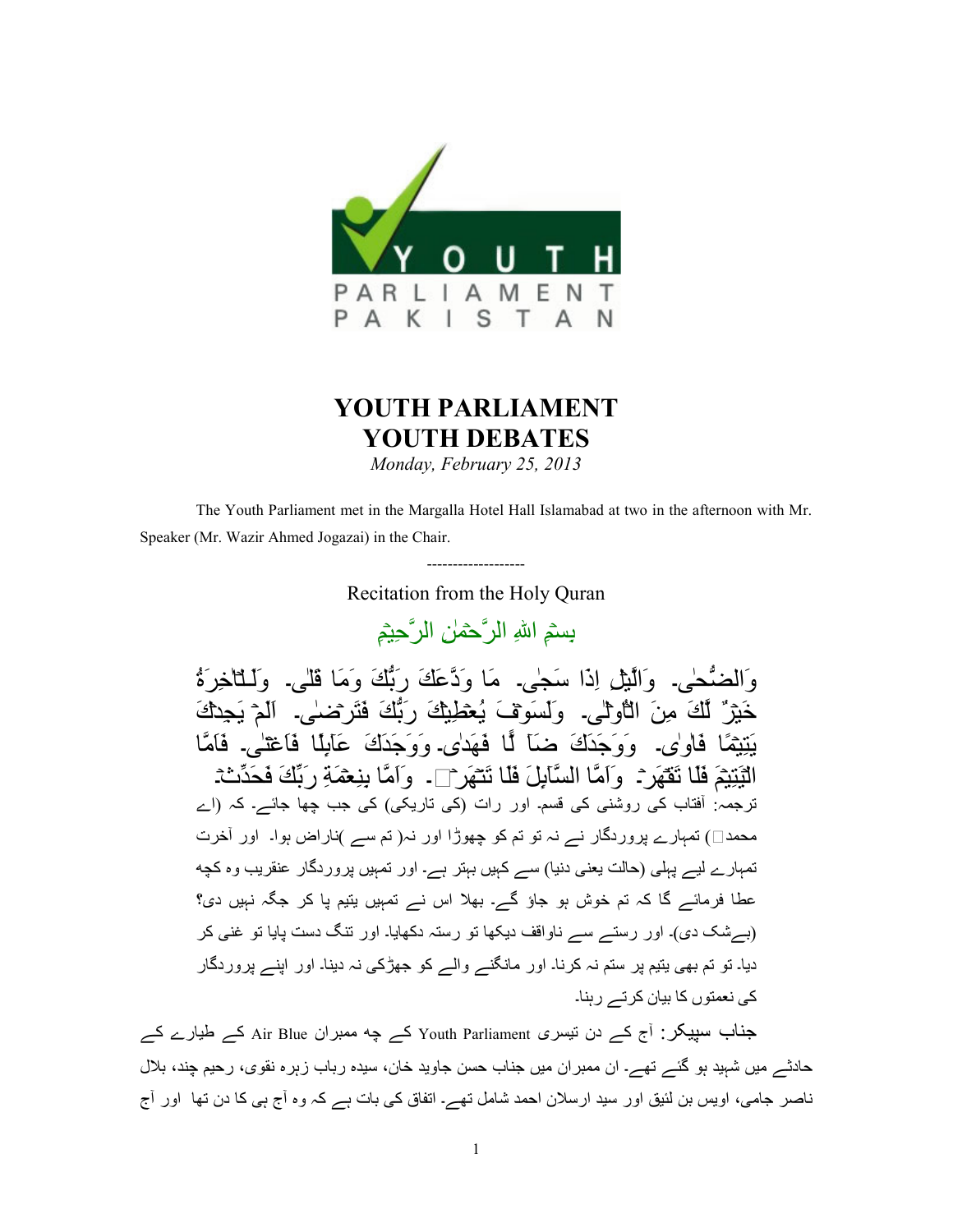# YOUTH PARLIAMENT
# YOUTH DEBATES

*Monday, February 25, 2013*

The Youth Parliament met in the Margalla Hotel Hall Islamabad at two in the afternoon with Mr. Speaker (Mr. Wazir Ahmed Jogazai) in the Chair.

-------------------

Recitation from the Holy Quran

بِسۡمِ اللهِ الرَّحۡمٰنِ الرَّحِیۡمِ

وَالضُّحٰی۔ وَالَّیۡلِ اِذَا سَجٰی۔ مَا وَدَّعَکَ رَبُّکَ وَمَا قَلٰی۔ وَلَلۡاٰخِرَۃُ خَیۡرٌ لَّکَ مِنَ الۡاُوۡلٰی۔ وَلَسَوۡفَ یُعۡطِیۡکَ رَبُّکَ فَتَرۡضٰی۔ اَلَمۡ یَجِدۡکَ یَتِیۡمًا فَاٰوٰی۔ وَوَجَدَکَ ضَآ لًّا فَھَدٰی۔ وَوَجَدَکَ عَآىِٕلًا فَاَغۡنٰی۔ فَاَمَّا الۡیَتِیۡمَ فَلَا تَقۡھَرۡ۔ وَاَمَّا السَّآىِٕلَ فَلَا تَنۡھَرۡ۔ وَاَمَّا بِنِعۡمَۃِ رَبِّکَ فَحَدِّثۡ۔

ترجمہ: آفتاب کی روشنی کی قسم۔ اور رات (کی تاریکی) کی جب چھا جائے۔ کہ (اے محمدﷺ) تمہارے پروردگار نے نہ تو تم کو چھوڑا اور نہ( تم سے )ناراض ہوا۔ اور آخرت تمہارے لیے پہلی (حالت یعنی دنیا) سے کہیں بہتر ہے۔ اور تمہیں پروردگار عنقریب وہ کچھ عطا فرمائے گا کہ تم خوش ہو جاؤ گے۔ بھلا اس نے تمہیں یتیم پا کر جگہ نہیں دی؟ (بےشک دی)۔ اور رستے سے ناواقف دیکھا تو رستہ دکھایا۔ اور تنگ دست پایا تو غنی کر دیا۔ تو تم بھی یتیم پر ستم نہ کرنا۔ اور مانگنے والے کو جھڑکی نہ دینا۔ اور اپنے پروردگار کی نعمتوں کا بیان کرتے رہنا۔

جناب سپیکر: آج کے دن تیسری Youth Parliament کے چھ ممبران Air Blue کے طیارے کے حادثے میں شہید ہو گئے تھے۔ ان ممبران میں جناب حسن جاوید خان، سیدہ رباب زہرہ نقوی، رحیم چند، بلال ناصر جامی، اویس بن لئیق اور سید ارسلان احمد شامل تھے۔ اتفاق کی بات ہے کہ وہ آج ہی کا دن تھا اور آج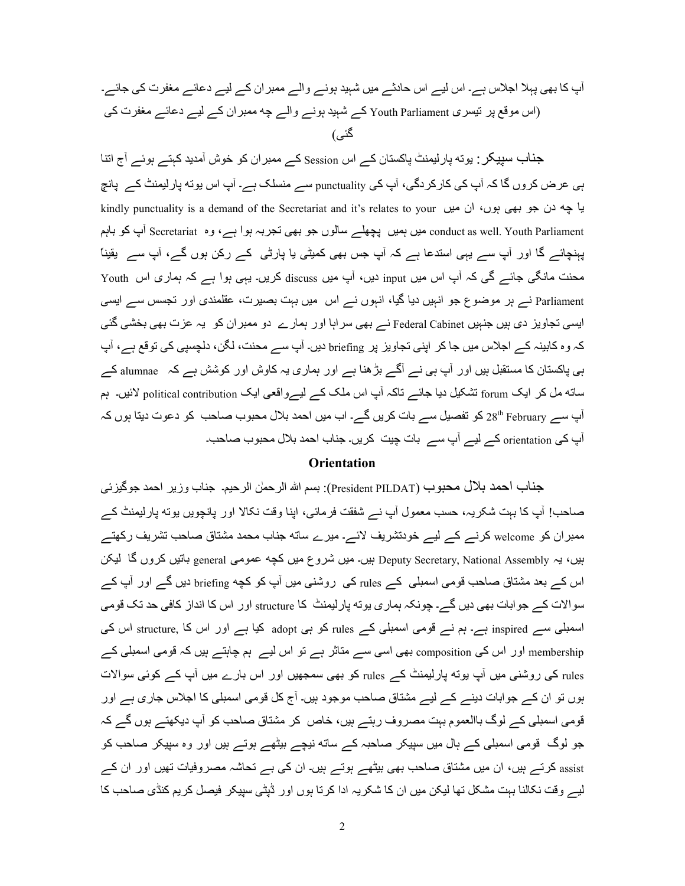آپ کا بھی پہلا اجلاس ہے۔ اس لیے اس حادثے میں شہید ہونے والے ممبران کے لیے دعائے مغفرت کی جائے۔

(اس موقع پر تیسری Youth Parliament کے شہید ہونے والے چھ ممبران کے لیے دعائے مغفرت کی گئی)

**جناب سپیکر:** یوتھ پارلیمنٹ پاکستان کے اس Session کے ممبران کو خوش آمدید کہتے ہوئے آج اتنا ہی عرض کروں گا کہ آپ کی کارکردگی، آپ کی punctuality سے منسلک ہے۔ آپ اس یوتھ پارلیمنٹ کے پانچ یا چھ دن جو بھی ہوں، ان میں kindly punctuality is a demand of the Secretariat and it's relates to your conduct as well. Youth Parliament میں ہمیں پچھلے سالوں جو بھی تجربہ ہوا ہے، وہ Secretariat آپ کو باہم پہنچائے گا اور آپ سے یہی استدعا ہے کہ آپ جس بھی کمیٹی یا پارٹی کے رکن ہوں گے، آپ سے یقیناً محنت مانگی جائے گی کہ آپ اس میں input دیں، آپ میں discuss کریں۔ یہی ہوا ہے کہ ہماری اس Youth Parliament نے ہر موضوع جو انہیں دیا گیا، انہوں نے اس میں بہت بصیرت، عقلمندی اور تجسس سے ایسی ایسی تجاویز دی ہیں جنہیں Federal Cabinet نے بھی سراہا اور ہمارے دو ممبران کو یہ عزت بھی بخشی گئی کہ وہ کابینہ کے اجلاس میں جا کر اپنی تجاویز پر briefing دیں۔ آپ سے محنت، لگن، دلچسپی کی توقع ہے، آپ ہی پاکستان کا مستقبل ہیں اور آپ ہی نے آگے بڑھنا ہے اور ہماری یہ کاوش اور کوشش ہے کہ alumnae کے ساتھ مل کر ایک forum تشکیل دیا جائے تاکہ آپ اس ملک کے لیےواقعی ایک political contribution لائیں۔ ہم آپ سے 28th February کو تفصیل سے بات کریں گے۔ اب میں احمد بلال محبوب صاحب کو دعوت دیتا ہوں کہ آپ کی orientation کے لیے آپ سے بات چیت کریں۔ جناب احمد بلال محبوب صاحب۔

## Orientation

**جناب احمد بلال محبوب (President PILDAT):** بسم اللہ الرحمٰن الرحیم۔ جناب وزیر احمد جوگیزئی صاحب! آپ کا بہت شکریہ، حسب معمول آپ نے شفقت فرمائی، اپنا وقت نکالا اور پانچویں یوتھ پارلیمنٹ کے ممبران کو welcome کرنے کے لیے خودتشریف لائے۔ میرے ساتھ جناب محمد مشتاق صاحب تشریف رکھتے ہیں، یہ Deputy Secretary, National Assembly ہیں۔ میں شروع میں کچھ عمومی general باتیں کروں گا لیکن اس کے بعد مشتاق صاحب قومی اسمبلی کے rules کی روشنی میں آپ کو کچھ briefing دیں گے اور آپ کے سوالات کے جوابات بھی دیں گے۔ چونکہ ہماری یوتھ پارلیمنٹ کا structure اور اس کا انداز کافی حد تک قومی اسمبلی سے inspired ہے۔ ہم نے قومی اسمبلی کے rules کو ہی adopt کیا ہے اور اس کا ,structure اس کی membership اور اس کی composition بھی اسی سے متاثر ہے تو اس لیے ہم چاہتے ہیں کہ قومی اسمبلی کے rules کی روشنی میں آپ یوتھ پارلیمنٹ کے rules کو بھی سمجھیں اور اس بارے میں آپ کے کوئی سوالات ہوں تو ان کے جوابات دینے کے لیے مشتاق صاحب موجود ہیں۔ آج کل قومی اسمبلی کا اجلاس جاری ہے اور قومی اسمبلی کے لوگ باالعموم بہت مصروف رہتے ہیں، خاص کر مشتاق صاحب کو آپ دیکھتے ہوں گے کہ جو لوگ قومی اسمبلی کے ہال میں سپیکر صاحبہ کے ساتھ نیچے بیٹھے ہوتے ہیں اور وہ سپیکر صاحب کو assist کرتے ہیں، ان میں مشتاق صاحب بھی بیٹھے ہوتے ہیں۔ ان کی بے تحاشہ مصروفیات تھیں اور ان کے لیے وقت نکالنا بہت مشکل تھا لیکن میں ان کا شکریہ ادا کرتا ہوں اور ڈپٹی سپیکر فیصل کریم کنڈی صاحب کا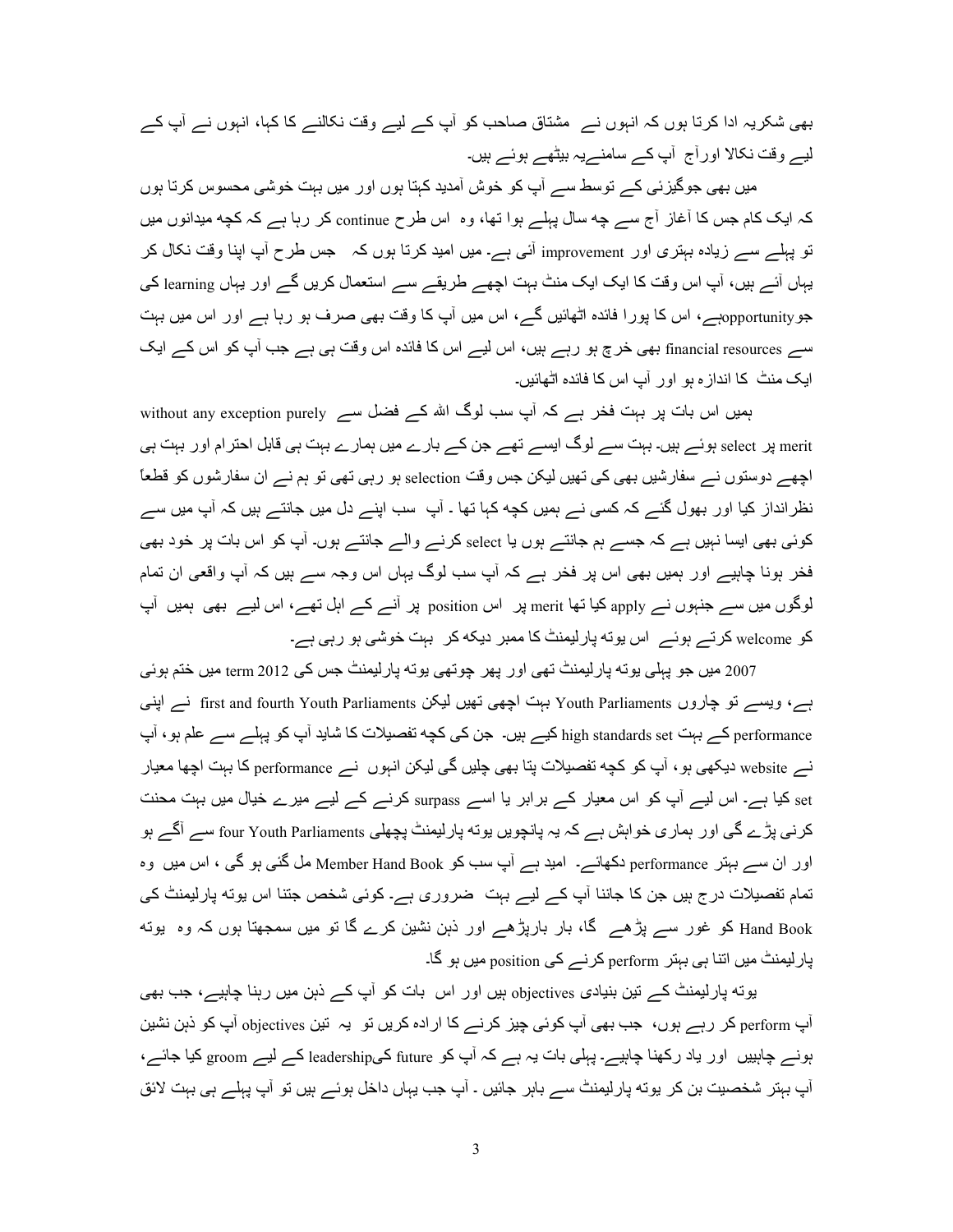بھی شکریہ ادا کرتا ہوں کہ انہوں نے مشتاق صاحب کو آپ کے لیے وقت نکالنے کا کہا، انہوں نے آپ کے لیے وقت نکالا اورآج آپ کے سامنےیہ بیٹھے ہوئے ہیں۔

میں بھی جوگیزئی کے توسط سے آپ کو خوش آمدید کہتا ہوں اور میں بہت خوشی محسوس کرتا ہوں کہ ایک کام جس کا آغاز آج سے چھ سال پہلے ہوا تھا، وہ اس طرح continue کر رہا ہے کہ کچھ میدانوں میں تو پہلے سے زیادہ بہتری اور improvement آئی ہے۔ میں امید کرتا ہوں کہ جس طرح آپ اپنا وقت نکال کر یہاں آئے ہیں، آپ اس وقت کا ایک ایک منٹ بہت اچھے طریقے سے استعمال کریں گے اور یہاں learning کی جوopportunityہے، اس کا پورا فائدہ اٹھائیں گے، اس میں آپ کا وقت بھی صرف ہو رہا ہے اور اس میں بہت سے financial resources بھی خرچ ہو رہے ہیں، اس لیے اس کا فائدہ اس وقت ہی ہے جب آپ کو اس کے ایک ایک منٹ کا اندازہ ہو اور آپ اس کا فائدہ اٹھائیں۔

ہمیں اس بات پر بہت فخر ہے کہ آپ سب لوگ اللہ کے فضل سے without any exception purely merit پر select ہوئے ہیں۔ بہت سے لوگ ایسے تھے جن کے بارے میں ہمارے بہت ہی قابل احترام اور بہت ہی اچھے دوستوں نے سفارشیں بھی کی تھیں لیکن جس وقت selection ہو رہی تھی تو ہم نے ان سفارشوں کو قطعاً نظرانداز کیا اور بھول گئے کہ کسی نے ہمیں کچھ کہا تھا ۔ آپ سب اپنے دل میں جانتے ہیں کہ آپ میں سے کوئی بھی ایسا نہیں ہے کہ جسے ہم جانتے ہوں یا select کرنے والے جانتے ہوں۔ آپ کو اس بات پر خود بھی فخر ہونا چاہیے اور ہمیں بھی اس پر فخر ہے کہ آپ سب لوگ یہاں اس وجہ سے ہیں کہ آپ واقعی ان تمام لوگوں میں سے جنہوں نے apply کیا تھا merit پر اس position پر آنے کے اہل تھے، اس لیے بھی ہمیں آپ کو welcome کرتے ہوئے اس یوتھ پارلیمنٹ کا ممبر دیکھ کر بہت خوشی ہو رہی ہے۔

2007 میں جو پہلی یوتھ پارلیمنٹ تھی اور پھر چوتھی یوتھ پارلیمنٹ جس کی term 2012 میں ختم ہوئی ہے، ویسے تو چاروں Youth Parliaments بہت اچھی تھیں لیکن first and fourth Youth Parliaments نے اپنی performance کے بہت high standards set کیے ہیں۔ جن کی کچھ تفصیلات کا شاید آپ کو پہلے سے علم ہو، آپ نے website دیکھی ہو، آپ کو کچھ تفصیلات پتا بھی چلیں گی لیکن انہوں نے performance کا بہت اچھا معیار set کیا ہے۔ اس لیے آپ کو اس معیار کے برابر یا اسے surpass کرنے کے لیے میرے خیال میں بہت محنت کرنی پڑے گی اور ہماری خواہش ہے کہ یہ پانچویں یوتھ پارلیمنٹ پچھلی four Youth Parliaments سے آگے ہو اور ان سے بہتر performance دکھائے۔ امید ہے آپ سب کو Member Hand Book مل گئی ہو گی ، اس میں وہ تمام تفصیلات درج ہیں جن کا جاننا آپ کے لیے بہت ضروری ہے۔ کوئی شخص جتنا اس یوتھ پارلیمنٹ کی Hand Book کو غور سے پڑھے گا، بار بارپڑھے اور ذہن نشین کرے گا تو میں سمجھتا ہوں کہ وہ یوتھ پارلیمنٹ میں اتنا ہی بہتر perform کرنے کی position میں ہو گا۔

یوتھ پارلیمنٹ کے تین بنیادی objectives ہیں اور اس بات کو آپ کے ذہن میں رہنا چاہیے، جب بھی آپ perform کر رہے ہوں، جب بھی آپ کوئی چیز کرنے کا ارادہ کریں تو یہ تین objectives آپ کو ذہن نشین ہونے چاہییں اور یاد رکھنا چاہیے۔ پہلی بات یہ ہے کہ آپ کو future کیleadership کے لیے groom کیا جائے، آپ بہتر شخصیت بن کر یوتھ پارلیمنٹ سے باہر جائیں ۔ آپ جب یہاں داخل ہوئے ہیں تو آپ پہلے ہی بہت لائق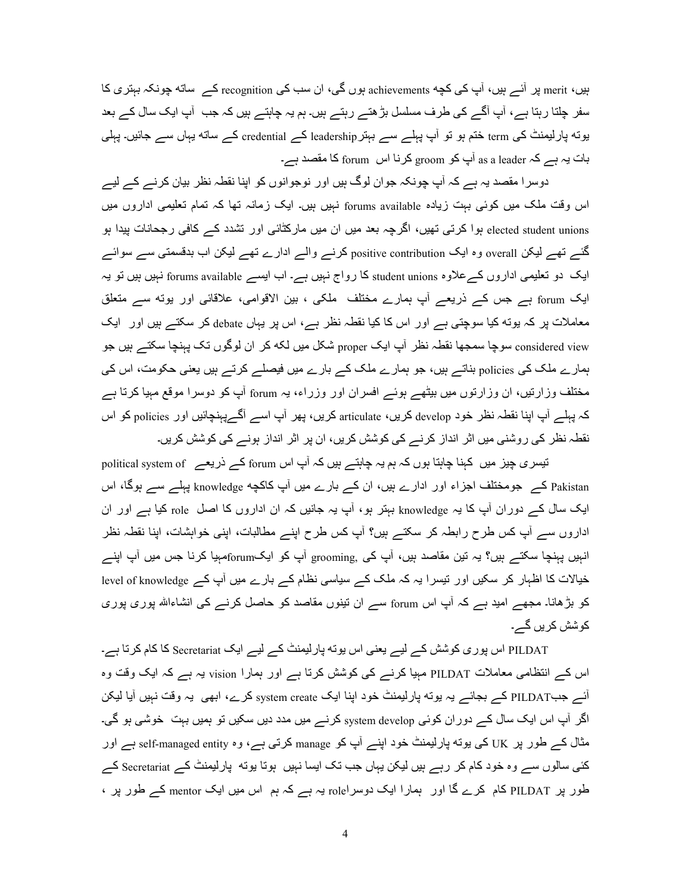ہیں، merit پر آئے ہیں، آپ کی کچھ achievements ہوں گی، ان سب کی recognition کے ساتھ چونکہ بہتری کا سفر چلتا رہتا ہے، آپ آگے کی طرف مسلسل بڑھتے رہتے ہیں۔ ہم یہ چاہتے ہیں کہ جب آپ ایک سال کے بعد یوتھ پارلیمنٹ کی term ختم ہو تو آپ پہلے سے بہتر leadership کے credential کے ساتھ یہاں سے جائیں۔ پہلی بات یہ ہے کہ as a leader آپ کو groom کرنا اس forum کا مقصد ہے۔

دوسرا مقصد یہ ہے کہ آپ چونکہ جوان لوگ ہیں اور نوجوانوں کو اپنا نقطہ نظر بیان کرنے کے لیے اس وقت ملک میں کوئی بہت زیادہ forums available نہیں ہیں۔ ایک زمانہ تھا کہ تمام تعلیمی اداروں میں elected student unions ہوا کرتی تھیں، اگرچہ بعد میں ان میں مارکٹائی اور تشدد کے کافی رجحانات پیدا ہو گئے تھے لیکن overall وہ ایک positive contribution کرنے والے ادارے تھے لیکن اب بدقسمتی سے سوائے ایک دو تعلیمی اداروں کےعلاوہ student unions کا رواج نہیں ہے۔ اب ایسے forums available نہیں ہیں تو یہ ایک forum ہے جس کے ذریعے آپ ہمارے مختلف ملکی ، بین الاقوامی، علاقائی اور یوتھ سے متعلق معاملات پر کہ یوتھ کیا سوچتی ہے اور اس کا کیا نقطہ نظر ہے، اس پر یہاں debate کر سکتے ہیں اور ایک considered view سوچا سمجھا نقطہ نظر آپ ایک proper شکل میں لکھ کر ان لوگوں تک پہنچا سکتے ہیں جو ہمارے ملک کی policies بناتے ہیں، جو ہمارے ملک کے بارے میں فیصلے کرتے ہیں یعنی حکومت، اس کی مختلف وزارتیں، ان وزارتوں میں بیٹھے ہوئے افسران اور وزراء، یہ forum آپ کو دوسرا موقع مہیا کرتا ہے کہ پہلے آپ اپنا نقطہ نظر خود develop کریں، articulate کریں، پھر آپ اسے آگےپہنچائیں اور policies کو اس نقطہ نظر کی روشنی میں اثر انداز کرنے کی کوشش کریں، ان پر اثر انداز ہونے کی کوشش کریں۔

تیسری چیز میں کہنا چاہتا ہوں کہ ہم یہ چاہتے ہیں کہ آپ اس forum کے ذریعے political system of Pakistan کے جومختلف اجزاء اور ادارے ہیں، ان کے بارے میں آپ کاکچھ knowledge پہلے سے ہوگا، اس ایک سال کے دوران آپ کا یہ knowledge بہتر ہو، آپ یہ جانیں کہ ان اداروں کا اصل role کیا ہے اور ان اداروں سے آپ کس طرح رابطہ کر سکتے ہیں؟ آپ کس طرح اپنے مطالبات، اپنی خواہشات، اپنا نقطہ نظر انہیں پہنچا سکتے ہیں؟ یہ تین مقاصد ہیں، آپ کی grooming, آپ کو ایکforumمہیا کرنا جس میں آپ اپنے خیالات کا اظہار کر سکیں اور تیسرا یہ کہ ملک کے سیاسی نظام کے بارے میں آپ کے level of knowledge کو بڑھانا۔ مجھے امید ہے کہ آپ اس forum سے ان تینوں مقاصد کو حاصل کرنے کی انشاءاللہ پوری پوری کوشش کریں گے۔

PILDAT اس پوری کوشش کے لیے یعنی اس یوتھ پارلیمنٹ کے لیے ایک Secretariat کا کام کرتا ہے۔ اس کے انتظامی معاملات PILDAT مہیا کرنے کی کوشش کرتا ہے اور ہمارا vision یہ ہے کہ ایک وقت وہ آئے جبPILDAT کے بجائے یہ یوتھ پارلیمنٹ خود اپنا ایک system create کرے، ابھی یہ وقت نہیں آیا لیکن اگر آپ اس ایک سال کے دوران کوئی system develop کرنے میں مدد دیں سکیں تو ہمیں بہت خوشی ہو گی۔ مثال کے طور پر UK کی یوتھ پارلیمنٹ خود اپنے آپ کو manage کرتی ہے، وہ self-managed entity ہے اور کئی سالوں سے وہ خود کام کر رہے ہیں لیکن یہاں جب تک ایسا نہیں ہوتا یوتھ پارلیمنٹ کے Secretariat کے طور پر PILDAT کام کرے گا اور ہمارا ایک دوسراrole یہ ہے کہ ہم اس میں ایک mentor کے طور پر ،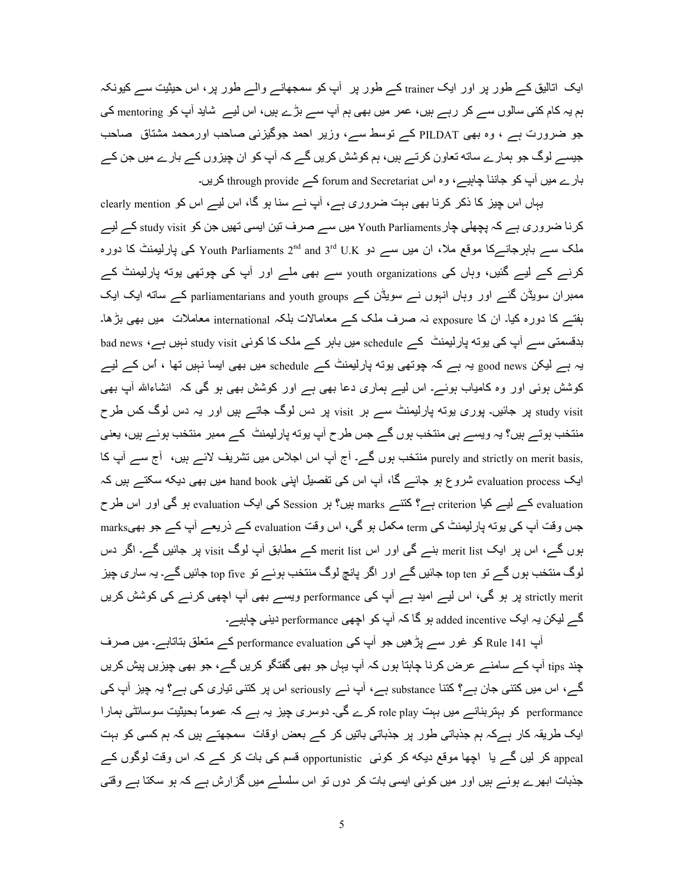ایک اتالیق کے طور پر اور ایک trainer کے طور پر آپ کو سمجھانے والے طور پر، اس حیثیت سے کیونکہ ہم یہ کام کئی سالوں سے کر رہے ہیں، عمر میں بھی ہم آپ سے بڑے ہیں، اس لیے شاید آپ کو mentoring کی جو ضرورت ہے ، وہ بھی PILDAT کے توسط سے، وزیر احمد جوگیزئی صاحب اورمحمد مشتاق صاحب جیسے لوگ جو ہمارے ساتھ تعاون کرتے ہیں، ہم کوشش کریں گے کہ آپ کو ان چیزوں کے بارے میں جن کے بارے میں آپ کو جاننا چاہیے، وہ اس forum and Secretariat کے through provide کریں۔

یہاں اس چیز کا ذکر کرنا بھی بہت ضروری ہے، آپ نے سنا ہو گا، اس لیے اس کو clearly mention کرنا ضروری ہے کہ پچھلی چار Youth Parliaments میں سے صرف تین ایسی تھیں جن کو study visit کے لیے ملک سے باہرجانےکا موقع ملا، ان میں سے دو Youth Parliaments 2nd and 3rd U.K کی پارلیمنٹ کا دورہ کرنے کے لیے گئیں، وہاں کی youth organizations سے بھی ملے اور آپ کی چوتھی یوتھ پارلیمنٹ کے ممبران سویڈن گئے اور وہاں انہوں نے سویڈن کے parliamentarians and youth groups کے ساتھ ایک ایک ہفتے کا دورہ کیا۔ ان کا exposure نہ صرف ملک کے معامالات بلکہ international معاملات میں بھی بڑھا۔ بدقسمتی سے آپ کی یوتھ پارلیمنٹ کے schedule میں باہر کے ملک کا کوئی study visit نہیں ہے، bad news یہ ہے لیکن good news یہ ہے کہ چوتھی یوتھ پارلیمنٹ کے schedule میں بھی ایسا نہیں تھا ، اُس کے لیے کوشش ہوئی اور وہ کامیاب ہوئے۔ اس لیے ہماری دعا بھی ہے اور کوشش بھی ہو گی کہ انشاءاللہ آپ بھی study visit پر جائیں۔ پوری یوتھ پارلیمنٹ سے ہر visit پر دس لوگ جاتے ہیں اور یہ دس لوگ کس طرح منتخب ہوتے ہیں؟ یہ ویسے ہی منتخب ہوں گے جس طرح آپ یوتھ پارلیمنٹ کے ممبر منتخب ہوئے ہیں، یعنی purely and strictly on merit basis, منتخب ہوں گے۔ آج آپ اس اجلاس میں تشریف لائے ہیں، آج سے آپ کا ایک evaluation process شروع ہو جائے گا، آپ اس کی تفصیل اپنی hand book میں بھی دیکھ سکتے ہیں کہ evaluation کے لیے کیا criterion ہے؟ کتنے marks ہیں؟ ہر Session کی ایک evaluation ہو گی اور اس طرح جس وقت آپ کی یوتھ پارلیمنٹ کی term مکمل ہو گی، اس وقت evaluation کے ذریعے آپ کے جو بھیmarks ہوں گے، اس پر ایک merit list بنے گی اور اس merit list کے مطابق آپ لوگ visit پر جائیں گے۔ اگر دس لوگ منتخب ہوں گے تو top ten جائیں گے اور اگر پانچ لوگ منتخب ہوئے تو top five جائیں گے۔ یہ ساری چیز strictly merit پر ہو گی، اس لیے امید ہے آپ کی performance ویسے بھی آپ اچھی کرنے کی کوشش کریں گے لیکن یہ ایک added incentive ہو گا کہ آپ کو اچھی performance دینی چاہیے۔

آپ Rule 141 کو غور سے پڑھیں جو آپ کی performance evaluation کے متعلق بتاتاہے۔ میں صرف چند tips آپ کے سامنے عرض کرنا چاہتا ہوں کہ آپ یہاں جو بھی گفتگو کریں گے، جو بھی چیزیں پیش کریں گے، اس میں کتنی جان ہے؟ کتنا substance ہے، آپ نے seriously اس پر کتنی تیاری کی ہے؟ یہ چیز آپ کی performance کو بہتربنانے میں بہت role play کرے گی۔ دوسری چیز یہ ہے کہ عموماً بحیثیت سوسائٹی ہمارا ایک طریقہ کار ہےکہ ہم جذباتی طور پر جذباتی باتیں کر کے بعض اوقات سمجھتے ہیں کہ ہم کسی کو بہت appeal کر لیں گے یا اچھا موقع دیکھ کر کوئی opportunistic قسم کی بات کر کے کہ اس وقت لوگوں کے جذبات ابھرے ہوئے ہیں اور میں کوئی ایسی بات کر دوں تو اس سلسلے میں گزارش ہے کہ ہو سکتا ہے وقتی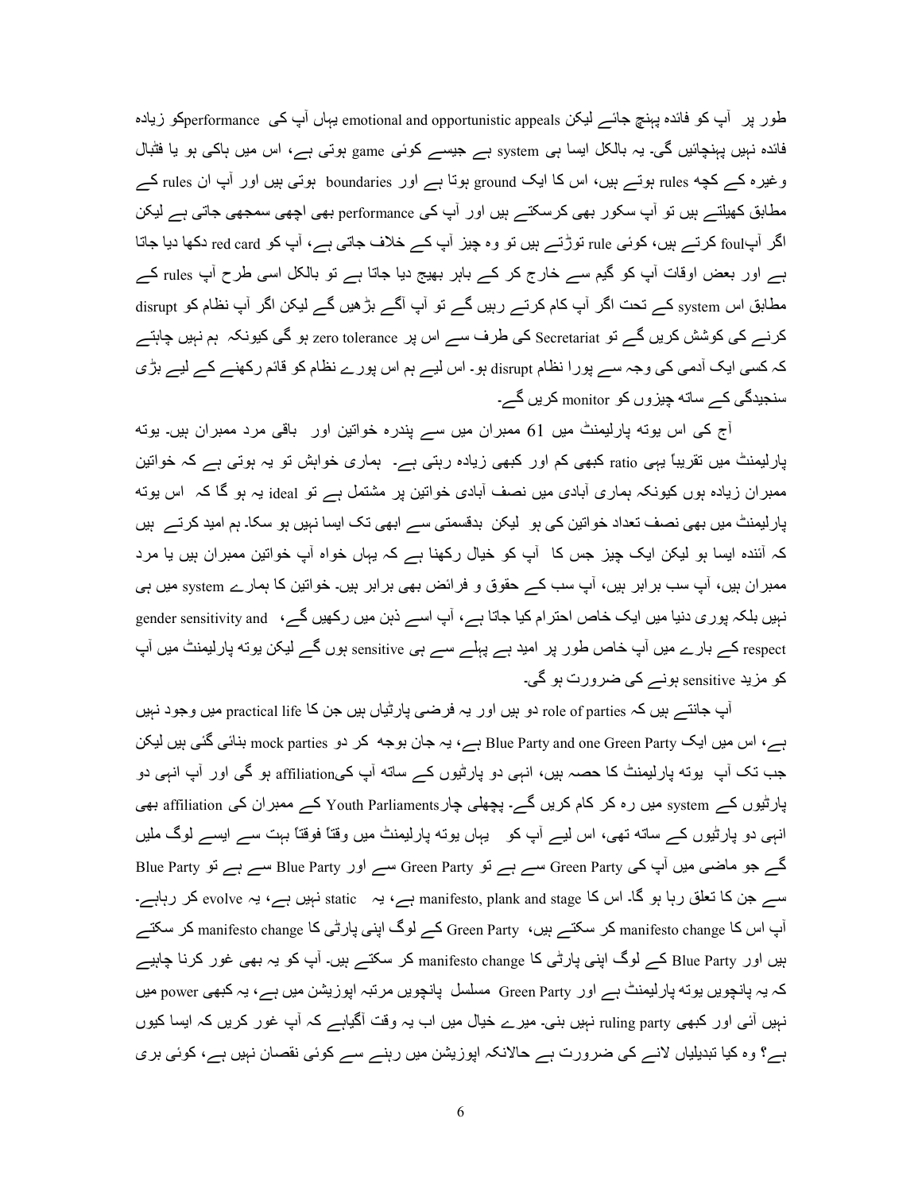طور پر آپ کو فائدہ پہنچ جائے لیکن emotional and opportunistic appeals یہاں آپ کی performanceکو زیادہ فائدہ نہیں پہنچائیں گی۔ یہ بالکل ایسا ہی system ہے جیسے کوئی game ہوتی ہے، اس میں ہاکی ہو یا فٹبال وغیرہ کے کچھ rules ہوتے ہیں، اس کا ایک ground ہوتا ہے اور boundaries ہوتی ہیں اور آپ ان rules کے مطابق کھیلتے ہیں تو آپ سکور بھی کرسکتے ہیں اور آپ کی performance بھی اچھی سمجھی جاتی ہے لیکن اگر آپfoul کرتے ہیں، کوئی rule توڑتے ہیں تو وہ چیز آپ کے خلاف جاتی ہے، آپ کو red card دکھا دیا جاتا ہے اور بعض اوقات آپ کو گیم سے خارج کر کے باہر بھیج دیا جاتا ہے تو بالکل اسی طرح آپ rules کے مطابق اس system کے تحت اگر آپ کام کرتے رہیں گے تو آپ آگے بڑھیں گے لیکن اگر آپ نظام کو disrupt کرنے کی کوشش کریں گے تو Secretariat کی طرف سے اس پر zero tolerance ہو گی کیونکہ ہم نہیں چاہتے کہ کسی ایک آدمی کی وجہ سے پورا نظام disrupt ہو۔ اس لیے ہم اس پورے نظام کو قائم رکھنے کے لیے بڑی سنجیدگی کے ساتھ چیزوں کو monitor کریں گے۔

آج کی اس یوتھ پارلیمنٹ میں 61 ممبران میں سے پندرہ خواتین اور باقی مرد ممبران ہیں۔ یوتھ پارلیمنٹ میں تقریباً یہی ratio کبھی کم اور کبھی زیادہ رہتی ہے۔ ہماری خواہش تو یہ ہوتی ہے کہ خواتین ممبران زیادہ ہوں کیونکہ ہماری آبادی میں نصف آبادی خواتین پر مشتمل ہے تو ideal یہ ہو گا کہ اس یوتھ پارلیمنٹ میں بھی نصف تعداد خواتین کی ہو لیکن بدقسمتی سے ابھی تک ایسا نہیں ہو سکا۔ ہم امید کرتے ہیں کہ آئندہ ایسا ہو لیکن ایک چیز جس کا آپ کو خیال رکھنا ہے کہ یہاں خواہ آپ خواتین ممبران ہیں یا مرد ممبران ہیں، آپ سب برابر ہیں، آپ سب کے حقوق و فرائض بھی برابر ہیں۔ خواتین کا ہمارے system میں ہی نہیں بلکہ پوری دنیا میں ایک خاص احترام کیا جاتا ہے، آپ اسے ذہن میں رکھیں گے، gender sensitivity and respect کے بارے میں آپ خاص طور پر امید ہے پہلے سے ہی sensitive ہوں گے لیکن یوتھ پارلیمنٹ میں آپ کو مزید sensitive ہونے کی ضرورت ہو گی۔

آپ جانتے ہیں کہ role of parties دو ہیں اور یہ فرضی پارٹیاں ہیں جن کا practical life میں وجود نہیں ہے، اس میں ایک Blue Party and one Green Party ہے، یہ جان بوجھ کر دو mock parties بنائی گئی ہیں لیکن جب تک آپ یوتھ پارلیمنٹ کا حصہ ہیں، انہی دو پارٹیوں کے ساتھ آپ کیaffiliation ہو گی اور آپ انہی دو پارٹیوں کے system میں رہ کر کام کریں گے۔ پچھلی چارYouth Parliaments کے ممبران کی affiliation بھی انہی دو پارٹیوں کے ساتھ تھی، اس لیے آپ کو یہاں یوتھ پارلیمنٹ میں وقتاً فوقتاً بہت سے ایسے لوگ ملیں گے جو ماضی میں آپ کی Green Party سے ہے تو Green Party سے اور Blue Party سے ہے تو Blue Party سے جن کا تعلق رہا ہو گا۔ اس کا manifesto, plank and stage ہے، یہ static نہیں ہے، یہ evolve کر رہاہے۔ آپ اس کا manifesto change کر سکتے ہیں، Green Party کے لوگ اپنی پارٹی کا manifesto change کر سکتے ہیں اور Blue Party کے لوگ اپنی پارٹی کا manifesto change کر سکتے ہیں۔ آپ کو یہ بھی غور کرنا چاہیے کہ یہ پانچویں یوتھ پارلیمنٹ ہے اور Green Party مسلسل پانچویں مرتبہ اپوزیشن میں ہے، یہ کبھی power میں نہیں آئی اور کبھی ruling party نہیں بنی۔ میرے خیال میں اب یہ وقت آگیاہے کہ آپ غور کریں کہ ایسا کیوں ہے؟ وہ کیا تبدیلیاں لانے کی ضرورت ہے حالانکہ اپوزیشن میں رہنے سے کوئی نقصان نہیں ہے، کوئی بری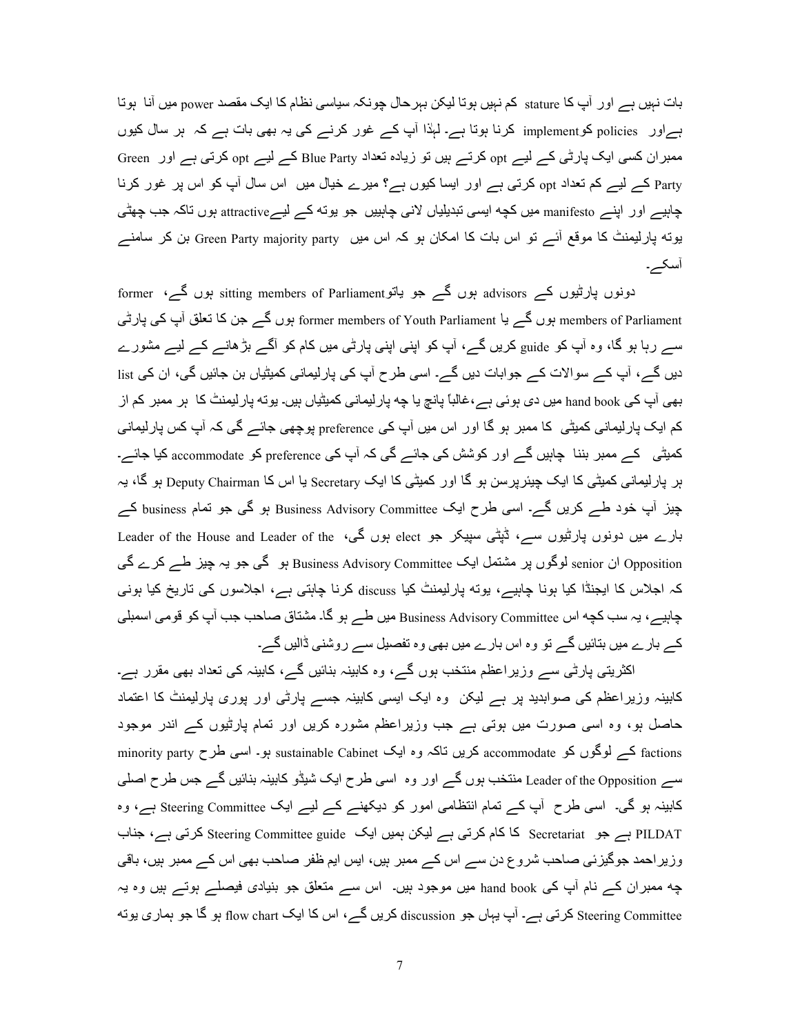بات نہیں ہے اور آپ کا stature کم نہیں ہوتا لیکن بہرحال چونکہ سیاسی نظام کا ایک مقصد power میں آنا ہوتا ہےاور policies کوimplement کرنا ہوتا ہے۔ لہٰذا آپ کے غور کرنے کی یہ بھی بات ہے کہ ہر سال کیوں ممبران کسی ایک پارٹی کے لیے opt کرتے ہیں تو زیادہ تعداد Blue Party کے لیے opt کرتی ہے اور Green Party کے لیے کم تعداد opt کرتی ہے اور ایسا کیوں ہے؟ میرے خیال میں اس سال آپ کو اس پر غور کرنا چاہیے اور اپنے manifesto میں کچھ ایسی تبدیلیاں لانی چاہییں جو یوتھ کے لیےattractive ہوں تاکہ جب چھٹی یوتھ پارلیمنٹ کا موقع آئے تو اس بات کا امکان ہو کہ اس میں Green Party majority party بن کر سامنے آسکے۔

دونوں پارٹیوں کے advisors ہوں گے جو یاتوsitting members of Parliament ہوں گے، former members of Parliament ہوں گے یا former members of Youth Parliament ہوں گے جن کا تعلق آپ کی پارٹی سے رہا ہو گا، وہ آپ کو guide کریں گے، آپ کو اپنی اپنی پارٹی میں کام کو آگے بڑھانے کے لیے مشورے دیں گے، آپ کے سوالات کے جوابات دیں گے۔ اسی طرح آپ کی پارلیمانی کمیٹیاں بن جائیں گی، ان کی list بھی آپ کی hand book میں دی ہوئی ہے،غالباً پانچ یا چھ پارلیمانی کمیٹیاں ہیں۔ یوتھ پارلیمنٹ کا ہر ممبر کم از کم ایک پارلیمانی کمیٹی کا ممبر ہو گا اور اس میں آپ کی preference پوچھی جائے گی کہ آپ کس پارلیمانی کمیٹی کے ممبر بننا چاہیں گے اور کوشش کی جائے گی کہ آپ کی preference کو accommodate کیا جائے۔ ہر پارلیمانی کمیٹی کا ایک چیئرپرسن ہو گا اور کمیٹی کا ایک Secretary یا اس کا Deputy Chairman ہو گا، یہ چیز آپ خود طے کریں گے۔ اسی طرح ایک Business Advisory Committee ہو گی جو تمام business کے بارے میں دونوں پارٹیوں سے، ڈپٹی سپیکر جو elect ہوں گی، Leader of the House and Leader of the Opposition ان senior لوگوں پر مشتمل ایک Business Advisory Committee ہو گی جو یہ چیز طے کرے گی کہ اجلاس کا ایجنڈا کیا ہونا چاہیے، یوتھ پارلیمنٹ کیا discuss کرنا چاہتی ہے، اجلاسوں کی تاریخ کیا ہونی چاہیے، یہ سب کچھ اس Business Advisory Committee میں طے ہو گا۔ مشتاق صاحب جب آپ کو قومی اسمبلی کے بارے میں بتائیں گے تو وہ اس بارے میں بھی وہ تفصیل سے روشنی ڈالیں گے۔

اکثریتی پارٹی سے وزیراعظم منتخب ہوں گے، وہ کابینہ بنائیں گے، کابینہ کی تعداد بھی مقرر ہے۔ کابینہ وزیراعظم کی صوابدید پر ہے لیکن وہ ایک ایسی کابینہ جسے پارٹی اور پوری پارلیمنٹ کا اعتماد حاصل ہو، وہ اسی صورت میں ہوتی ہے جب وزیراعظم مشورہ کریں اور تمام پارٹیوں کے اندر موجود factions کے لوگوں کو accommodate کریں تاکہ وہ ایک sustainable Cabinet ہو۔ اسی طرح minority party سے Leader of the Opposition منتخب ہوں گے اور وہ اسی طرح ایک شیڈو کابینہ بنائیں گے جس طرح اصلی کابینہ ہو گی۔ اسی طرح آپ کے تمام انتظامی امور کو دیکھنے کے لیے ایک Steering Committee ہے، وہ PILDAT ہے جو Secretariat کا کام کرتی ہے لیکن ہمیں ایک Steering Committee guide کرتی ہے، جناب وزیراحمد جوگیزئی صاحب شروع دن سے اس کے ممبر ہیں، ایس ایم ظفر صاحب بھی اس کے ممبر ہیں، باقی چھ ممبران کے نام آپ کی hand book میں موجود ہیں۔ اس سے متعلق جو بنیادی فیصلے ہوتے ہیں وہ یہ Steering Committee کرتی ہے۔ آپ یہاں جو discussion کریں گے، اس کا ایک flow chart ہو گا جو ہماری یوتھ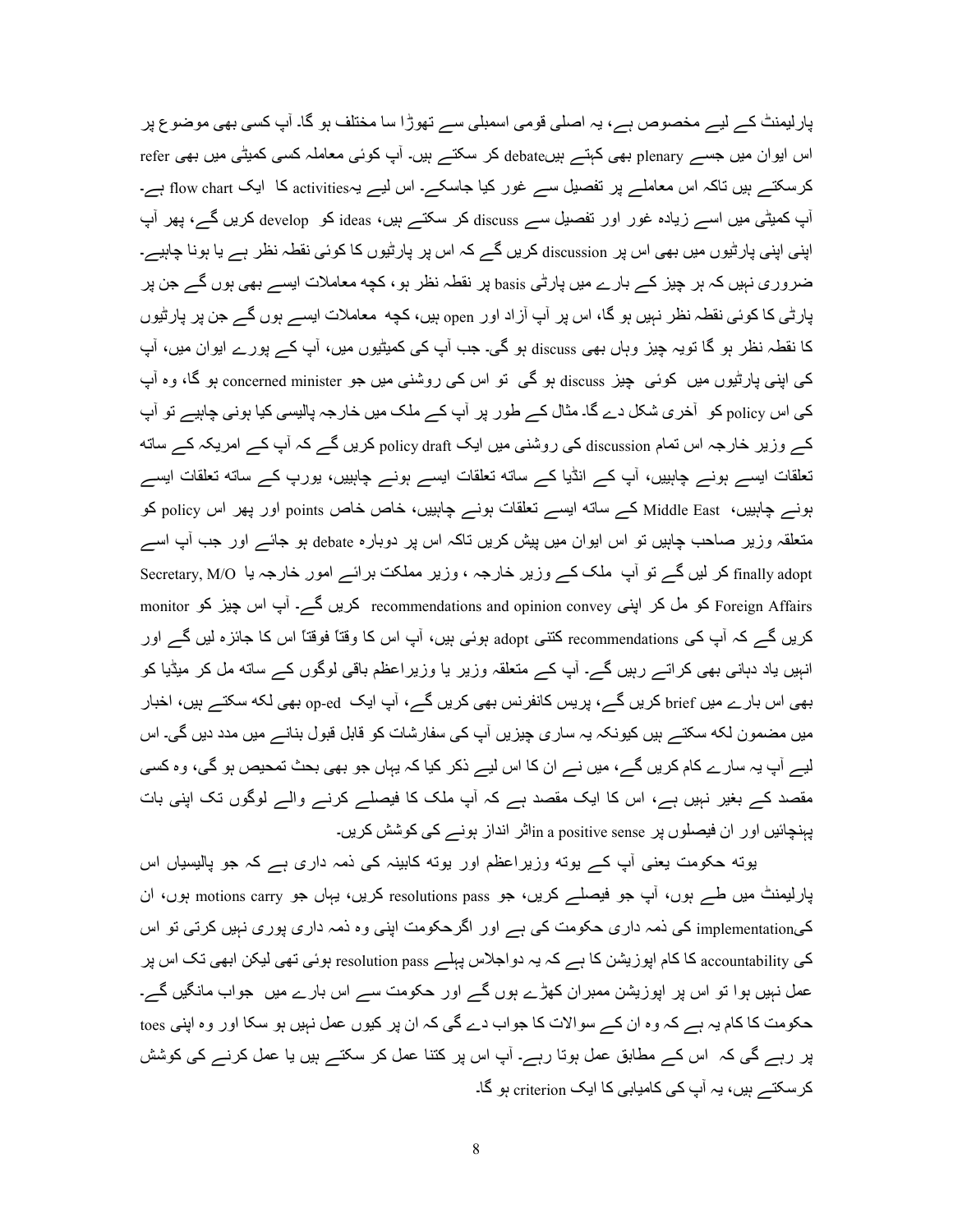پارلیمنٹ کے لیے مخصوص ہے، یہ اصلی قومی اسمبلی سے تھوڑا سا مختلف ہو گا۔ آپ کسی بھی موضوع پر اس ایوان میں جسے plenary بھی کہتے ہیںdebate کر سکتے ہیں۔ آپ کوئی معاملہ کسی کمیٹی میں بھی refer کرسکتے ہیں تاکہ اس معاملے پر تفصیل سے غور کیا جاسکے۔ اس لیے یہactivities کا ایک flow chart ہے۔ آپ کمیٹی میں اسے زیادہ غور اور تفصیل سے discuss کر سکتے ہیں، ideas کو develop کریں گے، پھر آپ اپنی اپنی پارٹیوں میں بھی اس پر discussion کریں گے کہ اس پر پارٹیوں کا کوئی نقطہ نظر ہے یا ہونا چاہیے۔ ضروری نہیں کہ ہر چیز کے بارے میں پارٹی basis پر نقطہ نظر ہو، کچھ معاملات ایسے بھی ہوں گے جن پر پارٹی کا کوئی نقطہ نظر نہیں ہو گا، اس پر آپ آزاد اور open ہیں، کچھ معاملات ایسے ہوں گے جن پر پارٹیوں کا نقطہ نظر ہو گا تویہ چیز وہاں بھی discuss ہو گی۔ جب آپ کی کمیٹیوں میں، آپ کے پورے ایوان میں، آپ کی اپنی پارٹیوں میں کوئی چیز discuss ہو گی تو اس کی روشنی میں جو concerned minister ہو گا، وہ آپ کی اس policy کو آخری شکل دے گا۔ مثال کے طور پر آپ کے ملک میں خارجہ پالیسی کیا ہونی چاہیے تو آپ کے وزیر خارجہ اس تمام discussion کی روشنی میں ایک policy draft کریں گے کہ آپ کے امریکہ کے ساتھ تعلقات ایسے ہونے چاہییں، آپ کے انڈیا کے ساتھ تعلقات ایسے ہونے چاہییں، یورپ کے ساتھ تعلقات ایسے ہونے چاہییں، Middle East کے ساتھ ایسے تعلقات ہونے چاہییں، خاص خاص points اور پھر اس policy کو متعلقہ وزیر صاحب چاہیں تو اس ایوان میں پیش کریں تاکہ اس پر دوبارہ debate ہو جائے اور جب آپ اسے finally adopt کر لیں گے تو آپ ملک کے وزیر خارجہ ، وزیر مملکت برائے امور خارجہ یا Secretary, M/O Foreign Affairs کو مل کر اپنی recommendations and opinion convey کریں گے۔ آپ اس چیز کو monitor کریں گے کہ آپ کی recommendations کتنی adopt ہوئی ہیں، آپ اس کا وقتاً فوقتاً اس کا جائزہ لیں گے اور انہیں یاد دہانی بھی کراتے رہیں گے۔ آپ کے متعلقہ وزیر یا وزیراعظم باقی لوگوں کے ساتھ مل کر میڈیا کو بھی اس بارے میں brief کریں گے، پریس کانفرنس بھی کریں گے، آپ ایک op-ed بھی لکھ سکتے ہیں، اخبار میں مضمون لکھ سکتے ہیں کیونکہ یہ ساری چیزیں آپ کی سفارشات کو قابل قبول بنانے میں مدد دیں گی۔ اس لیے آپ یہ سارے کام کریں گے، میں نے ان کا اس لیے ذکر کیا کہ یہاں جو بھی بحث تمحیص ہو گی، وہ کسی مقصد کے بغیر نہیں ہے، اس کا ایک مقصد ہے کہ آپ ملک کا فیصلے کرنے والے لوگوں تک اپنی بات پہنچائیں اور ان فیصلوں پر in a positive senseاثر انداز ہونے کی کوشش کریں۔

یوتھ حکومت یعنی آپ کے یوتھ وزیراعظم اور یوتھ کابینہ کی ذمہ داری ہے کہ جو پالیسیاں اس پارلیمنٹ میں طے ہوں، آپ جو فیصلے کریں، جو resolutions pass کریں، یہاں جو motions carry ہوں، ان کیimplementation کی ذمہ داری حکومت کی ہے اور اگرحکومت اپنی وہ ذمہ داری پوری نہیں کرتی تو اس کی accountability کا کام اپوزیشن کا ہے کہ یہ دواجلاس پہلے resolution pass ہوئی تھی لیکن ابھی تک اس پر عمل نہیں ہوا تو اس پر اپوزیشن ممبران کھڑے ہوں گے اور حکومت سے اس بارے میں جواب مانگیں گے۔ حکومت کا کام یہ ہے کہ وہ ان کے سوالات کا جواب دے گی کہ ان پر کیوں عمل نہیں ہو سکا اور وہ اپنی toes پر رہے گی کہ اس کے مطابق عمل ہوتا رہے۔ آپ اس پر کتنا عمل کر سکتے ہیں یا عمل کرنے کی کوشش کرسکتے ہیں، یہ آپ کی کامیابی کا ایک criterion ہو گا۔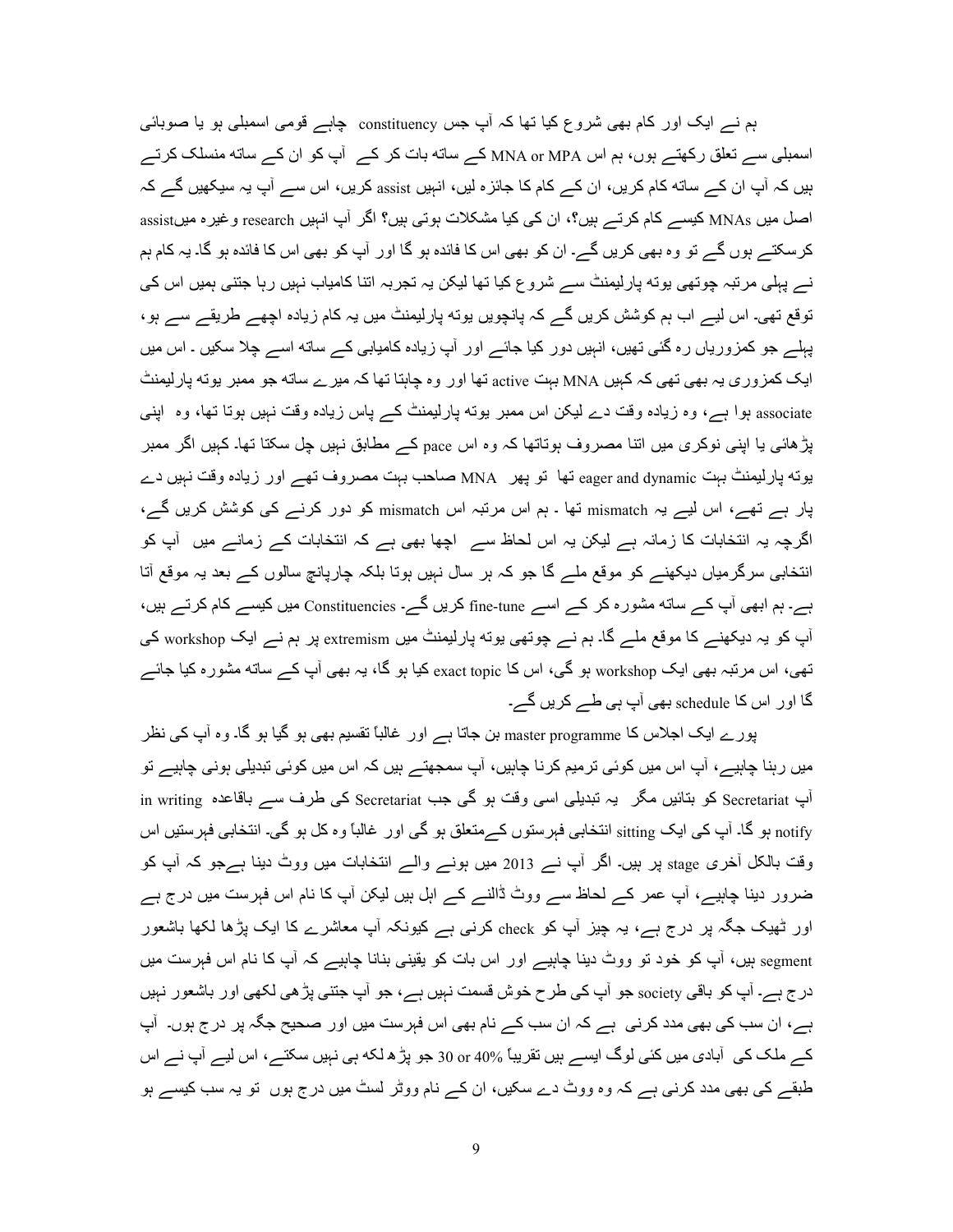ہم نے ایک اور کام بھی شروع کیا تھا کہ آپ جس constituency چاہے قومی اسمبلی ہو یا صوبائی اسمبلی سے تعلق رکھتے ہوں، ہم اس MNA or MPA کے ساتھ بات کر کے آپ کو ان کے ساتھ منسلک کرتے ہیں کہ آپ ان کے ساتھ کام کریں، ان کے کام کا جائزہ لیں، انہیں assist کریں، اس سے آپ یہ سیکھیں گے کہ اصل میں MNAs کیسے کام کرتے ہیں؟، ان کی کیا مشکلات ہوتی ہیں؟ اگر آپ انہیں research وغیرہ میںassist کرسکتے ہوں گے تو وہ بھی کریں گے۔ ان کو بھی اس کا فائدہ ہو گا اور آپ کو بھی اس کا فائدہ ہو گا۔ یہ کام ہم نے پہلی مرتبہ چوتھی یوتھ پارلیمنٹ سے شروع کیا تھا لیکن یہ تجربہ اتنا کامیاب نہیں رہا جتنی ہمیں اس کی توقع تھی۔ اس لیے اب ہم کوشش کریں گے کہ پانچویں یوتھ پارلیمنٹ میں یہ کام زیادہ اچھے طریقے سے ہو، پہلے جو کمزوریاں رہ گئی تھیں، انہیں دور کیا جائے اور آپ زیادہ کامیابی کے ساتھ اسے چلا سکیں ۔ اس میں ایک کمزوری یہ بھی تھی کہ کہیں MNA بہت active تھا اور وہ چاہتا تھا کہ میرے ساتھ جو ممبر یوتھ پارلیمنٹ associate ہوا ہے، وہ زیادہ وقت دے لیکن اس ممبر یوتھ پارلیمنٹ کے پاس زیادہ وقت نہیں ہوتا تھا، وہ اپنی پڑھائی یا اپنی نوکری میں اتنا مصروف ہوتاتھا کہ وہ اس pace کے مطابق نہیں چل سکتا تھا۔ کہیں اگر ممبر یوتھ پارلیمنٹ بہت eager and dynamic تھا تو پھر MNA صاحب بہت مصروف تھے اور زیادہ وقت نہیں دے پار ہے تھے، اس لیے یہ mismatch تھا ۔ ہم اس مرتبہ اس mismatch کو دور کرنے کی کوشش کریں گے، اگرچہ یہ انتخابات کا زمانہ ہے لیکن یہ اس لحاظ سے اچھا بھی ہے کہ انتخابات کے زمانے میں آپ کو انتخابی سرگرمیاں دیکھنے کو موقع ملے گا جو کہ ہر سال نہیں ہوتا بلکہ چارپانچ سالوں کے بعد یہ موقع آتا ہے۔ ہم ابھی آپ کے ساتھ مشورہ کر کے اسے fine-tune کریں گے۔ Constituencies میں کیسے کام کرتے ہیں، آپ کو یہ دیکھنے کا موقع ملے گا۔ ہم نے چوتھی یوتھ پارلیمنٹ میں extremism پر ہم نے ایک workshop کی تھی، اس مرتبہ بھی ایک workshop ہو گی، اس کا exact topic کیا ہو گا، یہ بھی آپ کے ساتھ مشورہ کیا جائے گا اور اس کا schedule بھی آپ ہی طے کریں گے۔

پورے ایک اجلاس کا master programme بن جاتا ہے اور غالباً تقسیم بھی ہو گیا ہو گا۔ وہ آپ کی نظر میں رہنا چاہیے، آپ اس میں کوئی ترمیم کرنا چاہیں، آپ سمجھتے ہیں کہ اس میں کوئی تبدیلی ہونی چاہیے تو آپ Secretariat کو بتائیں مگر یہ تبدیلی اسی وقت ہو گی جب Secretariat کی طرف سے باقاعدہ in writing notify ہو گا۔ آپ کی ایک sitting انتخابی فہرستوں کےمتعلق ہو گی اور غالباً وہ کل ہو گی۔ انتخابی فہرستیں اس وقت بالکل آخری stage پر ہیں۔ اگر آپ نے 2013 میں ہونے والے انتخابات میں ووٹ دینا ہےجو کہ آپ کو ضرور دینا چاہیے، آپ عمر کے لحاظ سے ووٹ ڈالنے کے اہل ہیں لیکن آپ کا نام اس فہرست میں درج ہے اور ٹھیک جگہ پر درج ہے، یہ چیز آپ کو check کرنی ہے کیونکہ آپ معاشرے کا ایک پڑھا لکھا باشعور segment ہیں، آپ کو خود تو ووٹ دینا چاہیے اور اس بات کو یقینی بنانا چاہیے کہ آپ کا نام اس فہرست میں درج ہے۔ آپ کو باقی society جو آپ کی طرح خوش قسمت نہیں ہے، جو آپ جتنی پڑھی لکھی اور باشعور نہیں ہے، ان سب کی بھی مدد کرنی ہے کہ ان سب کے نام بھی اس فہرست میں اور صحیح جگہ پر درج ہوں۔ آپ کے ملک کی آبادی میں کئی لوگ ایسے ہیں تقریباً 30 or 40% جو پڑھ لکھ ہی نہیں سکتے، اس لیے آپ نے اس طبقے کی بھی مدد کرنی ہے کہ وہ ووٹ دے سکیں، ان کے نام ووٹر لسٹ میں درج ہوں تو یہ سب کیسے ہو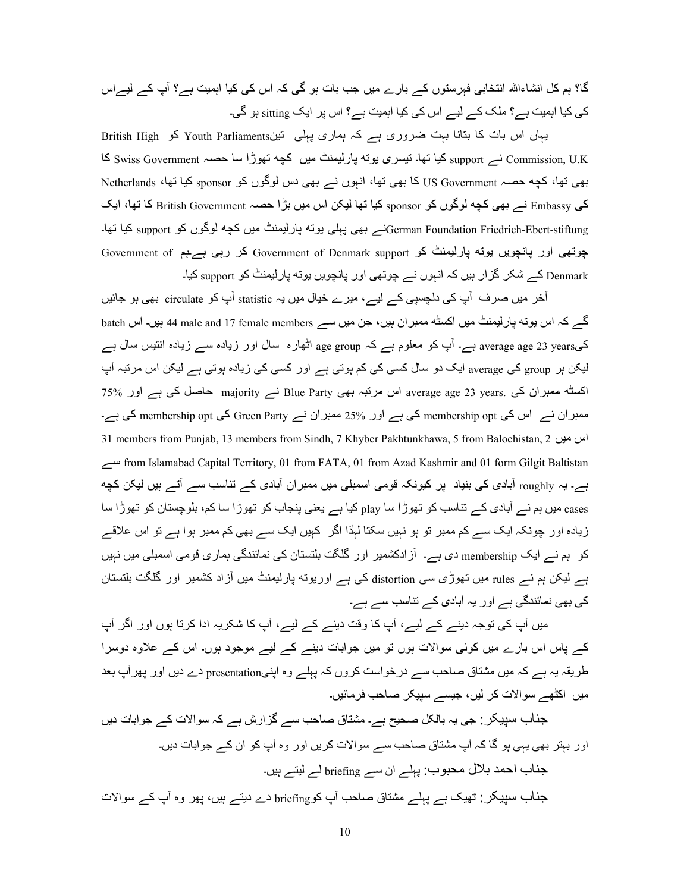گا؟ ہم کل انشاءاللہ انتخابی فہرستوں کے بارے میں جب بات ہو گی کہ اس کی کیا اہمیت ہے؟ آپ کے لیےاس کی کیا اہمیت ہے؟ ملک کے لیے اس کی کیا اہمیت ہے؟ اس پر ایک sitting ہو گی۔

یہاں اس بات کا بتانا بہت ضروری ہے کہ ہماری پہلی تینYouth Parliaments کو British High Commission, U.K نے support کیا تھا۔ تیسری یوتھ پارلیمنٹ میں کچھ تھوڑا سا حصہ Swiss Government کا بھی تھا، کچھ حصہ US Government کا بھی تھا، انہوں نے بھی دس لوگوں کو sponsor کیا تھا، Netherlands کی Embassy نے بھی کچھ لوگوں کو sponsor کیا تھا لیکن اس میں بڑا حصہ British Government کا تھا، ایک German Foundation Friedrich-Ebert-stiftungنے بھی پہلی یوتھ پارلیمنٹ میں کچھ لوگوں کو support کیا تھا۔ چوتھی اور پانچویں یوتھ پارلیمنٹ کو Government of Denmark support کر رہی ہےہم Government of Denmark کے شکر گزار ہیں کہ انھوں نے چوتھی اور پانچویں یوتھ پارلیمنٹ کو support کیا۔

آخر میں صرف آپ کی دلچسپی کے لیے، میرے خیال میں یہ statistic آپ کو circulate بھی ہو جائیں گے کہ اس یوتھ پارلیمنٹ میں اکسٹھ ممبران ہیں، جن میں سے 44 male and 17 female members ہیں۔ اس batch کیaverage age 23 years ہے۔ آپ کو معلوم ہے کہ age group اٹھارہ سال اور زیادہ سے زیادہ انتیس سال ہے لیکن ہر group کی average ایک دو سال کسی کی کم ہوتی ہے اور کسی کی زیادہ ہوتی ہے لیکن اس مرتبہ آپ اکسٹھ ممبران کی average age 23 years. اس مرتبہ بھی Blue Party نے majority حاصل کی ہے اور 75% ممبران نے اس کی membership opt کی ہے اور 25% ممبران نے Green Party کی membership opt کی ہے۔ اس میں 31 members from Punjab, 13 members from Sindh, 7 Khyber Pakhtunkhawa, 5 from Balochistan, 2 from Islamabad Capital Territory, 01 from FATA, 01 from Azad Kashmir and 01 form Gilgit Baltistan سے ہے۔ یہ roughly آبادی کی بنیاد پر کیونکہ قومی اسمبلی میں ممبران آبادی کے تناسب سے آتے ہیں لیکن کچھ cases میں ہم نے آبادی کے تناسب کو تھوڑا سا play کیا ہے یعنی پنجاب کو تھوڑا سا کم، بلوچستان کو تھوڑا سا زیادہ اور چونکہ ایک سے کم ممبر تو ہو نہیں سکتا لہٰذا اگر کہیں ایک سے بھی کم ممبر ہوا ہے تو اس علاقے کو ہم نے ایک membership دی ہے۔ آزادکشمیر اور گلگت بلتستان کی نمائندگی ہماری قومی اسمبلی میں نہیں ہے لیکن ہم نے rules میں تھوڑی سی distortion کی ہے اوریوتھ پارلیمنٹ میں آزاد کشمیر اور گلگت بلتستان کی بھی نمائندگی ہے اور یہ آبادی کے تناسب سے ہے۔

میں آپ کی توجہ دینے کے لیے، آپ کا وقت دینے کے لیے، آپ کا شکریہ ادا کرتا ہوں اور اگر آپ کے پاس اس بارے میں کوئی سوالات ہوں تو میں جوابات دینے کے لیے موجود ہوں۔ اس کے علاوہ دوسرا طریقہ یہ ہے کہ میں مشتاق صاحب سے درخواست کروں کہ پہلے وہ اپنیpresentation دے دیں اور پھرآپ بعد میں اکٹھے سوالات کر لیں، جیسے سپیکر صاحب فرمائیں۔

جناب سپیکر: جی یہ بالکل صحیح ہے۔ مشتاق صاحب سے گزارش ہے کہ سوالات کے جوابات دیں اور بہتر بھی یہی ہو گا کہ آپ مشتاق صاحب سے سوالات کریں اور وہ آپ کو ان کے جوابات دیں۔

جناب احمد بلال محبوب: پہلے ان سے briefing لے لیتے ہیں۔

جناب سپیکر: ٹھیک ہے پہلے مشتاق صاحب آپ کوbriefing دے دیتے ہیں، پھر وہ آپ کے سوالات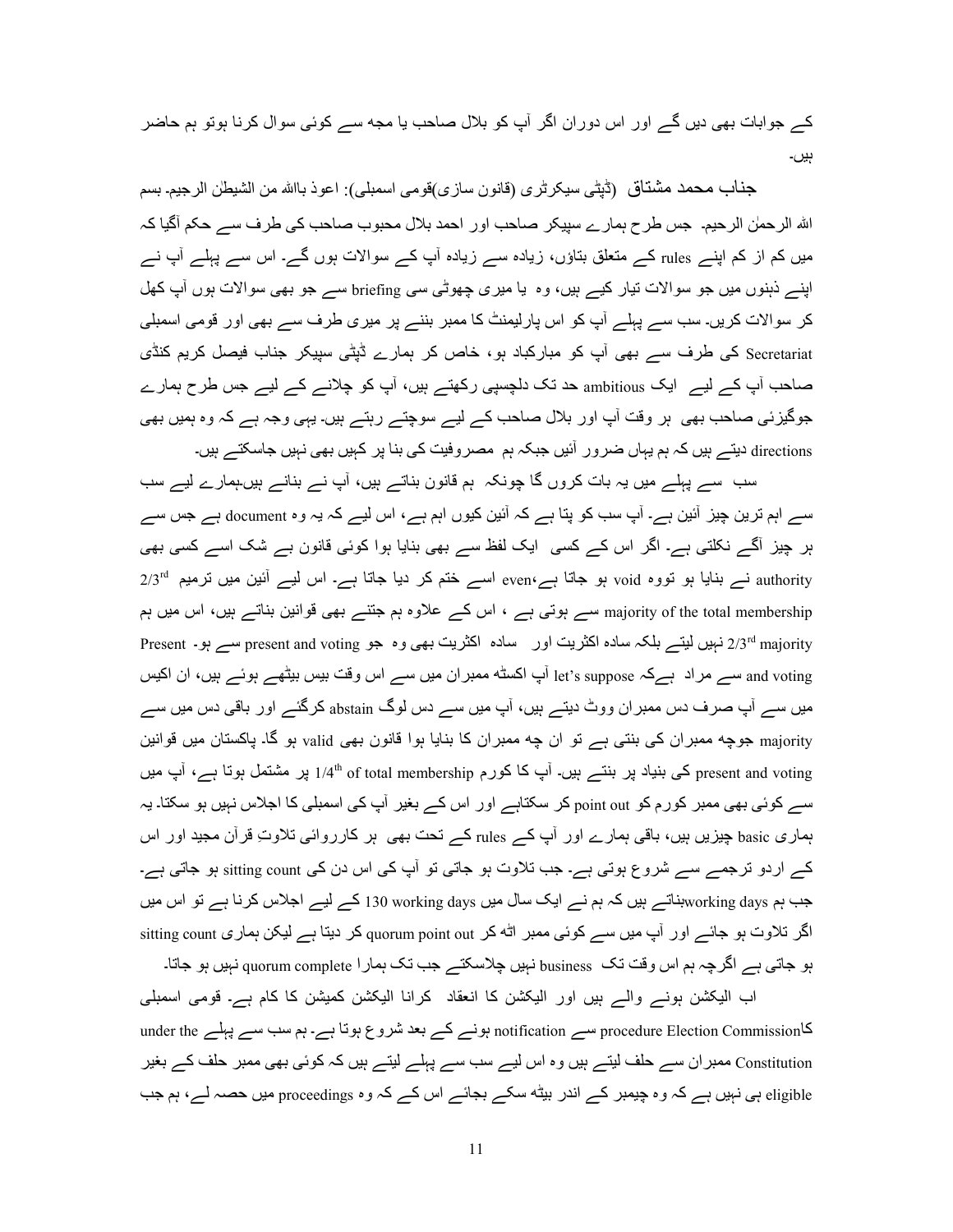کے جوابات بھی دیں گے اور اس دوران اگر آپ کو بلال صاحب یا مجھ سے کوئی سوال کرنا ہوتو ہم حاضر ہیں۔

**جناب محمد مشتاق** (ڈپٹی سیکرٹری (قانون سازی)قومی اسمبلی): اعوذ بااللہ من الشیطٰن الرجیم۔ بسم اللہ الرحمٰن الرحیم۔ جس طرح ہمارے سپیکر صاحب اور احمد بلال محبوب صاحب کی طرف سے حکم آگیا کہ میں کم از کم اپنے rules کے متعلق بتاؤں، زیادہ سے زیادہ آپ کے سوالات ہوں گے۔ اس سے پہلے آپ نے اپنے ذہنوں میں جو سوالات تیار کیے ہیں، وہ یا میری چھوٹی سی briefing سے جو بھی سوالات ہوں آپ کھل کر سوالات کریں۔ سب سے پہلے آپ کو اس پارلیمنٹ کا ممبر بننے پر میری طرف سے بھی اور قومی اسمبلی Secretariat کی طرف سے بھی آپ کو مبارکباد ہو، خاص کر ہمارے ڈپٹی سپیکر جناب فیصل کریم کنڈی صاحب آپ کے لیے ایک ambitious حد تک دلچسپی رکھتے ہیں، آپ کو چلانے کے لیے جس طرح ہمارے جوگیزئی صاحب بھی ہر وقت آپ اور بلال صاحب کے لیے سوچتے رہتے ہیں۔ یہی وجہ ہے کہ وہ ہمیں بھی directions دیتے ہیں کہ ہم یہاں ضرور آئیں جبکہ ہم مصروفیت کی بنا پر کہیں بھی نہیں جاسکتے ہیں۔

سب سے پہلے میں یہ بات کروں گا چونکہ ہم قانون بناتے ہیں، آپ نے بنانے ہیں۔ہمارے لیے سب سے اہم ترین چیز آئین ہے۔ آپ سب کو پتا ہے کہ آئین کیوں اہم ہے، اس لیے کہ یہ وہ document ہے جس سے ہر چیز آگے نکلتی ہے۔ اگر اس کے کسی ایک لفظ سے بھی بنایا ہوا کوئی قانون بے شک اسے کسی بھی authority نے بنایا ہو تووہ void ہو جاتا ہے،even اسے ختم کر دیا جاتا ہے۔ اس لیے آئین میں ترمیم 2/3rd majority of the total membership سے ہوتی ہے ، اس کے علاوہ ہم جتنے بھی قوانین بناتے ہیں، اس میں ہم 2/3rd majority نہیں لیتے بلکہ سادہ اکثریت اور سادہ اکثریت بھی وہ جو present and voting سے ہو۔ Present and voting سے مراد ہےکہ let's suppose آپ اکسٹھ ممبران میں سے اس وقت بیس بیٹھے ہوئے ہیں، ان اکیس میں سے آپ صرف دس ممبران ووٹ دیتے ہیں، آپ میں سے دس لوگ abstain کرگئے اور باقی دس میں سے majority جوچھ ممبران کی بنتی ہے تو ان چھ ممبران کا بنایا ہوا قانون بھی valid ہو گا۔ پاکستان میں قوانین present and voting کی بنیاد پر بنتے ہیں۔ آپ کا کورم 1/4th of total membership پر مشتمل ہوتا ہے، آپ میں سے کوئی بھی ممبر کورم کو point out کر سکتاہے اور اس کے بغیر آپ کی اسمبلی کا اجلاس نہیں ہو سکتا۔ یہ ہماری basic چیزیں ہیں، باقی ہمارے اور آپ کے rules کے تحت بھی ہر کارروائی تلاوتِ قرآن مجید اور اس کے اردو ترجمے سے شروع ہوتی ہے۔ جب تلاوت ہو جاتی تو آپ کی اس دن کی sitting count ہو جاتی ہے۔ جب ہم working daysبناتے ہیں کہ ہم نے ایک سال میں 130 working days کے لیے اجلاس کرنا ہے تو اس میں اگر تلاوت ہو جائے اور آپ میں سے کوئی ممبر اٹھ کر quorum point out کر دیتا ہے لیکن ہماری sitting count ہو جاتی ہے اگرچہ ہم اس وقت تک business نہیں چلاسکتے جب تک ہمارا quorum complete نہیں ہو جاتا۔

اب الیکشن ہونے والے ہیں اور الیکشن کا انعقاد کرانا الیکشن کمیشن کا کام ہے۔ قومی اسمبلی کاprocedure Election Commission سے notification ہونے کے بعد شروع ہوتا ہے۔ ہم سب سے پہلے under the Constitution ممبران سے حلف لیتے ہیں وہ اس لیے سب سے پہلے لیتے ہیں کہ کوئی بھی ممبر حلف کے بغیر eligible ہی نہیں ہے کہ وہ چیمبر کے اندر بیٹھ سکے بجائے اس کے کہ وہ proceedings میں حصہ لے، ہم جب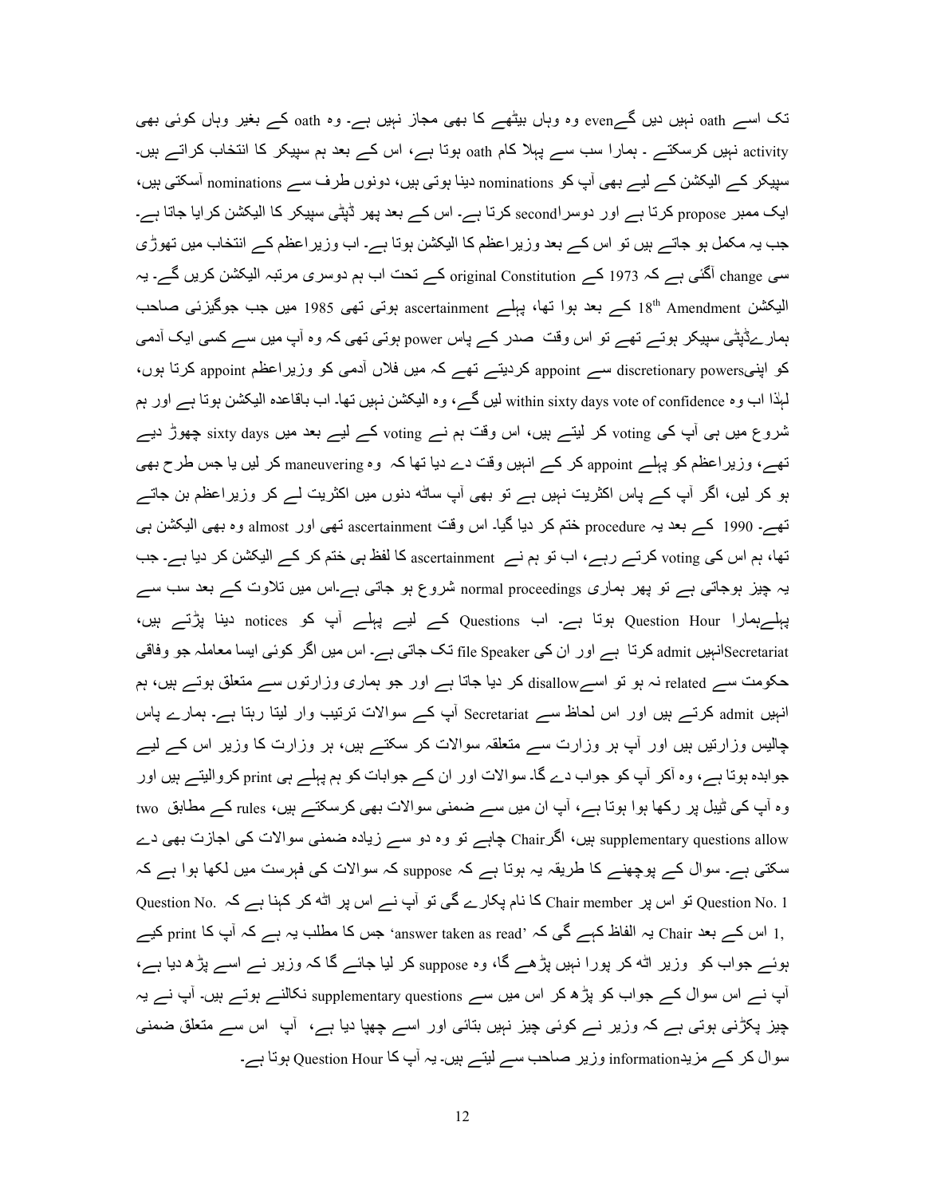تک اسے oath نہیں دیں گےeven وہ وہاں بیٹھنے کا بھی مجاز نہیں ہے۔ وہ oath کے بغیر وہاں کوئی بھی activity نہیں کرسکتے ۔ ہمارا سب سے پہلا کام oath ہوتا ہے، اس کے بعد ہم سپیکر کا انتخاب کراتے ہیں۔ سپیکر کے الیکشن کے لیے بھی آپ کو nominations دینا ہوتی ہیں، دونوں طرف سے nominations آسکتی ہیں، ایک ممبر propose کرتا ہے اور دوسراsecond کرتا ہے۔ اس کے بعد پھر ڈپٹی سپیکر کا الیکشن کرایا جاتا ہے۔ جب یہ مکمل ہو جاتے ہیں تو اس کے بعد وزیراعظم کا الیکشن ہوتا ہے۔ اب وزیراعظم کے انتخاب میں تھوڑی سی change آگئی ہے کہ 1973 کے original Constitution کے تحت اب ہم دوسری مرتبہ الیکشن کریں گے۔ یہ الیکشن 18th Amendment کے بعد ہوا تھا، پہلے ascertainment ہوتی تھی 1985 میں جب جوگیزئی صاحب ہمارےڈپٹی سپیکر ہوتے تھے تو اس وقت صدر کے پاس power ہوتی تھی کہ وہ آپ میں سے کسی ایک آدمی کو اپنیdiscretionary powers سے appoint کردیتے تھے کہ میں فلاں آدمی کو وزیراعظم appoint کرتا ہوں، لہٰذا اب وہ within sixty days vote of confidence لیں گے، وہ الیکشن نہیں تھا۔ اب باقاعدہ الیکشن ہوتا ہے اور ہم شروع میں ہی آپ کی voting کر لیتے ہیں، اس وقت ہم نے voting کے لیے بعد میں sixty days چھوڑ دیے تھے، وزیراعظم کو پہلے appoint کر کے انہیں وقت دے دیا تھا کہ وہ maneuvering کر لیں یا جس طرح بھی ہو کر لیں، اگر آپ کے پاس اکثریت نہیں ہے تو بھی آپ ساٹھ دنوں میں اکثریت لے کر وزیراعظم بن جاتے تھے۔ 1990 کے بعد یہ procedure ختم کر دیا گیا۔ اس وقت ascertainment تھی اور almost وہ بھی الیکشن ہی تھا، ہم اس کی voting کرتے رہے، اب تو ہم نے ascertainment کا لفظ ہی ختم کر کے الیکشن کر دیا ہے۔ جب یہ چیز ہوجاتی ہے تو پھر ہماری normal proceedings شروع ہو جاتی ہے۔اس میں تلاوت کے بعد سب سے پہلےہمارا Question Hour ہوتا ہے۔ اب Questions کے لیے پہلے آپ کو notices دینا پڑتے ہیں، Secretariatانہیں admit کرتا ہے اور ان کی file Speaker تک جاتی ہے۔ اس میں اگر کوئی ایسا معاملہ جو وفاقی حکومت سے related نہ ہو تو اسےdisallow کر دیا جاتا ہے اور جو ہماری وزارتوں سے متعلق ہوتے ہیں، ہم انہیں admit کرتے ہیں اور اس لحاظ سے Secretariat آپ کے سوالات ترتیب وار لیتا رہتا ہے۔ ہمارے پاس چالیس وزارتیں ہیں اور آپ ہر وزارت سے متعلقہ سوالات کر سکتے ہیں، ہر وزارت کا وزیر اس کے لیے جوابدہ ہوتا ہے، وہ آکر آپ کو جواب دے گا۔ سوالات اور ان کے جوابات کو ہم پہلے ہی print کروالیتے ہیں اور وہ آپ کی ٹیبل پر رکھا ہوا ہوتا ہے، آپ ان میں سے ضمنی سوالات بھی کرسکتے ہیں، rules کے مطابق two supplementary questions allow ہیں، اگرChair چاہے تو وہ دو سے زیادہ ضمنی سوالات کی اجازت بھی دے سکتی ہے۔ سوال کے پوچھنے کا طریقہ یہ ہوتا ہے کہ suppose کہ سوالات کی فہرست میں لکھا ہوا ہے کہ Question No. 1 تو اس پر Chair member کا نام پکارے گی تو آپ نے اس پر اٹھ کر کہنا ہے کہ Question No. 1, اس کے بعد Chair یہ الفاظ کہے گی کہ 'answer taken as read' جس کا مطلب یہ ہے کہ آپ کا print کیے ہوئے جواب کو وزیر اٹھ کر پورا نہیں پڑھے گا، وہ suppose کر لیا جائے گا کہ وزیر نے اسے پڑھ دیا ہے، آپ نے اس سوال کے جواب کو پڑھ کر اس میں سے supplementary questions نکالنے ہوتے ہیں۔ آپ نے یہ چیز پکڑنی ہوتی ہے کہ وزیر نے کوئی چیز نہیں بتائی اور اسے چھپا دیا ہے، آپ اس سے متعلق ضمنی سوال کر کے مزیدinformation وزیر صاحب سے لیتے ہیں۔ یہ آپ کا Question Hour ہوتا ہے۔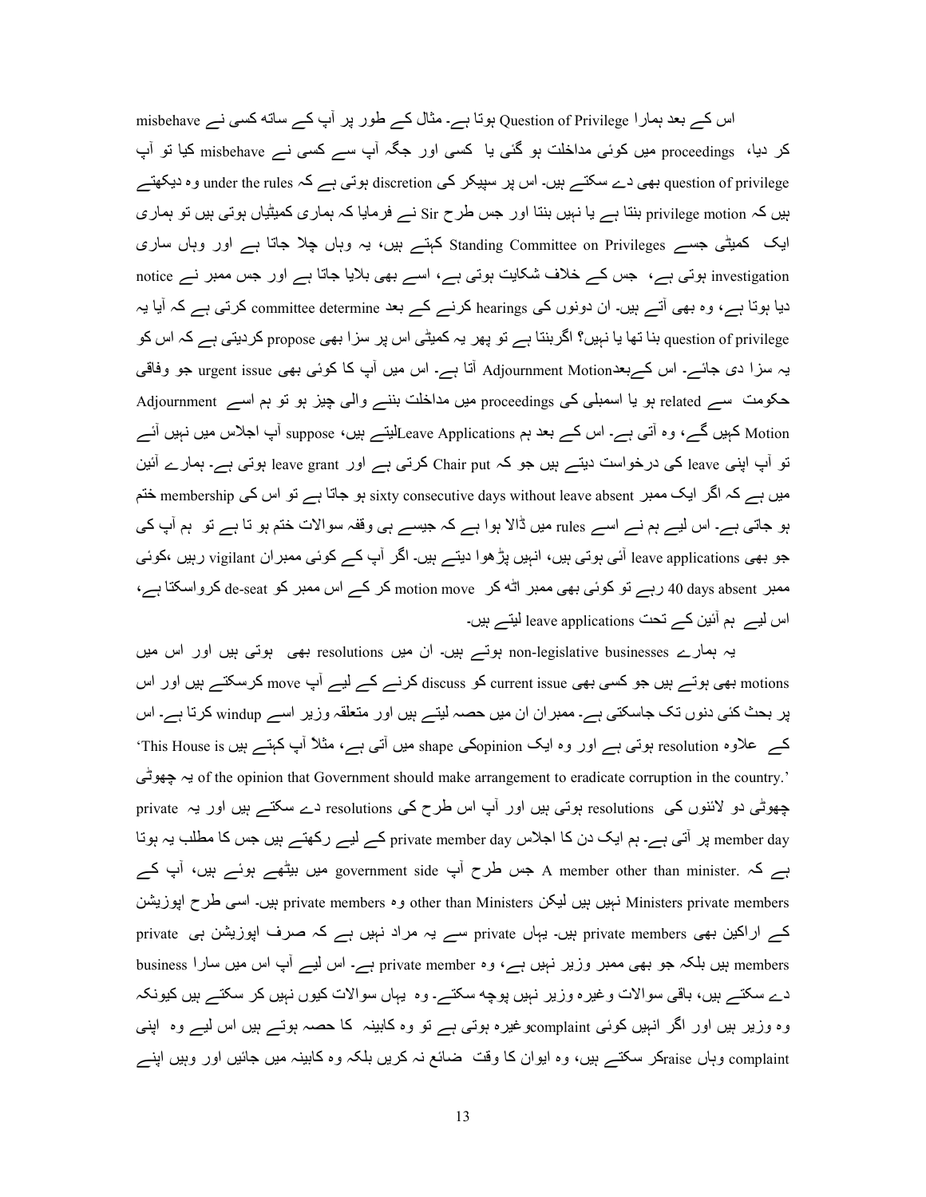اس کے بعد ہمارا Question of Privilege ہوتا ہے۔ مثال کے طور پر آپ کے ساتھ کسی نے misbehave کر دیا، proceedings میں کوئی مداخلت ہو گئی یا کسی اور جگہ آپ سے کسی نے misbehave کیا تو آپ question of privilege بھی دے سکتے ہیں۔ اس پر سپیکر کی discretion ہوتی ہے کہ under the rules وہ دیکھتے ہیں کہ privilege motion بنتا ہے یا نہیں بنتا اور جس طرح Sir نے فرمایا کہ ہماری کمیٹیاں ہوتی ہیں تو ہماری ایک کمیٹی جسے Standing Committee on Privileges کہتے ہیں، یہ وہاں چلا جاتا ہے اور وہاں ساری investigation ہوتی ہے، جس کے خلاف شکایت ہوتی ہے، اسے بھی بلایا جاتا ہے اور جس ممبر نے notice دیا ہوتا ہے، وہ بھی آتے ہیں۔ ان دونوں کی hearings کرنے کے بعد committee determine کرتی ہے کہ آیا یہ question of privilege بنا تھا یا نہیں؟ اگربنتا ہے تو پھر یہ کمیٹی اس پر سزا بھی propose کردیتی ہے کہ اس کو یہ سزا دی جائے۔ اس کےبعدAdjournment Motion آتا ہے۔ اس میں آپ کا کوئی بھی urgent issue جو وفاقی حکومت سے related ہو یا اسمبلی کی proceedings میں مداخلت بننے والی چیز ہو تو ہم اسے Adjournment Motion کہیں گے، وہ آتی ہے۔ اس کے بعد ہم Leave Applicationsلیتے ہیں، suppose آپ اجلاس میں نہیں آئے تو آپ اپنی leave کی درخواست دیتے ہیں جو کہ Chair put کرتی ہے اور leave grant ہوتی ہے۔ ہمارے آئین میں ہے کہ اگر ایک ممبر sixty consecutive days without leave absent ہو جاتا ہے تو اس کی membership ختم ہو جاتی ہے۔ اس لیے ہم نے اسے rules میں ڈالا ہوا ہے کہ جیسے ہی وقفہ سوالات ختم ہو تا ہے تو ہم آپ کی جو بھی leave applications آئی ہوتی ہیں، انہیں پڑھوا دیتے ہیں۔ اگر آپ کے کوئی ممبران vigilant رہیں ،کوئی ممبر 40 days absent رہے تو کوئی بھی ممبر اٹھ کر motion move کر کے اس ممبر کو de-seat کرواسکتا ہے، اس لیے ہم آئین کے تحت leave applications لیتے ہیں۔

یہ ہمارے non-legislative businesses ہوتے ہیں۔ ان میں resolutions بھی ہوتی ہیں اور اس میں motions بھی ہوتے ہیں جو کسی بھی current issue کو discuss کرنے کے لیے آپ move کرسکتے ہیں اور اس پر بحث کئی دنوں تک جاسکتی ہے۔ ممبران ان میں حصہ لیتے ہیں اور متعلقہ وزیر اسے windup کرتا ہے۔ اس کے علاوہ resolution ہوتی ہے اور وہ ایک opinionکی shape میں آتی ہے، مثلاً آپ کہتے ہیں 'This House is of the opinion that Government should make arrangement to eradicate corruption in the country.' یہ چھوٹی چھوٹی دو لائنوں کی resolutions ہوتی ہیں اور آپ اس طرح کی resolutions دے سکتے ہیں اور یہ private member day پر آتی ہے۔ ہم ایک دن کا اجلاس private member day کے لیے رکھتے ہیں جس کا مطلب یہ ہوتا ہے کہ .A member other than minister جس طرح آپ government side میں بیٹھے ہوئے ہیں، آپ کے Ministers private members نہیں ہیں لیکن other than Ministers وہ private members ہیں۔ اسی طرح اپوزیشن کے اراکین بھی private members ہیں۔ یہاں private سے یہ مراد نہیں ہے کہ صرف اپوزیشن ہی private members ہیں بلکہ جو بھی ممبر وزیر نہیں ہے، وہ private member ہے۔ اس لیے آپ اس میں سارا business دے سکتے ہیں، باقی سوالات وغیرہ وزیر نہیں پوچھ سکتے۔ وہ یہاں سوالات کیوں نہیں کر سکتے ہیں کیونکہ وہ وزیر ہیں اور اگر انہیں کوئی complaintوغیرہ ہوتی ہے تو وہ کابینہ کا حصہ ہوتے ہیں اس لیے وہ اپنی complaint وہاں raiseکر سکتے ہیں، وہ ایوان کا وقت ضائع نہ کریں بلکہ وہ کابینہ میں جائیں اور وہیں اپنے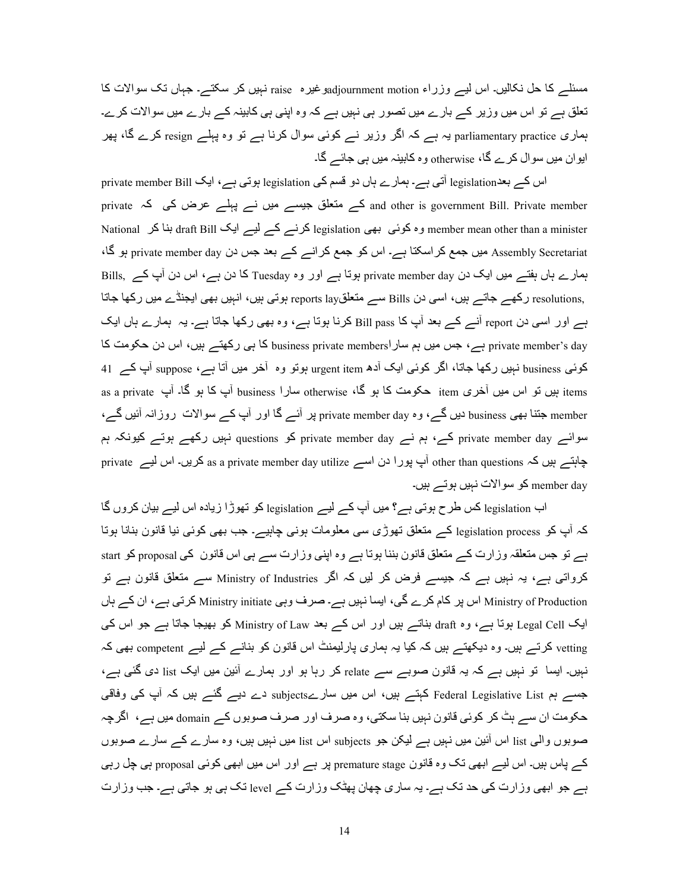مسئلے کا حل نکالیں۔ اس لیے وزراء adjournment motion وغیرہ raise نہیں کر سکتے۔ جہاں تک سوالات کا تعلق ہے تو اس میں وزیر کے بارے میں تصور ہی نہیں ہے کہ وہ اپنی ہی کابینہ کے بارے میں سوالات کرے۔ ہماری parliamentary practice یہ ہے کہ اگر وزیر نے کوئی سوال کرنا ہے تو وہ پہلے resign کرے گا، پھر ایوان میں سوال کرے گا، otherwise وہ کابینہ میں ہی جائے گا۔

اس کے بعد legislation آتی ہے۔ ہمارے ہاں دو قسم کی legislation ہوتی ہے، ایک private member Bill and other is government Bill. Private member کے متعلق جیسے میں نے پہلے عرض کی کہ private member mean other than a minister وہ کوئی بھی legislation کرنے کے لیے ایک draft Bill بنا کر National Assembly Secretariat میں جمع کراسکتا ہے۔ اس کو جمع کرانے کے بعد جس دن private member day ہو گا، ہمارے ہاں ہفتے میں ایک دن private member day ہوتا ہے اور وہ Tuesday کا دن ہے، اس دن آپ کے Bills, resolutions, رکھے جاتے ہیں، اسی دن Bills سے متعلق reports lay ہوتی ہیں، انہیں بھی ایجنڈے میں رکھا جاتا ہے اور اسی دن report آنے کے بعد آپ کا Bill pass کرنا ہوتا ہے، وہ بھی رکھا جاتا ہے۔ یہ ہمارے ہاں ایک private member's day ہے، جس میں ہم سارا business private members کا ہی رکھتے ہیں، اس دن حکومت کا کوئی business نہیں رکھا جاتا، اگر کوئی ایک آدھ urgent item ہوتو وہ آخر میں آتا ہے، suppose آپ کے 41 items ہیں تو اس میں آخری item حکومت کا ہو گا، otherwise سارا business آپ کا ہو گا۔ آپ as a private member جتنا بھی business دیں گے، وہ private member day پر آئے گا اور آپ کے سوالات روزانہ آئیں گے، سوائے private member day کے، ہم نے private member day کو questions نہیں رکھے ہوتے کیونکہ ہم چاہتے ہیں کہ other than questions آپ پورا دن اسے as a private member day utilize کریں۔ اس لیے private member day کو سوالات نہیں ہوتے ہیں۔

اب legislation کس طرح ہوتی ہے؟ میں آپ کے لیے legislation کو تھوڑا زیادہ اس لیے بیان کروں گا کہ آپ کو legislation process کے متعلق تھوڑی سی معلومات ہونی چاہیے۔ جب بھی کوئی نیا قانون بنانا ہوتا ہے تو جس متعلقہ وزارت کے متعلق قانون بننا ہوتا ہے وہ اپنی وزارت سے ہی اس قانون کی proposal کو start کرواتی ہے، یہ نہیں ہے کہ جیسے فرض کر لیں کہ اگر Ministry of Industries سے متعلق قانون ہے تو Ministry of Production اس پر کام کرے گی، ایسا نہیں ہے۔ صرف وہی Ministry initiate کرتی ہے، ان کے ہاں ایک Legal Cell ہوتا ہے، وہ draft بناتے ہیں اور اس کے بعد Ministry of Law کو بھیجا جاتا ہے جو اس کی vetting کرتے ہیں۔ وہ دیکھتے ہیں کہ کیا یہ ہماری پارلیمنٹ اس قانون کو بنانے کے لیے competent بھی کہ نہیں۔ ایسا تو نہیں ہے کہ یہ قانون صوبے سے relate کر رہا ہو اور ہمارے آئین میں ایک list دی گئی ہے، جسے ہم Federal Legislative List کہتے ہیں، اس میں سارے subjects دے دیے گئے ہیں کہ آپ کی وفاقی حکومت ان سے ہٹ کر کوئی قانون نہیں بنا سکتی، وہ صرف اور صرف صوبوں کے domain میں ہے، اگرچہ صوبوں والی list اس آئین میں نہیں ہے لیکن جو subjects اس list میں نہیں ہیں، وہ سارے کے سارے صوبوں کے پاس ہیں۔ اس لیے ابھی تک وہ قانون premature stage پر ہے اور اس میں ابھی کوئی proposal ہی چل رہی ہے جو ابھی وزارت کی حد تک ہے۔ یہ ساری چھان پھٹک وزارت کے level تک ہی ہو جاتی ہے۔ جب وزارت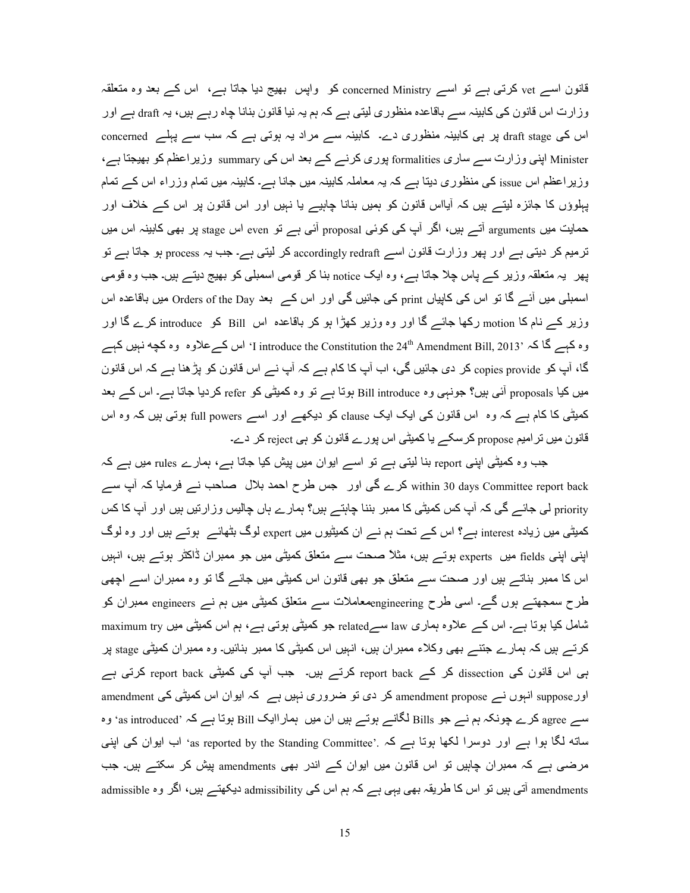قانون اسے vet کرتی ہے تو اسے concerned Ministry کو واپس بھیج دیا جاتا ہے، اس کے بعد وہ متعلقہ وزارت اس قانون کی کابینہ سے باقاعدہ منظوری لیتی ہے کہ ہم یہ نیا قانون بنانا چاہ رہے ہیں، یہ draft ہے اور اس کی draft stage پر ہی کابینہ منظوری دے۔ کابینہ سے مراد یہ ہوتی ہے کہ سب سے پہلے concerned Minister اپنی وزارت سے ساری formalities پوری کرنے کے بعد اس کی summary وزیراعظم کو بھیجتا ہے، وزیراعظم اس issue کی منظوری دیتا ہے کہ یہ معاملہ کابینہ میں جانا ہے۔ کابینہ میں تمام وزراء اس کے تمام پہلوؤں کا جائزہ لیتے ہیں کہ آیااس قانون کو ہمیں بنانا چاہیے یا نہیں اور اس قانون پر اس کے خلاف اور حمایت میں arguments آتے ہیں، اگر آپ کی کوئی proposal آئی ہے تو even اس stage پر بھی کابینہ اس میں ترمیم کر دیتی ہے اور پھر وزارت قانون اسے accordingly redraft کر لیتی ہے۔ جب یہ process ہو جاتا ہے تو پھر یہ متعلقہ وزیر کے پاس چلا جاتا ہے، وہ ایک notice بنا کر قومی اسمبلی کو بھیج دیتے ہیں۔ جب وہ قومی اسمبلی میں آئے گا تو اس کی کاپیاں print کی جائیں گی اور اس کے بعد Orders of the Day میں باقاعدہ اس وزیر کے نام کا motion رکھا جائے گا اور وہ وزیر کھڑا ہو کر باقاعدہ اس Bill کو introduce کرے گا اور وہ کہے گا کہ 'I introduce the Constitution the 24th Amendment Bill, 2013' اس کےعلاوہ وہ کچھ نہیں کہے گا، آپ کو copies provide کر دی جائیں گی، اب آپ کا کام ہے کہ آپ نے اس قانون کو پڑھنا ہے کہ اس قانون میں کیا proposals آئی ہیں؟ جونہی وہ Bill introduce ہوتا ہے تو وہ کمیٹی کو refer کردیا جاتا ہے۔ اس کے بعد کمیٹی کا کام ہے کہ وہ اس قانون کی ایک ایک clause کو دیکھے اور اسے full powers ہوتی ہیں کہ وہ اس قانون میں ترامیم propose کرسکے یا کمیٹی اس پورے قانون کو ہی reject کر دے۔

جب وہ کمیٹی اپنی report بنا لیتی ہے تو اسے ایوان میں پیش کیا جاتا ہے، ہمارے rules میں ہے کہ within 30 days Committee report back کرے گی اور جس طرح احمد بلال صاحب نے فرمایا کہ آپ سے priority لی جائے گی کہ آپ کس کمیٹی کا ممبر بننا چاہتے ہیں؟ ہمارے ہاں چالیس وزارتیں ہیں اور آپ کا کس کمیٹی میں زیادہ interest ہے؟ اس کے تحت ہم نے ان کمیٹیوں میں expert لوگ بٹھائے ہوتے ہیں اور وہ لوگ اپنی اپنی fields میں experts ہوتے ہیں، مثلاً صحت سے متعلق کمیٹی میں جو ممبران ڈاکٹر ہوتے ہیں، انہیں اس کا ممبر بناتے ہیں اور صحت سے متعلق جو بھی قانون اس کمیٹی میں جائے گا تو وہ ممبران اسے اچھی طرح سمجھتے ہوں گے۔ اسی طرح engineeringمعاملات سے متعلق کمیٹی میں ہم نے engineers ممبران کو شامل کیا ہوتا ہے۔ اس کے علاوہ ہماری law سےrelated جو کمیٹی ہوتی ہے، ہم اس کمیٹی میں maximum try کرتے ہیں کہ ہمارے جتنے بھی وکلاء ممبران ہیں، انہیں اس کمیٹی کا ممبر بنائیں۔ وہ ممبران کمیٹی stage پر ہی اس قانون کی dissection کر کے report back کرتے ہیں۔ جب آپ کی کمیٹی report back کرتی ہے اورsuppose انہوں نے amendment propose کر دی تو ضروری نہیں ہے کہ ایوان اس کمیٹی کی amendment سے agree کرے چونکہ ہم نے جو Bills لگانے ہوتے ہیں ان میں ہماراایک Bill ہوتا ہے کہ 'as introduced' وہ ساتھ لگا ہوا ہے اور دوسرا لکھا ہوتا ہے کہ 'as reported by the Standing Committee'. اب ایوان کی اپنی مرضی ہے کہ ممبران چاہیں تو اس قانون میں ایوان کے اندر بھی amendments پیش کر سکتے ہیں۔ جب amendments آتی ہیں تو اس کا طریقہ بھی یہی ہے کہ ہم اس کی admissibility دیکھتے ہیں، اگر وہ admissible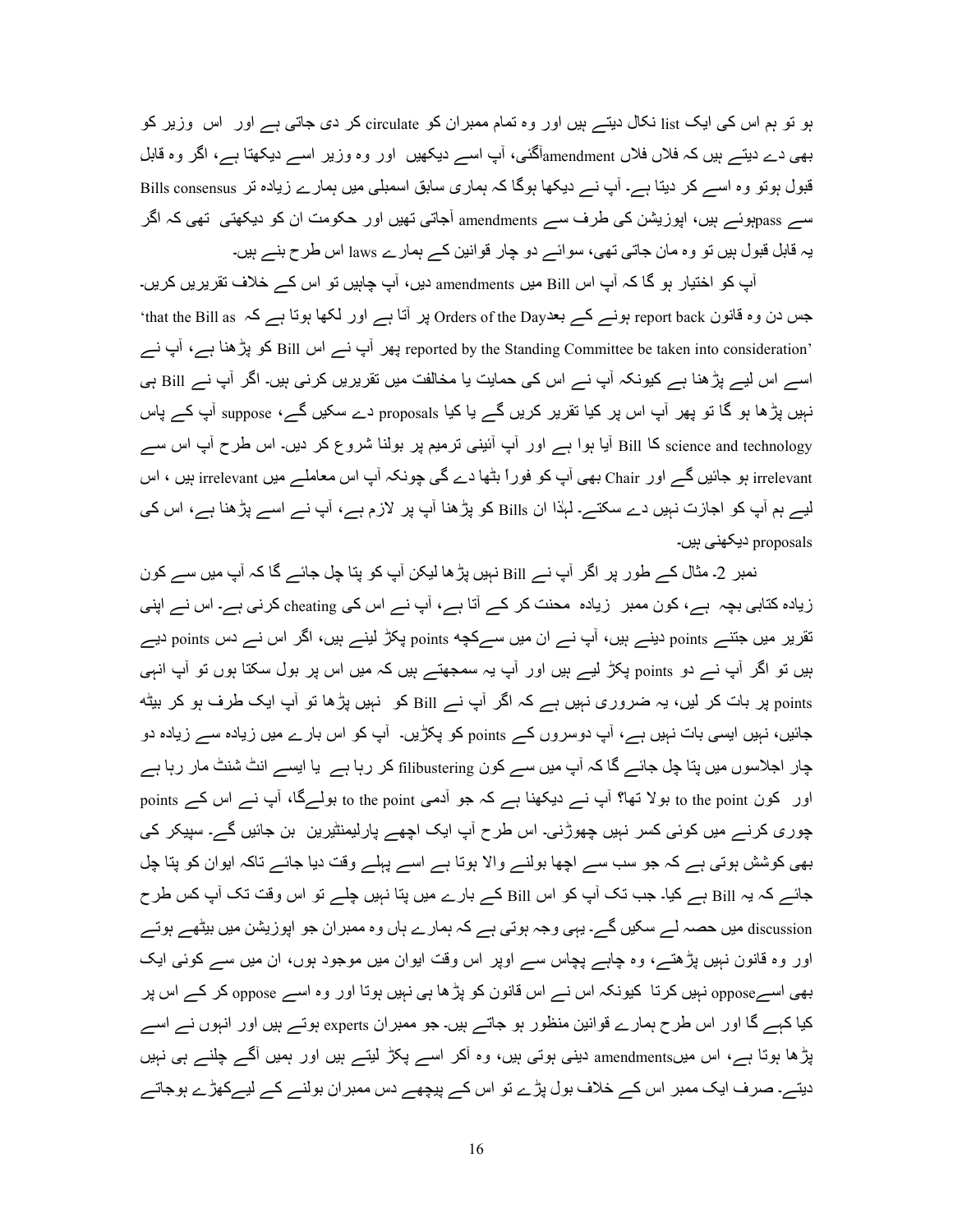ہو تو ہم اس کی ایک list نکال دیتے ہیں اور وہ تمام ممبران کو circulate کر دی جاتی ہے اور اس وزیر کو بھی دے دیتے ہیں کہ فلاں فلاں amendmentآگئی، آپ اسے دیکھیں اور وہ وزیر اسے دیکھتا ہے، اگر وہ قابل قبول ہوتو وہ اسے کر دیتا ہے۔ آپ نے دیکھا ہوگا کہ ہماری سابق اسمبلی میں ہمارے زیادہ تر Bills consensus سے passہوئے ہیں، اپوزیشن کی طرف سے amendments آجاتی تھیں اور حکومت ان کو دیکھتی تھی کہ اگر یہ قابل قبول ہیں تو وہ مان جاتی تھی، سوائے دو چار قوانین کے ہمارے laws اس طرح بنے ہیں۔

آپ کو اختیار ہو گا کہ آپ اس Bill میں amendments دیں، آپ چاہیں تو اس کے خلاف تقریریں کریں۔ جس دن وہ قانون report back ہونے کے بعدOrders of the Day پر آتا ہے اور لکھا ہوتا ہے کہ 'that the Bill as reported by the Standing Committee be taken into consideration' پھر آپ نے اس Bill کو پڑھنا ہے، آپ نے اسے اس لیے پڑھنا ہے کیونکہ آپ نے اس کی حمایت یا مخالفت میں تقریریں کرنی ہیں۔ اگر آپ نے Bill ہی نہیں پڑھا ہو گا تو پھر آپ اس پر کیا تقریر کریں گے یا کیا proposals دے سکیں گے، suppose آپ کے پاس science and technology کا Bill آیا ہوا ہے اور آپ آئینی ترمیم پر بولنا شروع کر دیں۔ اس طرح آپ اس سے irrelevant ہو جائیں گے اور Chair بھی آپ کو فوراً بٹھا دے گی چونکہ آپ اس معاملے میں irrelevant ہیں ، اس لیے ہم آپ کو اجازت نہیں دے سکتے۔ لہٰذا ان Bills کو پڑھنا آپ پر لازم ہے، آپ نے اسے پڑھنا ہے، اس کی proposals دیکھنی ہیں۔

نمبر 2۔ مثال کے طور پر اگر آپ نے Bill نہیں پڑھا لیکن آپ کو پتا چل جائے گا کہ آپ میں سے کون زیادہ کتابی بچہ ہے، کون ممبر زیادہ محنت کر کے آتا ہے، آپ نے اس کی cheating کرنی ہے۔ اس نے اپنی تقریر میں جتنے points دینے ہیں، آپ نے ان میں سےکچھ points پکڑ لینے ہیں، اگر اس نے دس points دیے ہیں تو اگر آپ نے دو points پکڑ لیے ہیں اور آپ یہ سمجھتے ہیں کہ میں اس پر بول سکتا ہوں تو آپ انہی points پر بات کر لیں، یہ ضروری نہیں ہے کہ اگر آپ نے Bill کو نہیں پڑھا تو آپ ایک طرف ہو کر بیٹھ جائیں، نہیں ایسی بات نہیں ہے، آپ دوسروں کے points کو پکڑیں۔ آپ کو اس بارے میں زیادہ سے زیادہ دو چار اجلاسوں میں پتا چل جائے گا کہ آپ میں سے کون filibustering کر رہا ہے یا ایسے انٹ شنٹ مار رہا ہے اور کون to the point بولا تھا؟ آپ نے دیکھنا ہے کہ جو آدمی to the point بولےگا، آپ نے اس کے points چوری کرنے میں کوئی کسر نہیں چھوڑنی۔ اس طرح آپ ایک اچھے پارلیمنٹیرین بن جائیں گے۔ سپیکر کی بھی کوشش ہوتی ہے کہ جو سب سے اچھا بولنے والا ہوتا ہے اسے پہلے وقت دیا جائے تاکہ ایوان کو پتا چل جائے کہ یہ Bill ہے کیا۔ جب تک آپ کو اس Bill کے بارے میں پتا نہیں چلے تو اس وقت تک آپ کس طرح discussion میں حصہ لے سکیں گے۔ یہی وجہ ہوتی ہے کہ ہمارے ہاں وہ ممبران جو اپوزیشن میں بیٹھے ہوتے اور وہ قانون نہیں پڑھتے، وہ چاہے پچاس سے اوپر اس وقت ایوان میں موجود ہوں، ان میں سے کوئی ایک بھی اسےoppose نہیں کرتا کیونکہ اس نے اس قانون کو پڑھا ہی نہیں ہوتا اور وہ اسے oppose کر کے اس پر کیا کہے گا اور اس طرح ہمارے قوانین منظور ہو جاتے ہیں۔ جو ممبران experts ہوتے ہیں اور انہوں نے اسے پڑھا ہوتا ہے، اس میںamendments دینی ہوتی ہیں، وہ آکر اسے پکڑ لیتے ہیں اور ہمیں آگے چلنے ہی نہیں دیتے۔ صرف ایک ممبر اس کے خلاف بول پڑے تو اس کے پیچھے دس ممبران بولنے کے لیےکھڑے ہوجاتے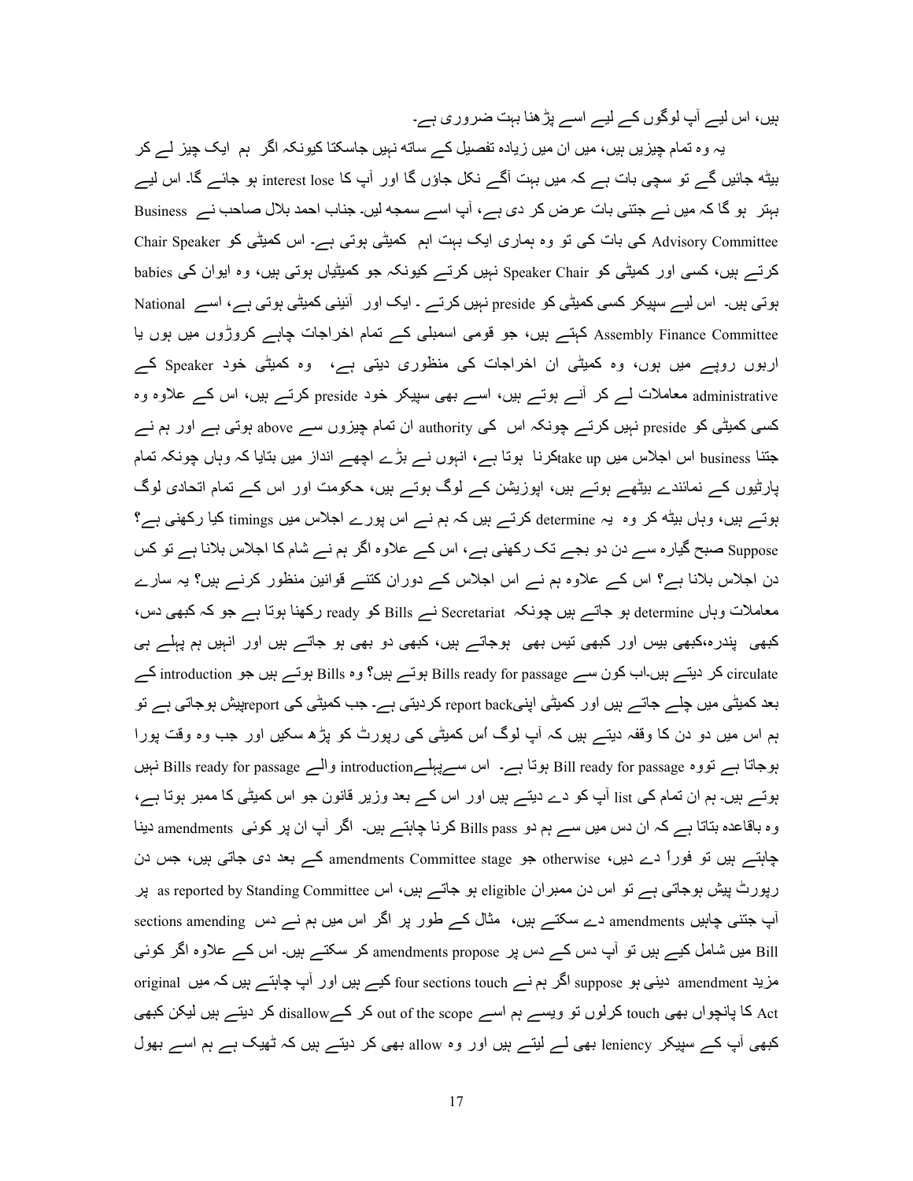ہیں، اس لیے آپ لوگوں کے لیے اسے پڑھنا بہت ضروری ہے۔

یہ وہ تمام چیزیں ہیں، میں ان میں زیادہ تفصیل کے ساتھ نہیں جاسکتا کیونکہ اگر ہم ایک چیز لے کر بیٹھ جائیں گے تو سچی بات ہے کہ میں بہت آگے نکل جاؤں گا اور آپ کا interest lose ہو جائے گا۔ اس لیے بہتر ہو گا کہ میں نے جتنی بات عرض کر دی ہے، آپ اسے سمجھ لیں۔ جناب احمد بلال صاحب نے Business Advisory Committee کی بات کی تو وہ ہماری ایک بہت اہم کمیٹی ہوتی ہے۔ اس کمیٹی کو Chair Speaker کرتے ہیں، کسی اور کمیٹی کو Speaker Chair نہیں کرتے کیونکہ جو کمیٹیاں ہوتی ہیں، وہ ایوان کی babies ہوتی ہیں۔ اس لیے سپیکر کسی کمیٹی کو preside نہیں کرتے ۔ ایک اور آئینی کمیٹی ہوتی ہے، اسے National Assembly Finance Committee کہتے ہیں، جو قومی اسمبلی کے تمام اخراجات چاہے کروڑوں میں ہوں یا اربوں روپے میں ہوں، وہ کمیٹی ان اخراجات کی منظوری دیتی ہے، وہ کمیٹی خود Speaker کے administrative معاملات لے کر آتے ہوتے ہیں، اسے بھی سپیکر خود preside کرتے ہیں، اس کے علاوہ وہ کسی کمیٹی کو preside نہیں کرتے چونکہ اس کی authority ان تمام چیزوں سے above ہوتی ہے اور ہم نے جتنا business اس اجلاس میں take upکرنا ہوتا ہے، انہوں نے بڑے اچھے انداز میں بتایا کہ وہاں چونکہ تمام پارٹیوں کے نمائندے بیٹھے ہوتے ہیں، اپوزیشن کے لوگ ہوتے ہیں، حکومت اور اس کے تمام اتحادی لوگ ہوتے ہیں، وہاں بیٹھ کر وہ یہ determine کرتے ہیں کہ ہم نے اس پورے اجلاس میں timings کیا رکھنی ہے؟ Suppose صبح گیارہ سے دن دو بجے تک رکھنی ہے، اس کے علاوہ اگر ہم نے شام کا اجلاس بلانا ہے تو کس دن اجلاس بلانا ہے؟ اس کے علاوہ ہم نے اس اجلاس کے دوران کتنے قوانین منظور کرنے ہیں؟ یہ سارے معاملات وہاں determine ہو جاتے ہیں چونکہ Secretariat نے Bills کو ready رکھنا ہوتا ہے جو کہ کبھی دس، کبھی پندرہ،کبھی بیس اور کبھی تیس بھی ہوجاتے ہیں، کبھی دو بھی ہو جاتے ہیں اور انہیں ہم پہلے ہی circulate کر دیتے ہیں۔اب کون سے Bills ready for passage ہوتے ہیں؟ وہ Bills ہوتے ہیں جو introduction کے بعد کمیٹی میں چلے جاتے ہیں اور کمیٹی اپنیreport back کردیتی ہے۔ جب کمیٹی کی reportپیش ہوجاتی ہے تو ہم اس میں دو دن کا وقفہ دیتے ہیں کہ آپ لوگ اُس کمیٹی کی رپورٹ کو پڑھ سکیں اور جب وہ وقت پورا ہوجاتا ہے تووہ Bill ready for passage ہوتا ہے۔ اس سےپہلےintroduction والے Bills ready for passage نہیں ہوتے ہیں۔ ہم ان تمام کی list آپ کو دے دیتے ہیں اور اس کے بعد وزیر قانون جو اس کمیٹی کا ممبر ہوتا ہے، وہ باقاعدہ بتاتا ہے کہ ان دس میں سے ہم دو Bills pass کرنا چاہتے ہیں۔ اگر آپ ان پر کوئی amendments دینا چاہتے ہیں تو فوراً دے دیں، otherwise جو amendments Committee stage کے بعد دی جاتی ہیں، جس دن رپورٹ پیش ہوجاتی ہے تو اس دن ممبران eligible ہو جاتے ہیں، اس as reported by Standing Committee پر آپ جتنی چاہیں amendments دے سکتے ہیں، مثال کے طور پر اگر اس میں ہم نے دس sections amending Bill میں شامل کیے ہیں تو آپ دس کے دس پر amendments propose کر سکتے ہیں۔ اس کے علاوہ اگر کوئی مزید amendment دینی ہو suppose اگر ہم نے four sections touch کیے ہیں اور آپ چاہتے ہیں کہ میں original Act کا پانچواں بھی touch کرلوں تو ویسے ہم اسے out of the scope کر کےdisallow کر دیتے ہیں لیکن کبھی کبھی آپ کے سپیکر leniency بھی لے لیتے ہیں اور وہ allow بھی کر دیتے ہیں کہ ٹھیک ہے ہم اسے بھول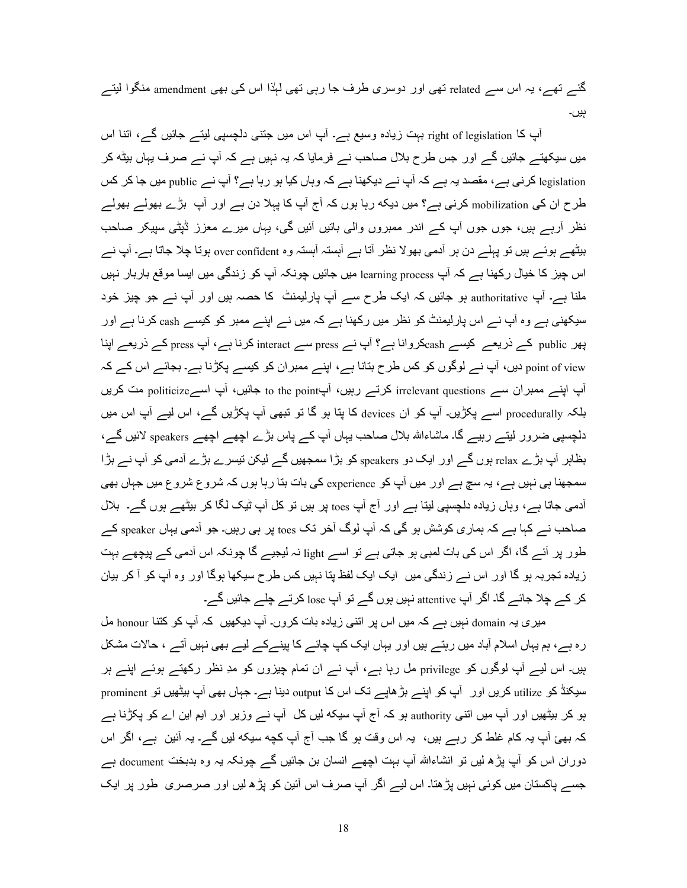گئے تھے، یہ اس سے related تھی اور دوسری طرف جا رہی تھی لہٰذا اس کی بھی amendment منگوا لیتے ہیں۔

آپ کا right of legislation بہت زیادہ وسیع ہے۔ آپ اس میں جتنی دلچسپی لیتے جائیں گے، اتنا اس میں سیکھتے جائیں گے اور جس طرح بلال صاحب نے فرمایا کہ یہ نہیں ہے کہ آپ نے صرف یہاں بیٹھ کر legislation کرنی ہے، مقصد یہ ہے کہ آپ نے دیکھنا ہے کہ وہاں کیا ہو رہا ہے؟ آپ نے public میں جا کر کس طرح ان کی mobilization کرنی ہے؟ میں دیکھ رہا ہوں کہ آج آپ کا پہلا دن ہے اور آپ بڑے بھولے بھولے نظر آرہے ہیں، جوں جوں آپ کے اندر ممبروں والی باتیں آئیں گی، یہاں میرے معزز ڈپٹی سپیکر صاحب بیٹھے ہوئے ہیں تو پہلے دن ہر آدمی بھولا نظر آتا ہے آہستہ آہستہ وہ over confident ہوتا چلا جاتا ہے۔ آپ نے اس چیز کا خیال رکھنا ہے کہ آپ learning process میں جائیں چونکہ آپ کو زندگی میں ایسا موقع باربار نہیں ملنا ہے۔ آپ authoritative ہو جائیں کہ ایک طرح سے آپ پارلیمنٹ کا حصہ ہیں اور آپ نے جو چیز خود سیکھنی ہے وہ آپ نے اس پارلیمنٹ کو نظر میں رکھنا ہے کہ میں نے اپنے ممبر کو کیسے cash کرنا ہے اور پھر public کے ذریعے کیسے cashکروانا ہے؟ آپ نے press سے interact کرنا ہے، آپ press کے ذریعے اپنا point of view دیں، آپ نے لوگوں کو کس طرح بتانا ہے، اپنے ممبران کو کیسے پکڑنا ہے۔ بجائے اس کے کہ آپ اپنے ممبران سے irrelevant questions کرتے رہیں، آپ to the point جائیں، آپ اسے politicize مت کریں بلکہ procedurally اسے پکڑیں۔ آپ کو ان devices کا پتا ہو گا تو تبھی آپ پکڑیں گے، اس لیے آپ اس میں دلچسپی ضرور لیتے رہیے گا۔ ماشاءاللہ بلال صاحب یہاں آپ کے پاس بڑے اچھے اچھے speakers لائیں گے، بظاہر آپ بڑے relax ہوں گے اور ایک دو speakers کو بڑا سمجھیں گے لیکن تیسرے بڑے آدمی کو آپ نے بڑا سمجھنا ہی نہیں ہے، یہ سچ ہے اور میں آپ کو experience کی بات بتا رہا ہوں کہ شروع شروع میں جہاں بھی آدمی جاتا ہے، وہاں زیادہ دلچسپی لیتا ہے اور آج آپ toes پر ہیں تو کل آپ ٹیک لگا کر بیٹھے ہوں گے۔ بلال صاحب نے کہا ہے کہ ہماری کوشش ہو گی کہ آپ لوگ آخر تک toes پر ہی رہیں۔ جو آدمی یہاں speaker کے طور پر آئے گا، اگر اس کی بات لمبی ہو جاتی ہے تو اسے light نہ لیجیے گا چونکہ اس آدمی کے پیچھے بہت زیادہ تجربہ ہو گا اور اس نے زندگی میں ایک ایک لفظ پتا نہیں کس طرح سیکھا ہوگا اور وہ آپ کو آ کر بیان کر کے چلا جائے گا۔ اگر آپ attentive نہیں ہوں گے تو آپ lose کرتے چلے جائیں گے۔

میری یہ domain نہیں ہے کہ میں اس پر اتنی زیادہ بات کروں۔ آپ دیکھیں کہ آپ کو کتنا honour مل رہ ہے، ہم یہاں اسلام آباد میں رہتے ہیں اور یہاں ایک کپ چائے کا پینےکے لیے بھی نہیں آتے ، حالات مشکل ہیں۔ اس لیے آپ لوگوں کو privilege مل رہا ہے، آپ نے ان تمام چیزوں کو مدِ نظر رکھتے ہوئے اپنے ہر سیکنڈ کو utilize کریں اور آپ کو اپنے بڑھاپے تک اس کا output دینا ہے۔ جہاں بھی آپ بیٹھیں تو prominent ہو کر بیٹھیں اور آپ میں اتنی authority ہو کہ آج آپ سیکھ لیں کل آپ نے وزیر اور ایم این اے کو پکڑنا ہے کہ بھئ آپ یہ کام غلط کر رہے ہیں، یہ اس وقت ہو گا جب آج آپ کچھ سیکھ لیں گے۔ یہ آئین ہے، اگر اس دوران اس کو آپ پڑھ لیں تو انشاءاللہ آپ بہت اچھے انسان بن جائیں گے چونکہ یہ وہ بدبخت document ہے جسے پاکستان میں کوئی نہیں پڑھتا۔ اس لیے اگر آپ صرف اس آئین کو پڑھ لیں اور سرسری طور پر ایک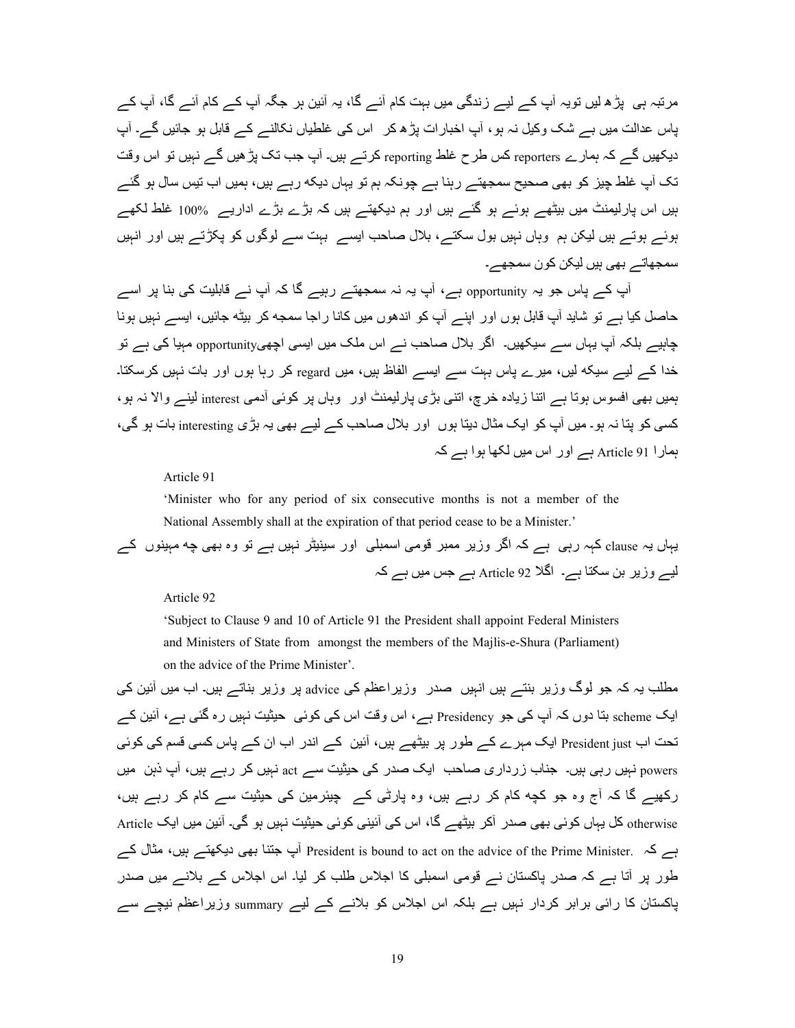مرتبہ ہی پڑھ لیں تویہ آپ کے لیے زندگی میں بہت کام آئے گا، یہ آئین ہر جگہ آپ کے کام آئے گا، آپ کے پاس عدالت میں بے شک وکیل نہ ہو، آپ اخبارات پڑھ کر اس کی غلطیاں نکالنے کے قابل ہو جائیں گے۔ آپ دیکھیں گے کہ ہمارے reporters کس طرح غلط reporting کرتے ہیں۔ آپ جب تک پڑھیں گے نہیں تو اس وقت تک آپ غلط چیز کو بھی صحیح سمجھتے رہنا ہے چونکہ ہم تو یہاں دیکھ رہے ہیں، ہمیں اب تیس سال ہو گئے ہیں اس پارلیمنٹ میں بیٹھے ہوئے ہو گئے ہیں اور ہم دیکھتے ہیں کہ بڑے بڑے اداریے 100% غلط لکھے ہوئے ہوتے ہیں لیکن ہم وہاں نہیں بول سکتے، بلال صاحب ایسے بہت سے لوگوں کو پکڑتے ہیں اور انہیں سمجھاتے بھی ہیں لیکن کون سمجھے۔

آپ کے پاس جو یہ opportunity ہے، آپ یہ نہ سمجھتے رہیے گا کہ آپ نے قابلیت کی بنا پر اسے حاصل کیا ہے تو شاید آپ قابل ہوں اور اپنے آپ کو اندھوں میں کانا راجا سمجھ کر بیٹھ جائیں، ایسے نہیں ہونا چاہیے بلکہ آپ یہاں سے سیکھیں۔ اگر بلال صاحب نے اس ملک میں ایسی اچھیopportunity مہیا کی ہے تو خدا کے لیے سیکھ لیں، میرے پاس بہت سے ایسے الفاظ ہیں، میں regard کر رہا ہوں اور بات نہیں کرسکتا۔ ہمیں بھی افسوس ہوتا ہے اتنا زیادہ خرچ، اتنی بڑی پارلیمنٹ اور وہاں پر کوئی آدمی interest لینے والا نہ ہو، کسی کو پتا نہ ہو۔ میں آپ کو ایک مثال دیتا ہوں اور بلال صاحب کے لیے بھی یہ بڑی interesting بات ہو گی، ہمارا Article 91 ہے اور اس میں لکھا ہوا ہے کہ

> Article 91
>
> 'Minister who for any period of six consecutive months is not a member of the National Assembly shall at the expiration of that period cease to be a Minister.'

یہاں یہ clause کہہ رہی ہے کہ اگر وزیر ممبر قومی اسمبلی اور سینیٹر نہیں ہے تو وہ بھی چھ مہینوں کے لیے وزیر بن سکتا ہے۔ اگلا Article 92 ہے جس میں ہے کہ

> Article 92
>
> 'Subject to Clause 9 and 10 of Article 91 the President shall appoint Federal Ministers and Ministers of State from amongst the members of the Majlis-e-Shura (Parliament) on the advice of the Prime Minister'.

مطلب یہ کہ جو لوگ وزیر بنتے ہیں انہیں صدر وزیراعظم کی advice پر وزیر بناتے ہیں۔ اب میں آئین کی ایک scheme بتا دوں کہ آپ کی جو Presidency ہے، اس وقت اس کی کوئی حیثیت نہیں رہ گئی ہے، آئین کے تحت اب President just ایک مہرے کے طور پر بیٹھے ہیں، آئین کے اندر اب ان کے پاس کسی قسم کی کوئی powers نہیں رہی ہیں۔ جناب زرداری صاحب ایک صدر کی حیثیت سے act نہیں کر رہے ہیں، آپ ذہن میں رکھیے گا کہ آج وہ جو کچھ کام کر رہے ہیں، وہ پارٹی کے چیئرمین کی حیثیت سے کام کر رہے ہیں، otherwise کل یہاں کوئی بھی صدر آکر بیٹھے گا، اس کی آئینی کوئی حیثیت نہیں ہو گی۔ آئین میں ایک Article ہے کہ .President is bound to act on the advice of the Prime Minister آپ جتنا بھی دیکھتے ہیں، مثال کے طور پر آتا ہے کہ صدر پاکستان نے قومی اسمبلی کا اجلاس طلب کر لیا۔ اس اجلاس کے بلانے میں صدر پاکستان کا رائی برابر کردار نہیں ہے بلکہ اس اجلاس کو بلانے کے لیے summary وزیراعظم نیچے سے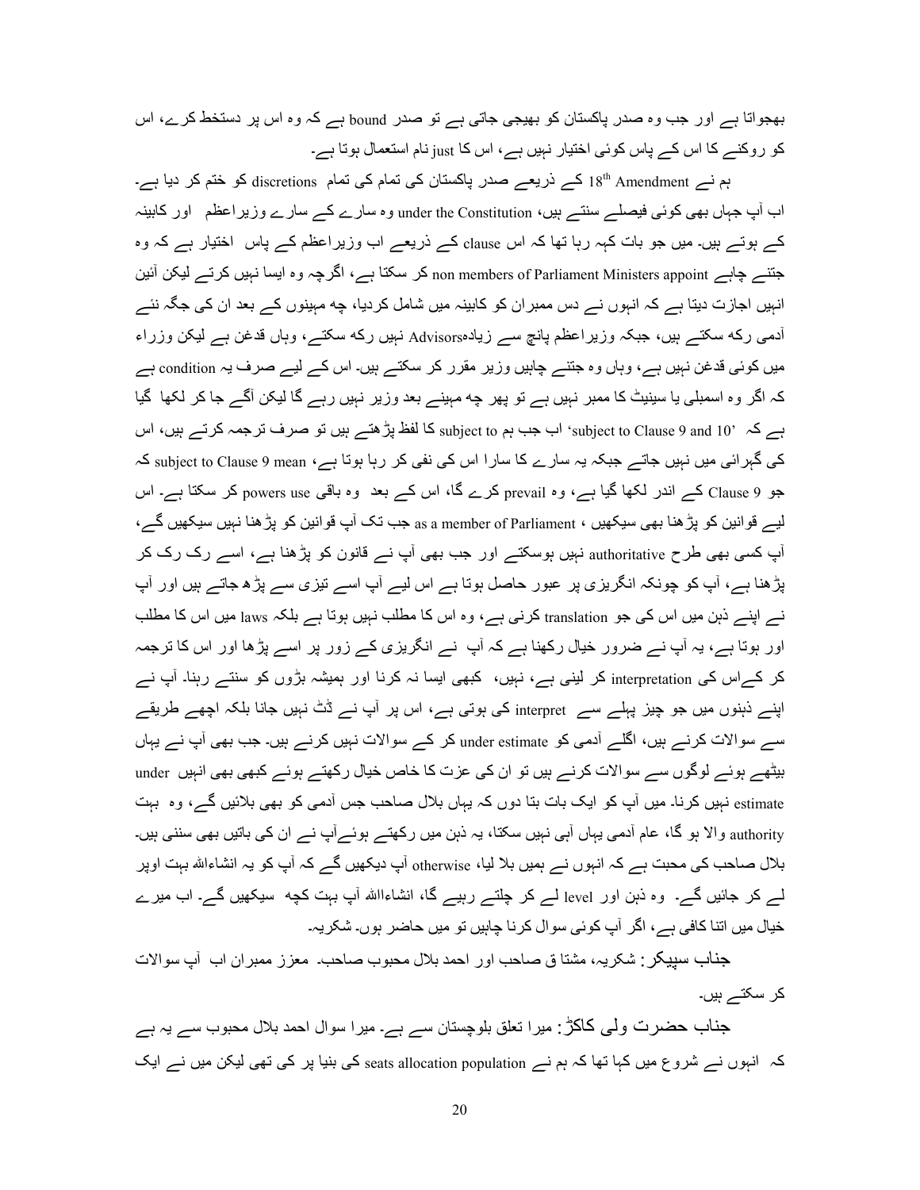بھجواتا ہے اور جب وہ صدر پاکستان کو بھیجی جاتی ہے تو صدر bound ہے کہ وہ اس پر دستخط کرے، اس کو روکنے کا اس کے پاس کوئی اختیار نہیں ہے، اس کا just نام استعمال ہوتا ہے۔

ہم نے 18th Amendment کے ذریعے صدر پاکستان کی تمام کی تمام discretions کو ختم کر دیا ہے۔ اب آپ جہاں بھی کوئی فیصلے سنتے ہیں، under the Constitution وہ سارے کے سارے وزیراعظم اور کابینہ کے ہوتے ہیں۔ میں جو بات کہہ رہا تھا کہ اس clause کے ذریعے اب وزیراعظم کے پاس اختیار ہے کہ وہ جتنے چاہے non members of Parliament Ministers appoint کر سکتا ہے، اگرچہ وہ ایسا نہیں کرتے لیکن آئین انہیں اجازت دیتا ہے کہ انہوں نے دس ممبران کو کابینہ میں شامل کردیا، چھ مہینوں کے بعد ان کی جگہ نئے آدمی رکھ سکتے ہیں، جبکہ وزیراعظم پانچ سے زیادہAdvisors نہیں رکھ سکتے، وہاں قدغن ہے لیکن وزراء میں کوئی قدغن نہیں ہے، وہاں وہ جتنے چاہیں وزیر مقرر کر سکتے ہیں۔ اس کے لیے صرف یہ condition ہے کہ اگر وہ اسمبلی یا سینیٹ کا ممبر نہیں ہے تو پھر چھ مہینے بعد وزیر نہیں رہے گا لیکن آگے جا کر لکھا گیا ہے کہ 'subject to Clause 9 and 10'، اب جب ہم subject to کا لفظ پڑھتے ہیں تو صرف ترجمہ کرتے ہیں، اس کی گہرائی میں نہیں جاتے جبکہ یہ سارے کا سارا اس کی نفی کر رہا ہوتا ہے، subject to Clause 9 mean کہ جو Clause 9 کے اندر لکھا گیا ہے، وہ prevail کرے گا، اس کے بعد وہ باقی powers use کر سکتا ہے۔ اس لیے قوانین کو پڑھنا بھی سیکھیں ، as a member of Parliament جب تک آپ قوانین کو پڑھنا نہیں سیکھیں گے، آپ کسی بھی طرح authoritative نہیں ہوسکتے اور جب بھی آپ نے قانون کو پڑھنا ہے، اسے رک رک کر پڑھنا ہے، آپ کو چونکہ انگریزی پر عبور حاصل ہوتا ہے اس لیے آپ اسے تیزی سے پڑھ جاتے ہیں اور آپ نے اپنے ذہن میں اس کی جو translation کرنی ہے، وہ اس کا مطلب نہیں ہوتا ہے بلکہ laws میں اس کا مطلب اور ہوتا ہے، یہ آپ نے ضرور خیال رکھنا ہے کہ آپ نے انگریزی کے زور پر اسے پڑھا اور اس کا ترجمہ کر کےاس کی interpretation کر لینی ہے، نہیں، کبھی ایسا نہ کرنا اور ہمیشہ بڑوں کو سنتے رہنا۔ آپ نے اپنے ذہنوں میں جو چیز پہلے سے interpret کی ہوتی ہے، اس پر آپ نے ڈٹ نہیں جانا بلکہ اچھے طریقے سے سوالات کرنے ہیں، اگلے آدمی کو under estimate کر کے سوالات نہیں کرنے ہیں۔ جب بھی آپ نے یہاں بیٹھے ہوئے لوگوں سے سوالات کرنے ہیں تو ان کی عزت کا خاص خیال رکھتے ہوئے کبھی بھی انہیں under estimate نہیں کرنا۔ میں آپ کو ایک بات بتا دوں کہ یہاں بلال صاحب جس آدمی کو بھی بلائیں گے، وہ بہت authority والا ہو گا، عام آدمی یہاں آہی نہیں سکتا، یہ ذہن میں رکھتے ہوئےآپ نے ان کی باتیں بھی سننی ہیں۔ بلال صاحب کی محبت ہے کہ انہوں نے ہمیں بلا لیا، otherwise آپ دیکھیں گے کہ آپ کو یہ انشاءاللہ بہت اوپر لے کر جائیں گے۔ وہ ذہن اور level لے کر چلتے رہیے گا، انشاءاللہ آپ بہت کچھ سیکھیں گے۔ اب میرے خیال میں اتنا کافی ہے، اگر آپ کوئی سوال کرنا چاہیں تو میں حاضر ہوں۔ شکریہ۔

**جناب سپیکر:** شکریہ، مشتاق صاحب اور احمد بلال محبوب صاحب۔ معزز ممبران اب آپ سوالات کر سکتے ہیں۔

**جناب حضرت ولی کاکڑ:** میرا تعلق بلوچستان سے ہے۔ میرا سوال احمد بلال محبوب سے یہ ہے کہ انہوں نے شروع میں کہا تھا کہ ہم نے seats allocation population کی بنیا پر کی تھی لیکن میں نے ایک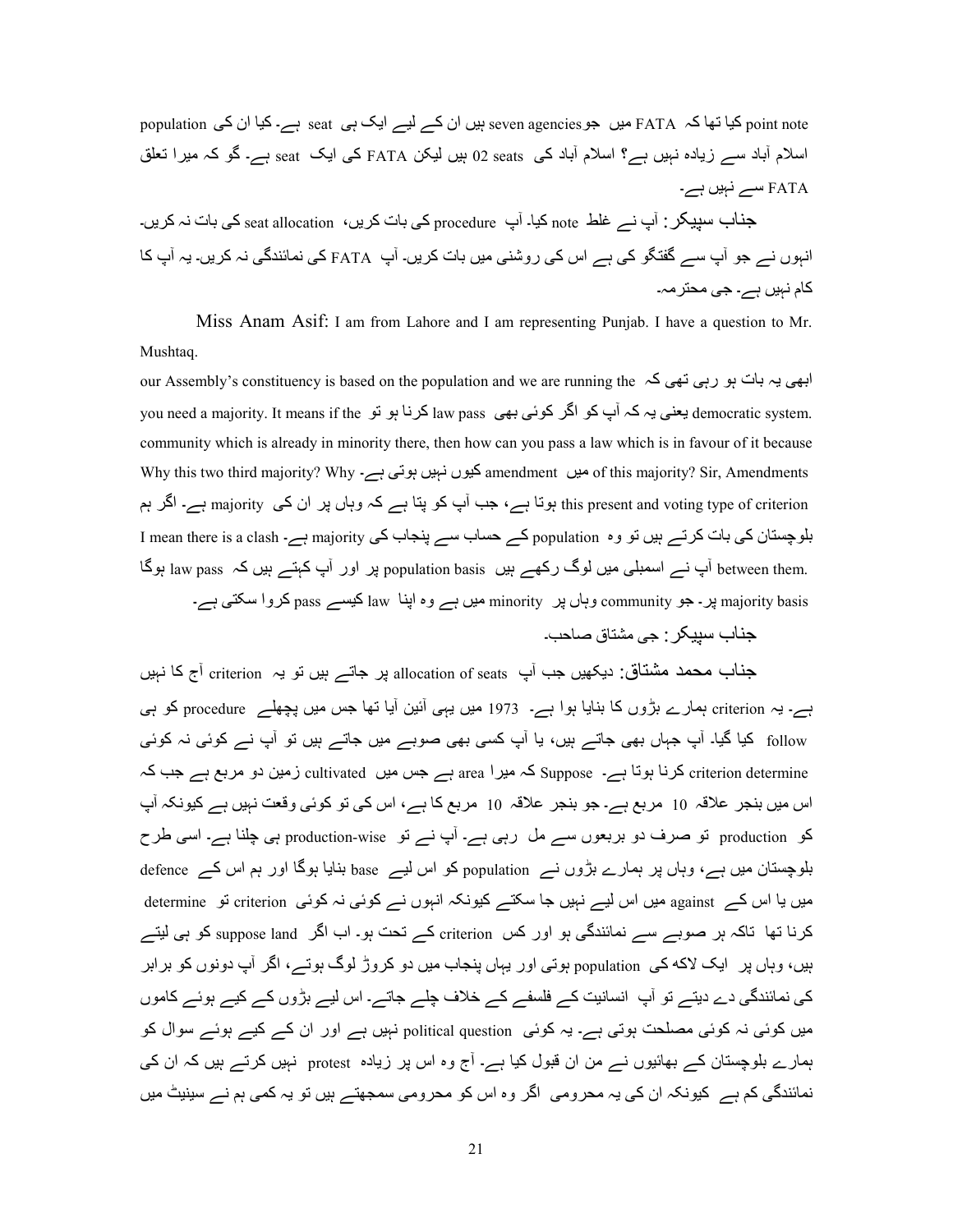point note کیا تھا کہ FATA میں جو seven agencies ہیں ان کے لیے ایک ہی seat ہے۔ کیا ان کی population اسلام آباد سے زیادہ نہیں ہے؟ اسلام آباد کی 02 seats ہیں لیکن FATA کی ایک seat ہے۔ گو کہ میرا تعلق FATA سے نہیں ہے۔

**جناب سپیکر:** آپ نے غلط note کیا۔ آپ procedure کی بات کریں، seat allocation کی بات نہ کریں۔ انہوں نے جو آپ سے گفتگو کی ہے اس کی روشنی میں بات کریں۔ آپ FATA کی نمائندگی نہ کریں۔ یہ آپ کا کام نہیں ہے۔ جی محترمہ۔

**Miss Anam Asif:** I am from Lahore and I am representing Punjab. I have a question to Mr. Mushtaq.

ابھی یہ بات ہو رہی تھی کہ our Assembly's constituency is based on the population and we are running the democratic system. یعنی یہ کہ آپ کو اگر کوئی بھی law pass کرنا ہو تو you need a majority. It means if the community which is already in minority there, then how can you pass a law which is in favour of it because of this majority? Sir, Amendments میں amendment کیوں نہیں ہوتی ہے۔ Why this two third majority? Why this present and voting type of criterion ہوتا ہے، جب آپ کو پتا ہے کہ وہاں پر ان کی majority ہے۔ اگر ہم بلوچستان کی بات کرتے ہیں تو وہ population کے حساب سے پنجاب کی majority ہے۔ I mean there is a clash between them. آپ نے اسمبلی میں لوگ رکھے ہیں population basis پر اور آپ کہتے ہیں کہ law pass ہوگا majority basis پر۔ جو community وہاں پر minority میں ہے وہ اپنا law کیسے pass کروا سکتی ہے۔

**جناب سپیکر:** جی مشتاق صاحب۔

**جناب محمد مشتاق:** دیکھیں جب آپ allocation of seats پر جاتے ہیں تو یہ criterion آج کا نہیں ہے۔ یہ criterion ہمارے بڑوں کا بنایا ہوا ہے۔ 1973 میں یہی آئین آیا تھا جس میں پچھلے procedure کو ہی follow کیا گیا۔ آپ جہاں بھی جاتے ہیں، یا آپ کسی بھی صوبے میں جاتے ہیں تو آپ نے کوئی نہ کوئی criterion determine کرنا ہوتا ہے۔ Suppose کہ میرا area ہے جس میں cultivated زمین دو مربع ہے جب کہ اس میں بنجر علاقہ 10 مربع ہے۔ جو بنجر علاقہ 10 مربع کا ہے، اس کی تو کوئی وقعت نہیں ہے کیونکہ آپ کو production تو صرف دو مربعوں سے مل رہی ہے۔ آپ نے تو production-wise ہی چلنا ہے۔ اسی طرح بلوچستان میں ہے، وہاں پر ہمارے بڑوں نے population کو اس لیے base بنایا ہوگا اور ہم اس کے defence میں یا اس کے against میں اس لیے نہیں جا سکتے کیونکہ انہوں نے کوئی نہ کوئی criterion تو determine کرنا تھا تاکہ ہر صوبے سے نمائندگی ہو اور کس criterion کے تحت ہو۔ اب اگر suppose land کو ہی لیتے ہیں، وہاں پر ایک لاکھ کی population ہوتی اور یہاں پنجاب میں دو کروڑ لوگ ہوتے، اگر آپ دونوں کو برابر کی نمائندگی دے دیتے تو آپ انسانیت کے فلسفے کے خلاف چلے جاتے۔ اس لیے بڑوں کے کیے ہوئے کاموں میں کوئی نہ کوئی مصلحت ہوتی ہے۔ یہ کوئی political question نہیں ہے اور ان کے کیے ہوئے سوال کو ہمارے بلوچستان کے بھائیوں نے من ان قبول کیا ہے۔ آج وہ اس پر زیادہ protest نہیں کرتے ہیں کہ ان کی نمائندگی کم ہے کیونکہ ان کی یہ محرومی اگر وہ اس کو محرومی سمجھتے ہیں تو یہ کمی ہم نے سینیٹ میں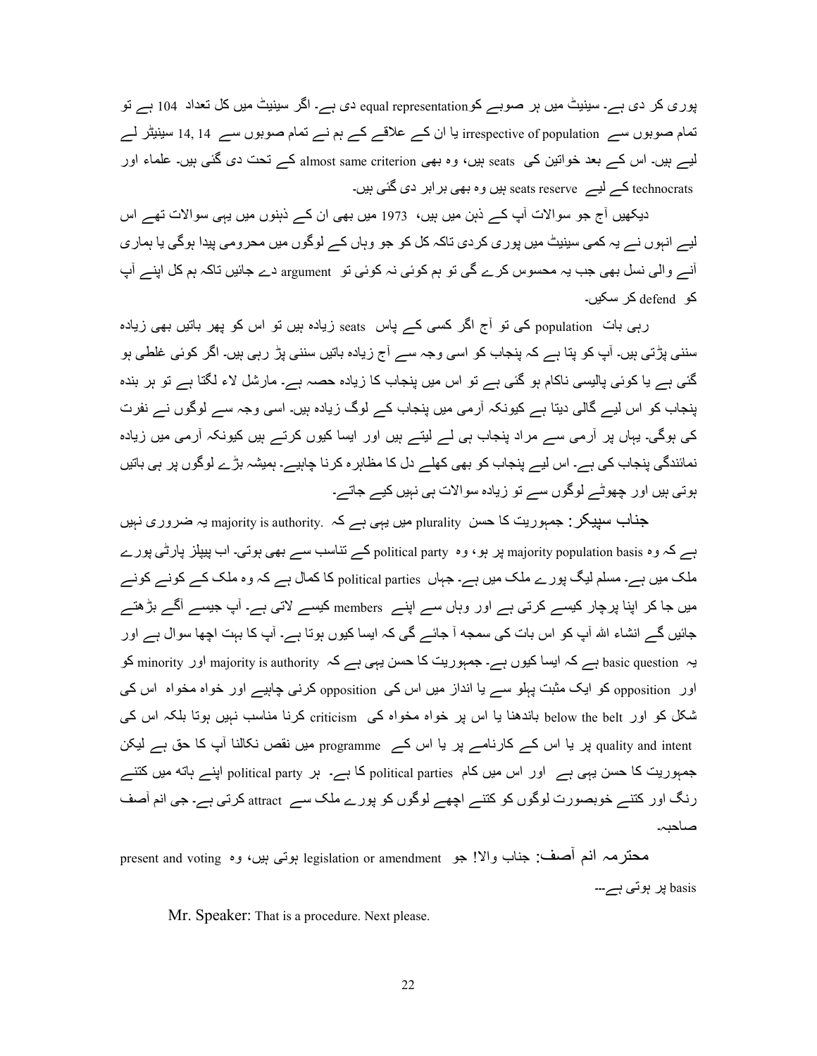پوری کر دی ہے۔ سینیٹ میں ہر صوبے کو equal representation دی ہے۔ اگر سینیٹ میں کل تعداد 104 ہے تو تمام صوبوں سے irrespective of population یا ان کے علاقے کے ہم نے تمام صوبوں سے 14, 14 سینیٹر لیے ہیں۔ اس کے بعد خواتین کی seats ہیں، وہ بھی almost same criterion کے تحت دی گئی ہیں۔ علماء اور technocrats کے لیے seats reserve ہیں وہ بھی برابر دی گئی ہیں۔

دیکھیں آج جو سوالات آپ کے ذہن میں ہیں، 1973 میں بھی ان کے ذہنوں میں یہی سوالات تھے اس لیے انہوں نے یہ کمی سینیٹ میں پوری کردی تاکہ کل کو جو وہاں کے لوگوں میں محرومی پیدا ہوگی یا ہماری آنے والی نسل بھی جب یہ محسوس کرے گی تو ہم کوئی نہ کوئی تو argument دے جائیں تاکہ ہم کل اپنے آپ کو defend کر سکیں۔

رہی بات population کی تو آج اگر کسی کے پاس seats زیادہ ہیں تو اس کو پھر باتیں بھی زیادہ سننی پڑتی ہیں۔ آپ کو پتا ہے کہ پنجاب کو اسی وجہ سے آج زیادہ باتیں سننی پڑ رہی ہیں۔ اگر کوئی غلطی ہو گئی ہے یا کوئی پالیسی ناکام ہو گئی ہے تو اس میں پنجاب کا زیادہ حصہ ہے۔ مارشل لاء لگتا ہے تو ہر بندہ پنجاب کو اس لیے گالی دیتا ہے کیونکہ آرمی میں پنجاب کے لوگ زیادہ ہیں۔ اسی وجہ سے لوگوں نے نفرت کی ہوگی۔ یہاں پر آرمی سے مراد پنجاب ہی لے لیتے ہیں اور ایسا کیوں کرتے ہیں کیونکہ آرمی میں زیادہ نمائندگی پنجاب کی ہے۔ اس لیے پنجاب کو بھی کھلے دل کا مظاہرہ کرنا چاہیے۔ ہمیشہ بڑے لوگوں پر ہی باتیں ہوتی ہیں اور چھوٹے لوگوں سے تو زیادہ سوالات ہی نہیں کیے جاتے۔

**جناب سپیکر:** جمہوریت کا حسن plurality میں یہی ہے کہ majority is authority. یہ ضروری نہیں ہے کہ وہ majority population basis پر ہو، وہ political party کے تناسب سے بھی ہوتی۔ اب پیپلز پارٹی پورے ملک میں ہے۔ مسلم لیگ پورے ملک میں ہے۔ جہاں political parties کا کمال ہے کہ وہ ملک کے کونے کونے میں جا کر اپنا پرچار کیسے کرتی ہے اور وہاں سے اپنے members کیسے لاتی ہے۔ آپ جیسے آگے بڑھتے جائیں گے انشاء اللہ آپ کو اس بات کی سمجھ آ جائے گی کہ ایسا کیوں ہوتا ہے۔ آپ کا بہت اچھا سوال ہے اور یہ basic question ہے کہ ایسا کیوں ہے۔ جمہوریت کا حسن یہی ہے کہ majority is authority اور minority کو اور opposition کو ایک مثبت پہلو سے یا انداز میں اس کی opposition کرنی چاہیے اور خواہ مخواہ اس کی شکل کو اور below the belt باندھنا یا اس پر خواہ مخواہ کی criticism کرنا مناسب نہیں ہوتا بلکہ اس کی quality and intent پر یا اس کے کارنامے پر یا اس کے programme میں نقص نکالنا آپ کا حق ہے لیکن جمہوریت کا حسن یہی ہے اور اس میں کام political parties کا ہے۔ ہر political party اپنے ہاتھ میں کتنے رنگ اور کتنے خوبصورت لوگوں کو کتنے اچھے لوگوں کو پورے ملک سے attract کرتی ہے۔ جی ام آصف صاحبہ۔

**محترمہ ام آصف:** جناب والا! جو legislation or amendment ہوتی ہیں، وہ present and voting basis پر ہوتی ہے---

**Mr. Speaker:** That is a procedure. Next please.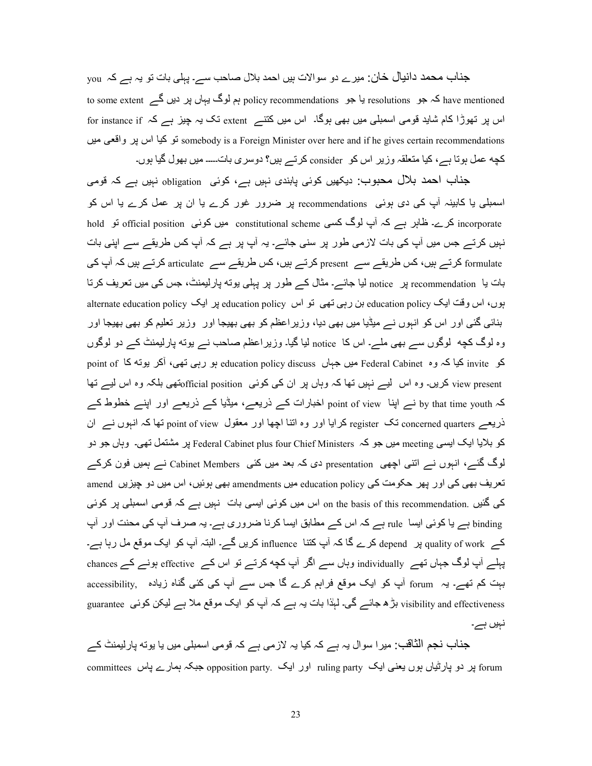**جناب محمد دانیال خان:** میرے دو سوالات ہیں احمد بلال صاحب سے۔ پہلی بات تو یہ ہے کہ you have mentioned کہ جو resolutions یا جو policy recommendations ہم لوگ یہاں پر دیں گے to some extent اس پر تھوڑا کام شاید قومی اسمبلی میں بھی ہوگا۔ اس میں کتنے extent تک یہ چیز ہے کہ for instance if somebody is a Foreign Minister over here and if he gives certain recommendations تو کیا اس پر واقعی میں کچھ عمل ہوتا ہے، کیا متعلقہ وزیر اس کو consider کرتے ہیں؟ دوسری بات..... میں بھول گیا ہوں۔

**جناب احمد بلال محبوب:** دیکھیں کوئی پابندی نہیں ہے، کوئی obligation نہیں ہے کہ قومی اسمبلی یا کابینہ آپ کی دی ہوئی recommendations پر ضرور غور کرے یا ان پر عمل کرے یا اس کو incorporate کرے۔ ظاہر ہے کہ آپ لوگ کسی constitutional scheme میں کوئی official position تو hold نہیں کرتے جس میں آپ کی بات لازمی طور پر سنی جائے۔ یہ آپ پر ہے کہ آپ کس طریقے سے اپنی بات formulate کرتے ہیں، کس طریقے سے present کرتے ہیں، کس طریقے سے articulate کرتے ہیں کہ آپ کی بات یا recommendation پر notice لیا جائے۔ مثال کے طور پر پہلی یوتھ پارلیمنٹ، جس کی میں تعریف کرتا ہوں، اس وقت ایک education policy بن رہی تھی تو اس education policy پر ایک alternate education policy بنائی گئی اور اس کو انہوں نے میڈیا میں بھی دیا، وزیراعظم کو بھی بھیجا اور وزیر تعلیم کو بھی بھیجا اور وہ لوگ کچھ لوگوں سے بھی ملے۔ اس کا notice لیا گیا۔ وزیراعظم صاحب نے یوتھ پارلیمنٹ کے دو لوگوں کو invite کیا کہ وہ Federal Cabinet میں جہاں education policy discuss ہو رہی تھی، آکر یوتھ کا point of view present کریں۔ وہ اس لیے نہیں تھا کہ وہاں پر ان کی کوئی official positionتھی بلکہ وہ اس لیے تھا کہ by that time youth نے اپنا point of view اخبارات کے ذریعے، میڈیا کے ذریعے اور اپنے خطوط کے ذریعے concerned quarters تک register کرایا اور وہ اتنا اچھا اور معقول point of view تھا کہ انہوں نے ان کو بلایا ایک ایسی meeting میں جو کہ Federal Cabinet plus four Chief Ministers پر مشتمل تھی۔ وہاں جو دو لوگ گئے، انہوں نے اتنی اچھی presentation دی کہ بعد میں کئی Cabinet Members نے ہمیں فون کرکے تعریف بھی کی اور پھر حکومت کی education policy میں amendments بھی ہوئیں، اس میں دو چیزیں amend کی گئیں on the basis of this recommendation. اس میں کوئی ایسی بات نہیں ہے کہ قومی اسمبلی پر کوئی binding ہے یا کوئی ایسا rule ہے کہ اس کے مطابق ایسا کرنا ضروری ہے۔ یہ صرف آپ کی محنت اور آپ کے quality of work پر depend کرے گا کہ آپ کتنا influence کریں گے۔ البتہ آپ کو ایک موقع مل رہا ہے۔ پہلے آپ لوگ جہاں تھے individually وہاں سے اگر آپ کچھ کرتے تو اس کے effective ہونے کے chances بہت کم تھے۔ یہ forum آپ کو ایک موقع فراہم کرے گا جس سے آپ کی کئی گناہ زیادہ accessibility, visibility and effectiveness بڑھ جائے گی۔ لہٰذا بات یہ ہے کہ آپ کو ایک موقع ملا ہے لیکن کوئی guarantee نہیں ہے۔

**جناب نجم الثاقب:** میرا سوال یہ ہے کہ کیا یہ لازمی ہے کہ قومی اسمبلی میں یا یوتھ پارلیمنٹ کے forum پر دو پارٹیاں ہوں یعنی ایک ruling party اور ایک opposition party. جبکہ ہمارے پاس committees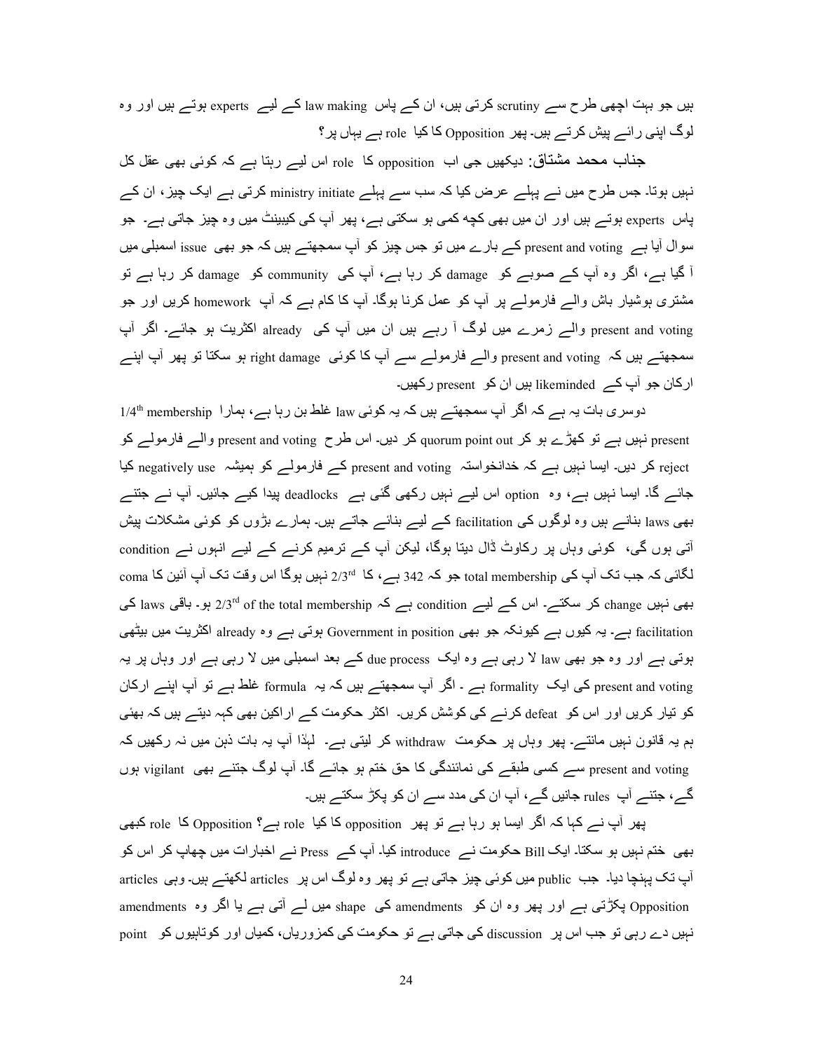ہیں جو بہت اچھی طرح سے scrutiny کرتی ہیں، ان کے پاس law making کے لیے experts ہوتے ہیں اور وہ لوگ اپنی رائے پیش کرتے ہیں۔ پھر Opposition کا کیا role ہے یہاں پر؟

**جناب محمد مشتاق:** دیکھیں جی اب opposition کا role اس لیے رہتا ہے کہ کوئی بھی عقل کل نہیں ہوتا۔ جس طرح میں نے پہلے عرض کیا کہ سب سے پہلے ministry initiate کرتی ہے ایک چیز، ان کے پاس experts ہوتے ہیں اور ان میں بھی کچھ کمی ہو سکتی ہے، پھر آپ کی کیبنٹ میں وہ چیز جاتی ہے۔ جو سوال آیا ہے present and voting کے بارے میں تو جس چیز کو آپ سمجھتے ہیں کہ جو بھی issue اسمبلی میں آ گیا ہے، اگر وہ آپ کے صوبے کو damage کر رہا ہے، آپ کی community کو damage کر رہا ہے تو مشتری ہوشیار باش والے فارمولے پر آپ کو عمل کرنا ہوگا۔ آپ کا کام ہے کہ آپ homework کریں اور جو present and voting والے زمرے میں لوگ آ رہے ہیں ان میں آپ کی already اکثریت ہو جائے۔ اگر آپ سمجھتے ہیں کہ present and voting والے فارمولے سے آپ کا کوئی right damage ہو سکتا تو پھر آپ اپنے ارکان جو آپ کے likeminded ہیں ان کو present رکھیں۔

دوسری بات یہ ہے کہ اگر آپ سمجھتے ہیں کہ یہ کوئی law غلط بن رہا ہے، ہمارا 1/4th membership present نہیں ہے تو کھڑے ہو کر quorum point out کر دیں۔ اس طرح present and voting والے فارمولے کو reject کر دیں۔ ایسا نہیں ہے کہ خدانخواستہ present and voting کے فارمولے کو ہمیشہ negatively use کیا جائے گا۔ ایسا نہیں ہے، وہ option اس لیے نہیں رکھی گئی ہے deadlocks پیدا کیے جائیں۔ آپ نے جتنے بھی laws بنانے ہیں وہ لوگوں کی facilitation کے لیے بنائے جاتے ہیں۔ ہمارے بڑوں کو کوئی مشکلات پیش آتی ہوں گی، کوئی وہاں پر رکاوٹ ڈال دیتا ہوگا، لیکن آپ کے ترمیم کرنے کے لیے انہوں نے condition لگائی کہ جب تک آپ کی total membership جو کہ 342 ہے، کا 2/3rd نہیں ہوگا اس وقت تک آپ آئین کا coma بھی نہیں change کر سکتے۔ اس کے لیے condition ہے کہ 2/3rd of the total membership ہو۔ باقی laws کی facilitation ہے۔ یہ کیوں ہے کیونکہ جو بھی Government in position ہوتی ہے وہ already اکثریت میں بیٹھی ہوتی ہے اور وہ جو بھی law لا رہی ہے وہ ایک due process کے بعد اسمبلی میں لا رہی ہے اور وہاں پر یہ present and voting کی ایک formality ہے ۔ اگر آپ سمجھتے ہیں کہ یہ formula غلط ہے تو آپ اپنے ارکان کو تیار کریں اور اس کو defeat کرنے کی کوشش کریں۔ اکثر حکومت کے اراکین بھی کہہ دیتے ہیں کہ بھئی ہم یہ قانون نہیں مانتے۔ پھر وہاں پر حکومت withdraw کر لیتی ہے۔ لہٰذا آپ یہ بات ذہن میں نہ رکھیں کہ present and voting سے کسی طبقے کی نمائندگی کا حق ختم ہو جائے گا۔ آپ لوگ جتنے بھی vigilant ہوں گے، جتنے آپ rules جانیں گے، آپ ان کی مدد سے ان کو پکڑ سکتے ہیں۔

پھر آپ نے کہا کہ اگر ایسا ہو رہا ہے تو پھر opposition کا کیا role ہے؟ Opposition کا role کبھی بھی ختم نہیں ہو سکتا۔ ایک Bill حکومت نے introduce کیا۔ آپ کے Press نے اخبارات میں چھاپ کر اس کو آپ تک پہنچا دیا۔ جب public میں کوئی چیز جاتی ہے تو پھر وہ لوگ اس پر articles لکھتے ہیں۔ وہی articles Opposition پکڑتی ہے اور پھر وہ ان کو amendments کی shape میں لے آتی ہے یا اگر وہ amendments نہیں دے رہی تو جب اس پر discussion کی جاتی ہے تو حکومت کی کمزوریاں، کمیاں اور کوتاہیوں کو point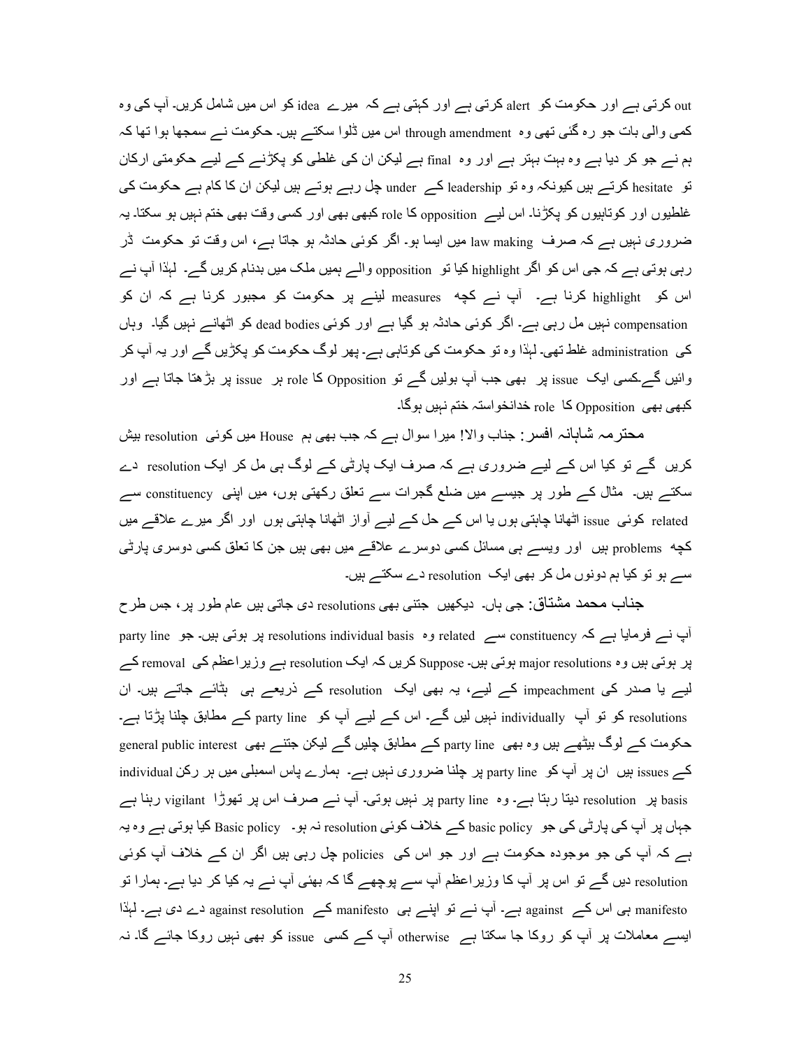out کرتی ہے اور حکومت کو alert کرتی ہے اور کہتی ہے کہ میرے idea کو اس میں شامل کریں۔ آپ کی وہ کمی والی بات جو رہ گئی تھی وہ through amendment اس میں ڈلوا سکتے ہیں۔ حکومت نے سمجھا ہوا تھا کہ ہم نے جو کر دیا ہے وہ بہت بہتر ہے اور وہ final ہے لیکن ان کی غلطی کو پکڑنے کے لیے حکومتی ارکان تو hesitate کرتے ہیں کیونکہ وہ تو leadership کے under چل رہے ہوتے ہیں لیکن ان کا کام ہے حکومت کی غلطیوں اور کوتاہیوں کو پکڑنا۔ اس لیے opposition کا role کبھی بھی اور کسی وقت بھی ختم نہیں ہو سکتا۔ یہ ضروری نہیں ہے کہ صرف law making میں ایسا ہو۔ اگر کوئی حادثہ ہو جاتا ہے، اس وقت تو حکومت ڈر رہی ہوتی ہے کہ جی اس کو اگر highlight کیا تو opposition والے ہمیں ملک میں بدنام کریں گے۔ لہٰذا آپ نے اس کو highlight کرنا ہے۔ آپ نے کچھ measures لینے پر حکومت کو مجبور کرنا ہے کہ ان کو compensation نہیں مل رہی ہے۔ اگر کوئی حادثہ ہو گیا ہے اور کوئی dead bodies کو اٹھانے نہیں گیا۔ وہاں کی administration غلط تھی۔ لہٰذا وہ تو حکومت کی کوتاہی ہے۔ پھر لوگ حکومت کو پکڑیں گے اور یہ آپ کر وائیں گے۔کسی ایک issue پر بھی جب آپ بولیں گے تو Opposition کا role ہر issue پر بڑھتا جاتا ہے اور کبھی بھی Opposition کا role خدانخواستہ ختم نہیں ہوگا۔

محترمہ شاہانہ افسر: جناب والا! میرا سوال ہے کہ جب بھی ہم House میں کوئی resolution پیش کریں گے تو کیا اس کے لیے ضروری ہے کہ صرف ایک پارٹی کے لوگ ہی مل کر ایک resolution دے سکتے ہیں۔ مثال کے طور پر جیسے میں ضلع گجرات سے تعلق رکھتی ہوں، میں اپنی constituency سے related کوئی issue اٹھانا چاہتی ہوں یا اس کے حل کے لیے آواز اٹھانا چاہتی ہوں اور اگر میرے علاقے میں کچھ problems ہیں اور ویسے ہی مسائل کسی دوسرے علاقے میں بھی ہیں جن کا تعلق کسی دوسری پارٹی سے ہو تو کیا ہم دونوں مل کر بھی ایک resolution دے سکتے ہیں۔

جناب محمد مشتاق: جی ہاں۔ دیکھیں جتنی بھی resolutions دی جاتی ہیں عام طور پر، جس طرح آپ نے فرمایا ہے کہ constituency سے related وہ resolutions individual basis پر ہوتی ہیں۔ جو party line پر ہوتی ہیں وہ major resolutions ہوتی ہیں۔ Suppose کریں کہ ایک resolution ہے وزیراعظم کی removal کے لیے یا صدر کی impeachment کے لیے، یہ بھی ایک resolution کے ذریعے ہی ہٹائے جاتے ہیں۔ ان resolutions کو تو آپ individually نہیں لیں گے۔ اس کے لیے آپ کو party line کے مطابق چلنا پڑتا ہے۔ حکومت کے لوگ بیٹھے ہیں وہ بھی party line کے مطابق چلیں گے لیکن جتنے بھی general public interest کے issues ہیں ان پر آپ کو party line پر چلنا ضروری نہیں ہے۔ ہمارے پاس اسمبلی میں ہر رکن individual basis پر resolution دیتا رہتا ہے۔ وہ party line پر نہیں ہوتی۔ آپ نے صرف اس پر تھوڑا vigilant رہنا ہے جہاں پر آپ کی پارٹی کی جو basic policy کے خلاف کوئی resolution نہ ہو۔ Basic policy کیا ہوتی ہے وہ یہ ہے کہ آپ کی جو موجودہ حکومت ہے اور جو اس کی policies چل رہی ہیں اگر ان کے خلاف آپ کوئی resolution دیں گے تو اس پر آپ کا وزیراعظم آپ سے پوچھے گا کہ بھئی آپ نے یہ کیا کر دیا ہے۔ ہمارا تو manifesto ہی اس کے against ہے۔ آپ نے تو اپنے ہی manifesto کے against resolution دے دی ہے۔ لہٰذا ایسے معاملات پر آپ کو روکا جا سکتا ہے otherwise آپ کے کسی issue کو بھی نہیں روکا جائے گا۔ نہ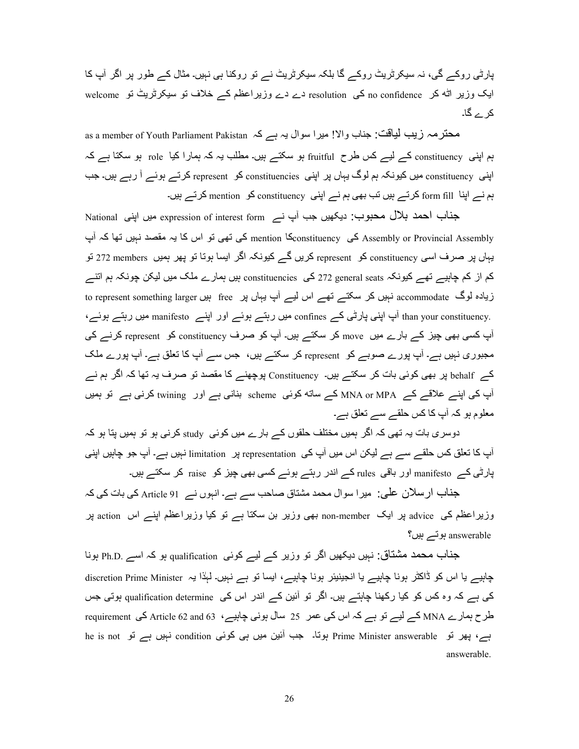پارٹی روکے گی، نہ سیکرٹریٹ روکے گا بلکہ سیکرٹریٹ نے تو روکنا ہی نہیں۔ مثال کے طور پر اگر آپ کا ایک وزیر اٹھ کر no confidence کی resolution دے دے وزیراعظم کے خلاف تو سیکرٹریٹ تو welcome کرے گا۔

**محترمہ زیب لیاقت:** جناب والا! میرا سوال یہ ہے کہ as a member of Youth Parliament Pakistan ہم اپنی constituency کے لیے کس طرح fruitful ہو سکتے ہیں۔ مطلب یہ کہ ہمارا کیا role ہو سکتا ہے کہ اپنی constituency میں کیونکہ ہم لوگ یہاں پر اپنی constituencies کو represent کرتے ہوئے آ رہے ہیں۔ جب ہم نے اپنا form fill کرتے ہیں تب بھی ہم نے اپنی constituency کو mention کرتے ہیں۔

**جناب احمد بلال محبوب:** دیکھیں جب آپ نے expression of interest form میں اپنی National Assembly or Provincial Assembly کی constituency کا mention کی تھی تو اس کا یہ مقصد نہیں تھا کہ آپ یہاں پر صرف اسی constituency کو represent کریں گے کیونکہ اگر ایسا ہوتا تو پھر ہمیں 272 members تو کم از کم چاہیے تھے کیونکہ 272 general seats کی constituencies ہیں ہمارے ملک میں لیکن چونکہ ہم اتنے زیادہ لوگ accommodate نہیں کر سکتے تھے اس لیے آپ یہاں پر free ہیں to represent something larger than your constituency. آپ اپنی پارٹی کے confines میں رہتے ہوئے اور اپنے manifesto میں رہتے ہوئے، آپ کسی بھی چیز کے بارے میں move کر سکتے ہیں۔ آپ کو صرف constituency کو represent کرنے کی مجبوری نہیں ہے۔ آپ پورے صوبے کو represent کر سکتے ہیں، جس سے آپ کا تعلق ہے۔ آپ پورے ملک کے behalf پر بھی کوئی بات کر سکتے ہیں۔ Constituency پوچھنے کا مقصد تو صرف یہ تھا کہ اگر ہم نے آپ کی اپنے علاقے کے MNA or MPA کے ساتھ کوئی scheme بنانی ہے اور twining کرنی ہے تو ہمیں معلوم ہو کہ آپ کا کس حلقے سے تعلق ہے۔

دوسری بات یہ تھی کہ اگر ہمیں مختلف حلقوں کے بارے میں کوئی study کرنی ہو تو ہمیں پتا ہو کہ آپ کا تعلق کس حلقے سے ہے لیکن اس میں آپ کی representation پر limitation نہیں ہے۔ آپ جو چاہیں اپنی پارٹی کے manifesto اور باقی rules کے اندر رہتے ہوئے کسی بھی چیز کو raise کر سکتے ہیں۔

**جناب ارسلان علی:** میرا سوال محمد مشتاق صاحب سے ہے۔ انہوں نے Article 91 کی بات کی کہ وزیراعظم کی advice پر ایک non-member بھی وزیر بن سکتا ہے تو کیا وزیراعظم اپنے اس action پر answerable ہوتے ہیں؟

**جناب محمد مشتاق:** نہیں دیکھیں اگر تو وزیر کے لیے کوئی qualification ہو کہ اسے Ph.D. ہونا چاہیے یا اس کو ڈاکٹر ہونا چاہیے یا انجینیئر ہونا چاہیے، ایسا تو ہے نہیں۔ لہٰذا یہ discretion Prime Minister کی ہے کہ وہ کس کو کیا رکھنا چاہتے ہیں۔ اگر تو آئین کے اندر اس کی qualification determine ہوتی جس طرح ہمارے MNA کے لیے تو ہے کہ اس کی عمر 25 سال ہونی چاہیے، Article 62 and 63 کی requirement ہے، پھر تو Prime Minister answerable ہوتا۔ جب آئین میں ہی کوئی condition نہیں ہے تو he is not answerable.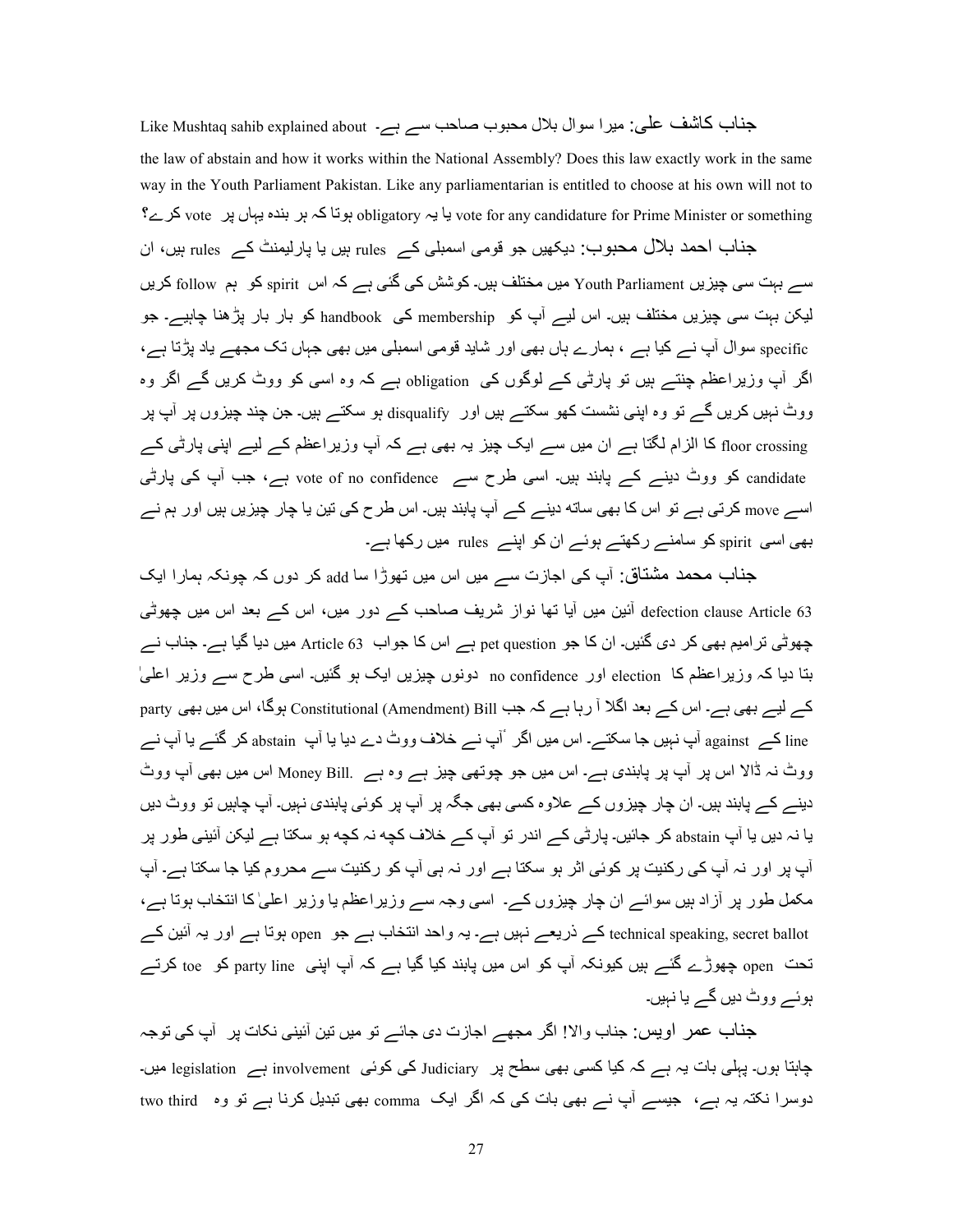**جناب کاشف علی:** میرا سوال بلال محبوب صاحب سے ہے۔ Like Mushtaq sahib explained about the law of abstain and how it works within the National Assembly? Does this law exactly work in the same way in the Youth Parliament Pakistan. Like any parliamentarian is entitled to choose at his own will not to vote for any candidature for Prime Minister or something یا یہ obligatory ہوتا کہ ہر بندہ یہاں پر vote کرے؟

**جناب احمد بلال محبوب:** دیکھیں جو قومی اسمبلی کے rules ہیں یا پارلیمنٹ کے rules ہیں، ان سے بہت سی چیزیں Youth Parliament میں مختلف ہیں۔ کوشش کی گئی ہے کہ اس spirit کو ہم follow کریں لیکن بہت سی چیزیں مختلف ہیں۔ اس لیے آپ کو membership کی handbook کو بار بار پڑھنا چاہیے۔ جو specific سوال آپ نے کیا ہے ، ہمارے ہاں بھی اور شاید قومی اسمبلی میں بھی جہاں تک مجھے یاد پڑتا ہے، اگر آپ وزیراعظم چنتے ہیں تو پارٹی کے لوگوں کی obligation ہے کہ وہ اسی کو ووٹ کریں گے اگر وہ ووٹ نہیں کریں گے تو وہ اپنی نشست کھو سکتے ہیں اور disqualify ہو سکتے ہیں۔ جن چند چیزوں پر آپ پر floor crossing کا الزام لگتا ہے ان میں سے ایک چیز یہ بھی ہے کہ آپ وزیراعظم کے لیے اپنی پارٹی کے candidate کو ووٹ دینے کے پابند ہیں۔ اسی طرح سے vote of no confidence ہے، جب آپ کی پارٹی اسے move کرتی ہے تو اس کا بھی ساتھ دینے کے آپ پابند ہیں۔ اس طرح کی تین یا چار چیزیں ہیں اور ہم نے بھی اسی spirit کو سامنے رکھتے ہوئے ان کو اپنے rules میں رکھا ہے۔

**جناب محمد مشتاق:** آپ کی اجازت سے میں اس میں تھوڑا سا add کر دوں کہ چونکہ ہمارا ایک defection clause Article 63 آئین میں آیا تھا نواز شریف صاحب کے دور میں، اس کے بعد اس میں چھوٹی چھوٹی ترامیم بھی کر دی گئیں۔ ان کا جو pet question ہے اس کا جواب Article 63 میں دیا گیا ہے۔ جناب نے بتا دیا کہ وزیراعظم کا election اور no confidence دونوں چیزیں ایک ہو گئیں۔ اسی طرح سے وزیر اعلیٰ کے لیے بھی ہے۔ اس کے بعد اگلا آ رہا ہے کہ جب Constitutional (Amendment) Bill ہوگا، اس میں بھی party line کے against آپ نہیں جا سکتے۔ اس میں اگر آپ نے خلاف ووٹ دے دیا یا آپ abstain کر گئے یا آپ نے ووٹ نہ ڈالا اس پر آپ پر پابندی ہے۔ اس میں جو چوتھی چیز ہے وہ ہے .Money Bill اس میں بھی آپ ووٹ دینے کے پابند ہیں۔ ان چار چیزوں کے علاوہ کسی بھی جگہ پر آپ پر کوئی پابندی نہیں۔ آپ چاہیں تو ووٹ دیں یا نہ دیں یا آپ abstain کر جائیں۔ پارٹی کے اندر تو آپ کے خلاف کچھ نہ کچھ ہو سکتا ہے لیکن آئینی طور پر آپ پر اور نہ آپ کی رکنیت پر کوئی اثر ہو سکتا ہے اور نہ ہی آپ کو رکنیت سے محروم کیا جا سکتا ہے۔ آپ مکمل طور پر آزاد ہیں سوائے ان چار چیزوں کے۔ اسی وجہ سے وزیراعظم یا وزیر اعلیٰ کا انتخاب ہوتا ہے، technical speaking, secret ballot کے ذریعے نہیں ہے۔ یہ واحد انتخاب ہے جو open ہوتا ہے اور یہ آئین کے تحت open چھوڑے گئے ہیں کیونکہ آپ کو اس میں پابند کیا گیا ہے کہ آپ اپنی party line کو toe کرتے ہوئے ووٹ دیں گے یا نہیں۔

**جناب عمر اویس:** جناب والا! اگر مجھے اجازت دی جائے تو میں تین آئینی نکات پر آپ کی توجہ چاہتا ہوں۔ پہلی بات یہ ہے کہ کیا کسی بھی سطح پر Judiciary کی کوئی involvement ہے legislation میں۔ دوسرا نکتہ یہ ہے، جیسے آپ نے بھی بات کی کہ اگر ایک comma بھی تبدیل کرنا ہے تو وہ two third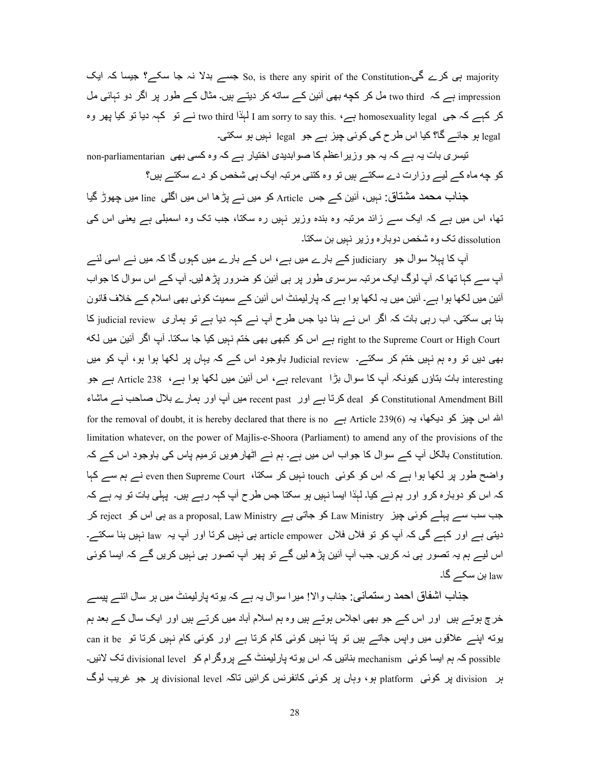majority ہی کرے گی۔ So, is there any spirit of the Constitution جسے بدلا نہ جا سکے؟ جیسا کہ ایک impression ہے کہ two third مل کر کچھ بھی آئین کے ساتھ کر دیتے ہیں۔ مثال کے طور پر اگر دو تہائی مل کر کہے کہ جی homosexuality legal ہے، .I am sorry to say this لہٰذا two third نے تو کہہ دیا تو کیا پھر وہ legal ہو جائے گا؟ کیا اس طرح کی کوئی چیز ہے جو legal نہیں ہو سکتی۔

تیسری بات یہ ہے کہ یہ جو وزیراعظم کا صوابدیدی اختیار ہے کہ وہ کسی بھی non-parliamentarian کو چھ ماہ کے لیے وزارت دے سکتے ہیں تو وہ کتنی مرتبہ ایک ہی شخص کو دے سکتے ہیں؟

**جناب محمد مشتاق:** نہیں، آئین کے جس Article کو میں نے پڑھا اس میں اگلی line میں چھوڑ گیا تھا، اس میں ہے کہ ایک سے زائد مرتبہ وہ بندہ وزیر نہیں رہ سکتا، جب تک وہ اسمبلی ہے یعنی اس کی dissolution تک وہ شخص دوبارہ وزیر نہیں بن سکتا۔

آپ کا پہلا سوال جو judiciary کے بارے میں ہے، اس کے بارے میں کہوں گا کہ میں نے اسی لئے آپ سے کہا تھا کہ آپ لوگ ایک مرتبہ سرسری طور پر ہی آئین کو ضرور پڑھ لیں۔ آپ کے اس سوال کا جواب آئین میں لکھا ہوا ہے۔ آئین میں یہ لکھا ہوا ہے کہ پارلیمنٹ اس آئین کے سمیت کوئی بھی اسلام کے خلاف قانون بنا ہی سکتی۔ اب رہی بات کہ اگر اس نے بنا دیا جس طرح آپ نے کہہ دیا ہے تو ہماری judicial review کا right to the Supreme Court or High Court ہے اس کو کبھی بھی ختم نہیں کیا جا سکتا۔ آپ اگر آئین میں لکھ بھی دیں تو وہ ہم نہیں ختم کر سکتے۔ Judicial review باوجود اس کے کہ یہاں پر لکھا ہوا ہو، آپ کو میں interesting بات بتاؤں کیونکہ آپ کا سوال بڑا relevant ہے، اس آئین میں لکھا ہوا ہے، Article 238 ہے جو Constitutional Amendment Bill کو deal کرتا ہے اور recent past میں آپ اور ہمارے بلال صاحب نے ماشاء اللہ اس چیز کو دیکھا، یہ Article 239(6) ہے for the removal of doubt, it is hereby declared that there is no limitation whatever, on the power of Majlis-e-Shoora (Parliament) to amend any of the provisions of the Constitution. بالکل آپ کے سوال کا جواب اس میں ہے۔ ہم نے اٹھارھویں ترمیم پاس کی باوجود اس کے کہ واضح طور پر لکھا ہوا ہے کہ اس کو کوئی touch نہیں کر سکتا، even then Supreme Court نے ہم سے کہا کہ اس کو دوبارہ کرو اور ہم نے کیا۔ لہٰذا ایسا نہیں ہو سکتا جس طرح آپ کہہ رہے ہیں۔ پہلی بات تو یہ ہے کہ جب سب سے پہلے کوئی چیز Law Ministry کو جاتی ہے as a proposal, Law Ministry ہی اس کو reject کر دیتی ہے اور کہے گی کہ آپ کو تو فلاں فلاں article empower ہی نہیں کرتا اور آپ یہ law نہیں بنا سکتے۔ اس لیے ہم یہ تصور ہی نہ کریں۔ جب آپ آئین پڑھ لیں گے تو پھر آپ تصور ہی نہیں کریں گے کہ ایسا کوئی law بن سکے گا۔

**جناب اشفاق احمد رستمانی:** جناب والا! میرا سوال یہ ہے کہ یوتھ پارلیمنٹ میں ہر سال اتنے پیسے خرچ ہوتے ہیں اور اس کے جو بھی اجلاس ہوتے ہیں وہ ہم اسلام آباد میں کرتے ہیں اور ایک سال کے بعد ہم یوتھ اپنے علاقوں میں واپس جاتے ہیں تو پتا نہیں کوئی کام کرتا ہے اور کوئی کام نہیں کرتا تو can it be possible کہ ہم ایسا کوئی mechanism بنائیں کہ اس یوتھ پارلیمنٹ کے پروگرام کو divisional level تک لائیں۔ ہر division پر کوئی platform ہو، وہاں پر کوئی کانفرنس کرائیں تاکہ divisional level پر جو غریب لوگ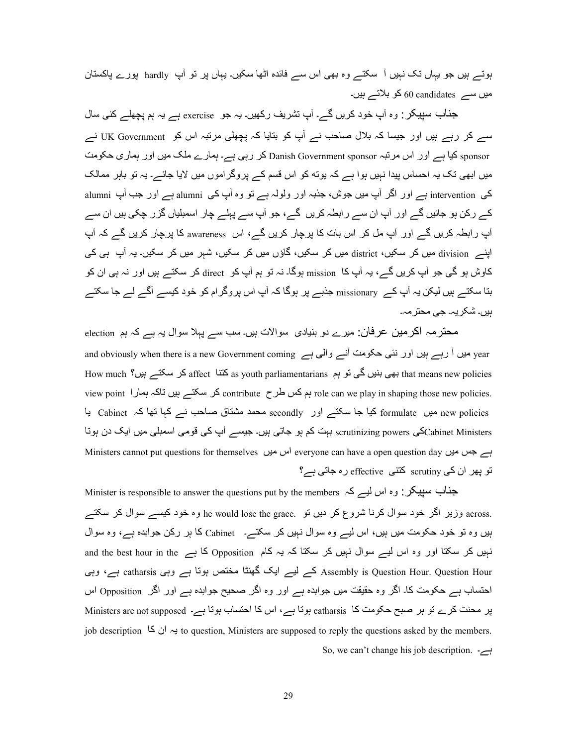ہوتے ہیں جو یہاں تک نہیں آ سکتے وہ بھی اس سے فائدہ اٹھا سکیں۔ یہاں پر تو آپ hardly پورے پاکستان میں سے 60 candidates کو بلاتے ہیں۔

**جناب سپیکر:** وہ آپ خود کریں گے۔ آپ تشریف رکھیں۔ یہ جو exercise ہے یہ ہم پچھلے کئی سال سے کر رہے ہیں اور جیسا کہ بلال صاحب نے آپ کو بتایا کہ پچھلی مرتبہ اس کو UK Government نے sponsor کیا ہے اور اس مرتبہ Danish Government sponsor کر رہی ہے۔ ہمارے ملک میں اور ہماری حکومت میں ابھی تک یہ احساس پیدا نہیں ہوا ہے کہ یوتھ کو اس قسم کے پروگراموں میں لایا جائے۔ یہ تو باہر ممالک کی intervention ہے اور اگر آپ میں جوش، جذبہ اور ولولہ ہے تو وہ آپ کی alumni ہے اور جب آپ alumni کے رکن ہو جائیں گے اور آپ ان سے رابطہ کریں گے، جو آپ سے پہلے چار اسمبلیاں گزر چکی ہیں ان سے آپ رابطہ کریں گے اور آپ مل کر اس بات کا پرچار کریں گے، اس awareness کا پرچار کریں گے کہ آپ اپنے division میں کر سکیں، district میں کر سکیں، گاؤں میں کر سکیں، شہر میں کر سکیں۔ یہ آپ ہی کی کاوش ہو گی جو آپ کریں گے، یہ آپ کا mission ہوگا۔ نہ تو ہم آپ کو direct کر سکتے ہیں اور نہ ہی ان کو بتا سکتے ہیں لیکن یہ آپ کے missionary جذبے پر ہوگا کہ آپ اس پروگرام کو خود کیسے آگے لے جا سکتے ہیں۔ شکریہ۔ جی محترمہ۔

**محترمہ اکرمین عرفان:** میرے دو بنیادی سوالات ہیں۔ سب سے پہلا سوال یہ ہے کہ ہم election year میں آ رہے ہیں اور نئی حکومت آنے والی ہے and obviously when there is a new Government coming that means new policies بھی بنیں گی تو ہم as youth parliamentarians کتنا affect کر سکتے ہیں؟ How much role can we play in shaping those new policies. ہم کس طرح contribute کر سکتے ہیں تاکہ ہمارا view point new policies میں formulate کیا جا سکتے اور secondly محمد مشتاق صاحب نے کہا تھا کہ Cabinet یا Cabinet Ministersکی scrutinizing powers بہت کم ہو جاتی ہیں۔ جیسے آپ کی قومی اسمبلی میں ایک دن ہوتا ہے جس میں everyone can have a open question day اس میں Ministers cannot put questions for themselves تو پھر ان کی scrutiny کتنی effective رہ جاتی ہے؟

**جناب سپیکر:** وہ اس لیے کہ Minister is responsible to answer the questions put by the members across. وزیر اگر خود سوال کرنا شروع کر دیں تو he would lose the grace. وہ خود کیسے سوال کر سکتے ہیں وہ تو خود حکومت میں ہیں، اس لیے وہ سوال نہیں کر سکتے۔ Cabinet کا ہر رکن جوابدہ ہے، وہ سوال نہیں کر سکتا اور وہ اس لیے سوال نہیں کر سکتا کہ یہ کام Opposition کا ہے and the best hour in the Assembly is Question Hour. Question Hour کے لیے ایک گھنٹا مختص ہوتا ہے وہی catharsis ہے، وہی احتساب ہے حکومت کا۔ اگر وہ حقیقت میں جوابدہ ہے اور وہ اگر صحیح جوابدہ ہے اور اگر Opposition اس پر محنت کرے تو ہر صبح حکومت کا catharsis ہوتا ہے، اس کا احتساب ہوتا ہے۔ Ministers are not supposed to question, Ministers are supposed to reply the questions asked by the members. یہ ان کا job description ہے۔ So, we can't change his job description.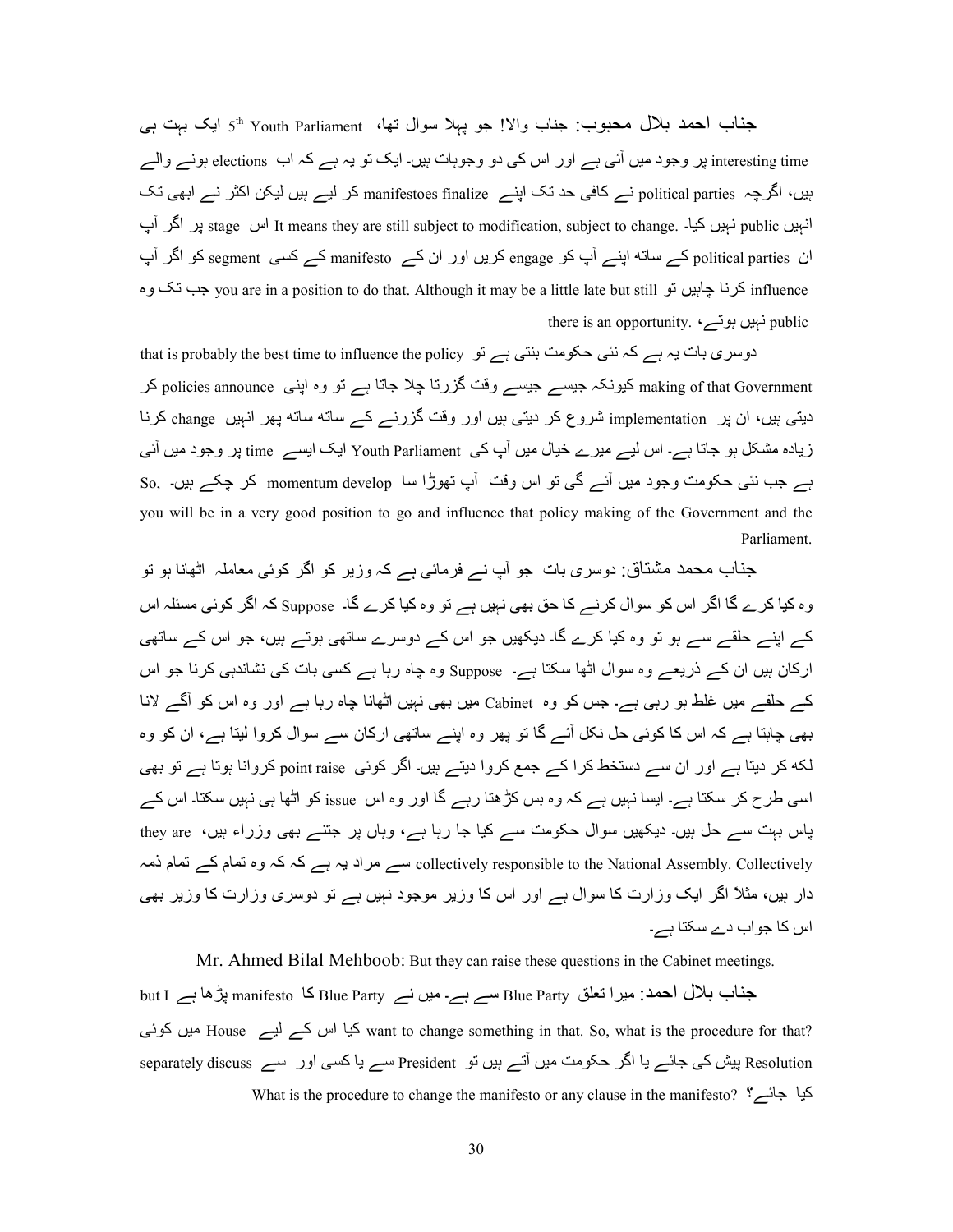**جناب احمد بلال محبوب:** جناب والا! جو پہلا سوال تھا، 5th Youth Parliament ایک بہت ہی interesting time پر وجود میں آئی ہے اور اس کی دو وجوہات ہیں۔ ایک تو یہ ہے کہ اب elections ہونے والے ہیں، اگرچہ political parties نے کافی حد تک اپنے manifestoes finalize کر لیے ہیں لیکن اکثر نے ابھی تک انہیں public نہیں کیا۔ It means they are still subject to modification, subject to change. اس stage پر اگر آپ ان political parties کے ساتھ اپنے آپ کو engage کریں اور ان کے manifesto کے کسی segment کو اگر آپ influence کرنا چاہیں تو you are in a position to do that. Although it may be a little late but still جب تک وہ public نہیں ہوتے، there is an opportunity.

دوسری بات یہ ہے کہ نئی حکومت بنتی ہے تو that is probably the best time to influence the policy making of that Government کیونکہ جیسے جیسے وقت گزرتا چلا جاتا ہے تو وہ اپنی policies announce کر دیتی ہیں، ان پر implementation شروع کر دیتی ہیں اور وقت گزرنے کے ساتھ ساتھ پھر انہیں change کرنا زیادہ مشکل ہو جاتا ہے۔ اس لیے میرے خیال میں آپ کی Youth Parliament ایک ایسے time پر وجود میں آئی ہے جب نئی حکومت وجود میں آئے گی تو اس وقت آپ تھوڑا سا momentum develop کر چکے ہیں۔ So, you will be in a very good position to go and influence that policy making of the Government and the Parliament.

**جناب محمد مشتاق:** دوسری بات جو آپ نے فرمائی ہے کہ وزیر کو اگر کوئی معاملہ اٹھانا ہو تو وہ کیا کرے گا اگر اس کو سوال کرنے کا حق بھی نہیں ہے تو وہ کیا کرے گا۔ Suppose کہ اگر کوئی مسئلہ اس کے اپنے حلقے سے ہو تو وہ کیا کرے گا۔ دیکھیں جو اس کے دوسرے ساتھی ہوتے ہیں، جو اس کے ساتھی ارکان ہیں ان کے ذریعے وہ سوال اٹھا سکتا ہے۔ Suppose وہ چاہ رہا ہے کسی بات کی نشاندہی کرنا جو اس کے حلقے میں غلط ہو رہی ہے۔ جس کو وہ Cabinet میں بھی نہیں اٹھانا چاہ رہا ہے اور وہ اس کو آگے لانا بھی چاہتا ہے کہ اس کا کوئی حل نکل آئے گا تو پھر وہ اپنے ساتھی ارکان سے سوال کروا لیتا ہے، ان کو وہ لکھ کر دیتا ہے اور ان سے دستخط کرا کے جمع کروا دیتے ہیں۔ اگر کوئی point raise کروانا ہوتا ہے تو بھی اسی طرح کر سکتا ہے۔ ایسا نہیں ہے کہ وہ بس کڑھتا رہے گا اور وہ اس issue کو اٹھا ہی نہیں سکتا۔ اس کے پاس بہت سے حل ہیں۔ دیکھیں سوال حکومت سے کیا جا رہا ہے، وہاں پر جتنے بھی وزراء ہیں، they are collectively responsible to the National Assembly. Collectively سے مراد یہ ہے کہ وہ تمام کے تمام ذمہ دار ہیں، مثلاً اگر ایک وزارت کا سوال ہے اور اس کا وزیر موجود نہیں ہے تو دوسری وزارت کا وزیر بھی اس کا جواب دے سکتا ہے۔

Mr. Ahmed Bilal Mehboob: But they can raise these questions in the Cabinet meetings.

**جناب بلال احمد:** میرا تعلق Blue Party سے ہے۔ میں نے Blue Party کا manifesto پڑھا ہے but I want to change something in that. So, what is the procedure for that? کیا اس کے لیے House میں کوئی Resolution پیش کی جائے یا اگر حکومت میں آتے ہیں تو President سے یا کسی اور سے separately discuss کیا جائے؟ What is the procedure to change the manifesto or any clause in the manifesto?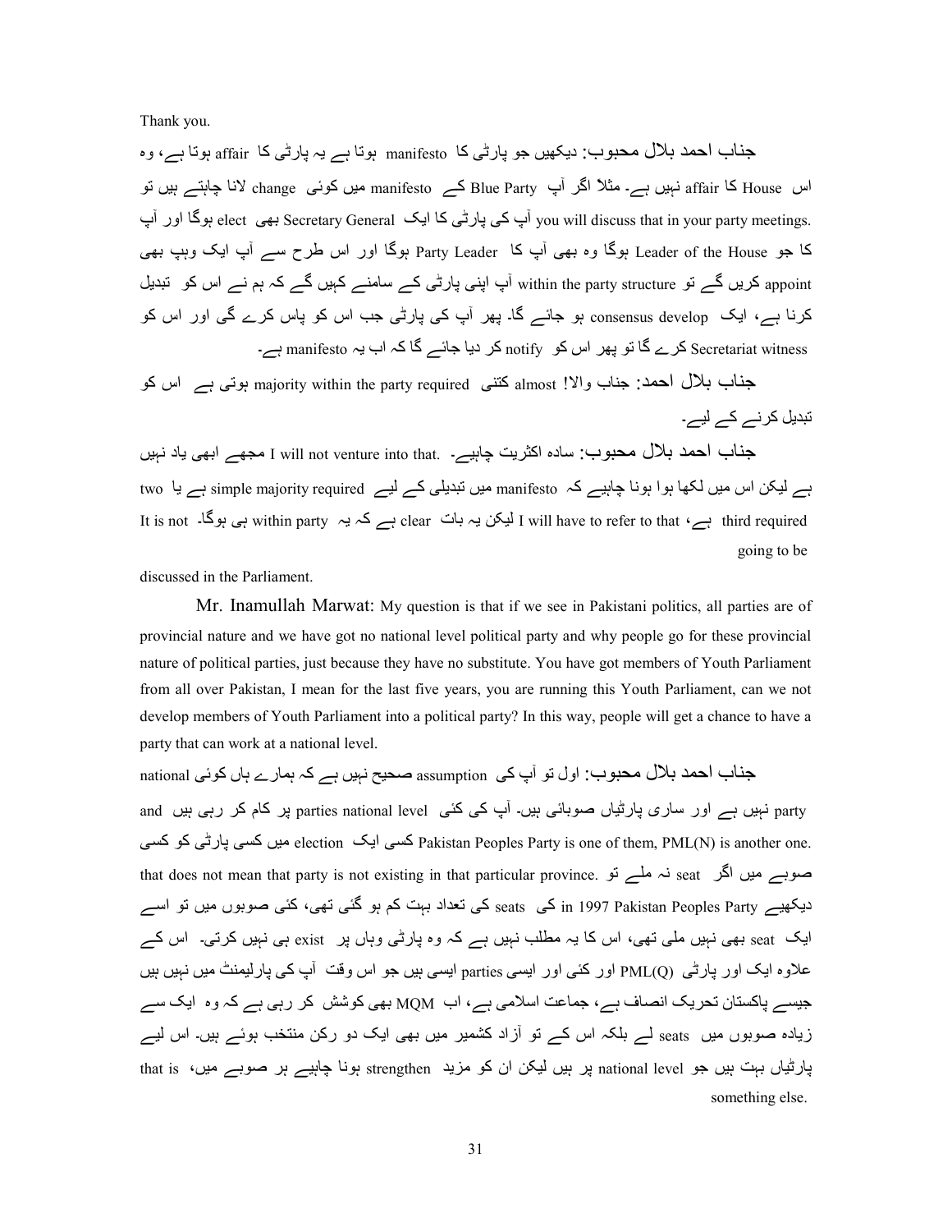Thank you.

جناب احمد بلال محبوب: دیکھیں جو پارٹی کا manifesto ہوتا ہے یہ پارٹی کا affair ہوتا ہے، وہ اس House کا affair نہیں ہے۔ مثلاً اگر آپ Blue Party کے manifesto میں کوئی change لانا چاہتے ہیں تو you will discuss that in your party meetings. آپ کی پارٹی کا ایک Secretary General بھی elect ہوگا اور آپ کا جو Leader of the House ہوگا وہ بھی آپ کا Party Leader ہوگا اور اس طرح سے آپ ایک وہپ بھی appoint کریں گے تو within the party structure آپ اپنی پارٹی کے سامنے کہیں گے کہ ہم نے اس کو تبدیل کرنا ہے، ایک consensus develop ہو جائے گا۔ پھر آپ کی پارٹی جب اس کو پاس کرے گی اور اس کو Secretariat witness کرے گا تو پھر اس کو notify کر دیا جائے گا کہ اب یہ manifesto ہے۔

جناب بلال احمد: جناب والا! almost کتنی majority within the party required ہوتی ہے اس کو تبدیل کرنے کے لیے۔

جناب احمد بلال محبوب: سادہ اکثریت چاہیے۔ .I will not venture into that مجھے ابھی یاد نہیں ہے لیکن اس میں لکھا ہوا ہونا چاہیے کہ manifesto میں تبدیلی کے لیے simple majority required ہے یا two third required ہے، I will have to refer to that لیکن یہ بات clear ہے کہ یہ within party ہی ہوگا۔ It is not going to be discussed in the Parliament.

Mr. Inamullah Marwat: My question is that if we see in Pakistani politics, all parties are of provincial nature and we have got no national level political party and why people go for these provincial nature of political parties, just because they have no substitute. You have got members of Youth Parliament from all over Pakistan, I mean for the last five years, you are running this Youth Parliament, can we not develop members of Youth Parliament into a political party? In this way, people will get a chance to have a party that can work at a national level.

جناب احمد بلال محبوب: اول تو آپ کی assumption صحیح نہیں ہے کہ ہمارے ہاں کوئی national party نہیں ہے اور ساری پارٹیاں صوبائی ہیں۔ آپ کی کئی parties national level پر کام کر رہی ہیں and Pakistan Peoples Party is one of them, PML(N) is another one. کسی ایک election میں کسی پارٹی کو کسی صوبے میں اگر seat نہ ملے تو that does not mean that party is not existing in that particular province. دیکھیے in 1997 Pakistan Peoples Party کی seats کی تعداد بہت کم ہو گئی تھی، کئی صوبوں میں تو اسے ایک seat بھی نہیں ملی تھی، اس کا یہ مطلب نہیں ہے کہ وہ پارٹی وہاں پر exist ہی نہیں کرتی۔ اس کے علاوہ ایک اور پارٹی PML(Q) اور کئی اور ایسی parties ایسی ہیں جو اس وقت آپ کی پارلیمنٹ میں نہیں ہیں جیسے پاکستان تحریک انصاف ہے، جماعت اسلامی ہے، اب MQM بھی کوشش کر رہی ہے کہ وہ ایک سے زیادہ صوبوں میں seats لے بلکہ اس کے تو آزاد کشمیر میں بھی ایک دو رکن منتخب ہوئے ہیں۔ اس لیے پارٹیاں بہت ہیں جو national level پر ہیں لیکن ان کو مزید strengthen ہونا چاہیے ہر صوبے میں، that is something else.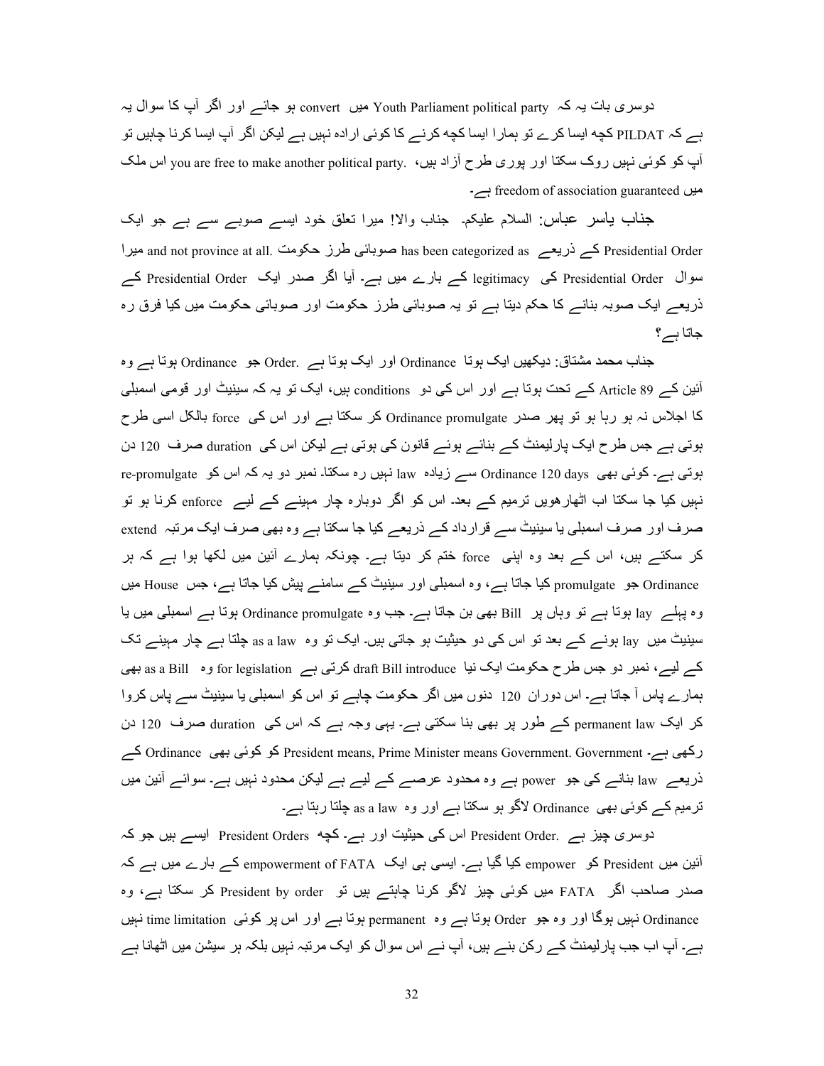دوسری بات یہ کہ Youth Parliament political party میں convert ہو جائے اور اگر آپ کا سوال یہ ہے کہ PILDAT کچھ ایسا کرے تو ہمارا ایسا کچھ کرنے کا کوئی ارادہ نہیں ہے لیکن اگر آپ ایسا کرنا چاہیں تو آپ کو کوئی نہیں روک سکتا اور پوری طرح آزاد ہیں، .you are free to make another political party اس ملک میں freedom of association guaranteed ہے۔

جناب یاسر عباس: السلام علیکم۔ جناب والا! میرا تعلق خود ایسے صوبے سے ہے جو ایک Presidential Order کے ذریعے has been categorized as صوبائی طرز حکومت .and not province at all میرا سوال Presidential Order کی legitimacy کے بارے میں ہے۔ آیا اگر صدر ایک Presidential Order کے ذریعے ایک صوبہ بنانے کا حکم دیتا ہے تو یہ صوبائی طرز حکومت اور صوبائی حکومت میں کیا فرق رہ جاتا ہے؟

جناب محمد مشتاق: دیکھیں ایک ہوتا Ordinance اور ایک ہوتا ہے .Order جو Ordinance ہوتا ہے وہ آئین کے Article 89 کے تحت ہوتا ہے اور اس کی دو conditions ہیں، ایک تو یہ کہ سینیٹ اور قومی اسمبلی کا اجلاس نہ ہو رہا ہو تو پھر صدر Ordinance promulgate کر سکتا ہے اور اس کی force بالکل اسی طرح ہوتی ہے جس طرح ایک پارلیمنٹ کے بنائے ہوئے قانون کی ہوتی ہے لیکن اس کی duration صرف 120 دن ہوتی ہے۔ کوئی بھی Ordinance 120 days سے زیادہ law نہیں رہ سکتا۔ نمبر دو یہ کہ اس کو re-promulgate نہیں کیا جا سکتا اب اٹھارھویں ترمیم کے بعد۔ اس کو اگر دوبارہ چار مہینے کے لیے enforce کرنا ہو تو صرف اور صرف اسمبلی یا سینیٹ سے قرارداد کے ذریعے کیا جا سکتا ہے وہ بھی صرف ایک مرتبہ extend کر سکتے ہیں، اس کے بعد وہ اپنی force ختم کر دیتا ہے۔ چونکہ ہمارے آئین میں لکھا ہوا ہے کہ ہر Ordinance جو promulgate کیا جاتا ہے، وہ اسمبلی اور سینیٹ کے سامنے پیش کیا جاتا ہے، جس House میں وہ پہلے lay ہوتا ہے تو وہاں پر Bill بھی بن جاتا ہے۔ جب وہ Ordinance promulgate ہوتا ہے اسمبلی میں یا سینیٹ میں lay ہونے کے بعد تو اس کی دو حیثیت ہو جاتی ہیں۔ ایک تو وہ as a law چلتا ہے چار مہینے تک کے لیے، نمبر دو جس طرح حکومت ایک نیا draft Bill introduce کرتی ہے for legislation وہ as a Bill بھی ہمارے پاس آ جاتا ہے۔ اس دوران 120 دنوں میں اگر حکومت چاہے تو اس کو اسمبلی یا سینیٹ سے پاس کروا کر ایک permanent law کے طور پر بھی بنا سکتی ہے۔ یہی وجہ ہے کہ اس کی duration صرف 120 دن رکھی ہے۔ .President means, Prime Minister means Government. Government کو کوئی بھی Ordinance کے ذریعے law بنانے کی جو power ہے وہ محدود عرصے کے لیے ہے لیکن محدود نہیں ہے۔ سوائے آئین میں ترمیم کے کوئی بھی Ordinance لاگو ہو سکتا ہے اور وہ as a law چلتا رہتا ہے۔

دوسری چیز ہے .President Order اس کی حیثیت اور ہے۔ کچھ President Orders ایسے ہیں جو کہ آئین میں President کو empower کیا گیا ہے۔ ایسی ہی ایک empowerment of FATA کے بارے میں ہے کہ صدر صاحب اگر FATA میں کوئی چیز لاگو کرنا چاہتے ہیں تو President by order کر سکتا ہے، وہ Ordinance نہیں ہوگا اور وہ جو Order ہوتا ہے وہ permanent ہوتا ہے اور اس پر کوئی time limitation نہیں ہے۔ آپ اب جب پارلیمنٹ کے رکن بنے ہیں، آپ نے اس سوال کو ایک مرتبہ نہیں بلکہ ہر سیشن میں اٹھانا ہے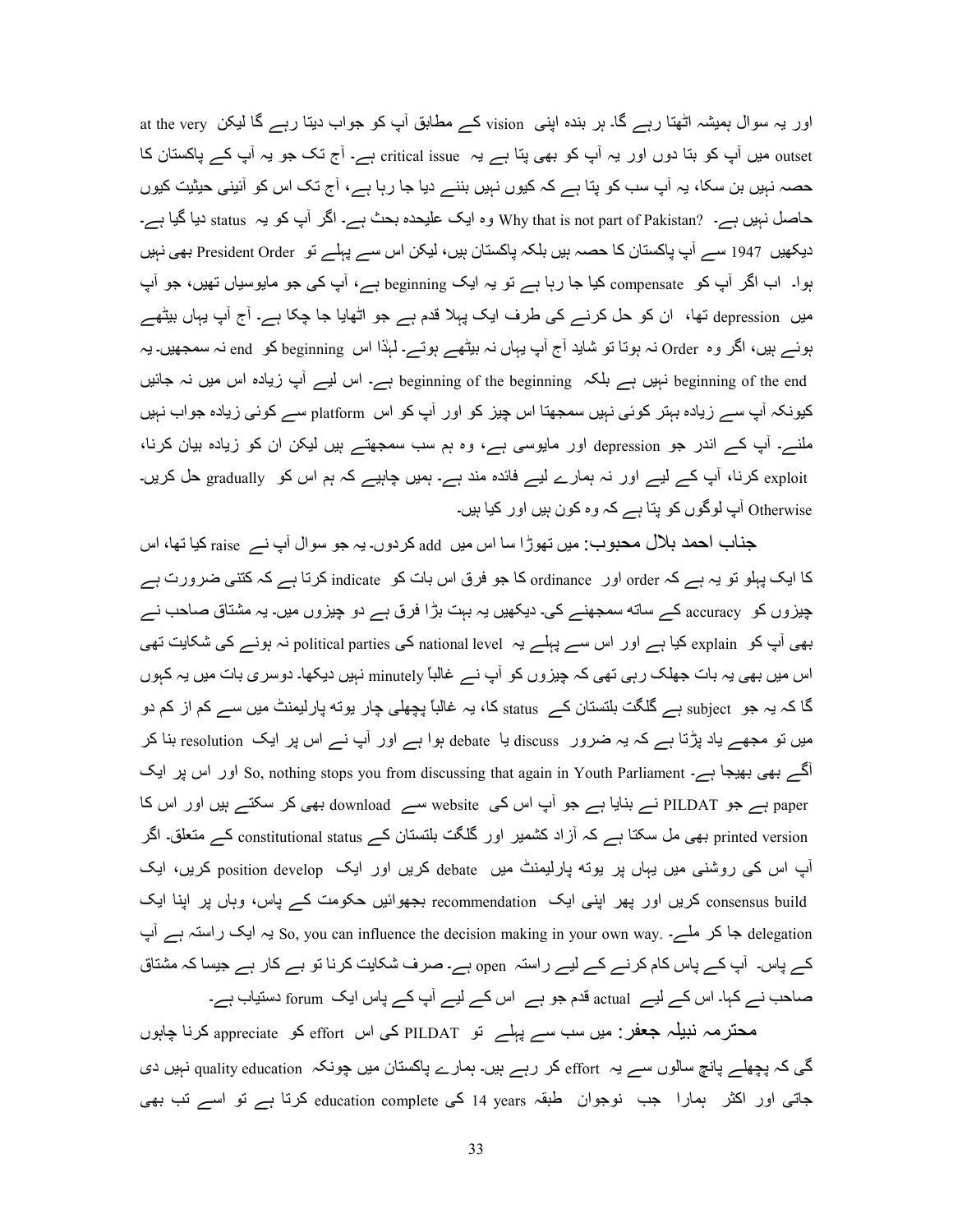اور یہ سوال ہمیشہ اٹھتا رہے گا۔ ہر بندہ اپنی vision کے مطابق آپ کو جواب دیتا رہے گا لیکن at the very outset میں آپ کو بتا دوں اور یہ آپ کو بھی پتا ہے یہ critical issue ہے۔ آج تک جو یہ آپ کے پاکستان کا حصہ نہیں بن سکا، یہ آپ سب کو پتا ہے کہ کیوں نہیں بننے دیا جا رہا ہے، آج تک اس کو آئینی حیثیت کیوں حاصل نہیں ہے۔ ?Why that is not part of Pakistan وہ ایک علیحدہ بحث ہے۔ اگر آپ کو یہ status دیا گیا ہے۔ دیکھیں 1947 سے آپ پاکستان کا حصہ ہیں بلکہ پاکستان ہیں، لیکن اس سے پہلے تو President Order بھی نہیں ہوا۔ اب اگر آپ کو compensate کیا جا رہا ہے تو یہ ایک beginning ہے، آپ کی جو مایوسیاں تھیں، جو آپ میں depression تھا، ان کو حل کرنے کی طرف ایک پہلا قدم ہے جو اٹھایا جا چکا ہے۔ آج آپ یہاں بیٹھے ہوئے ہیں، اگر وہ Order نہ ہوتا تو شاید آج آپ یہاں نہ بیٹھے ہوتے۔ لہٰذا اس beginning کو end نہ سمجھیں۔ یہ beginning of the end نہیں ہے بلکہ beginning of the beginning ہے۔ اس لیے آپ زیادہ اس میں نہ جائیں کیونکہ آپ سے زیادہ بہتر کوئی نہیں سمجھتا اس چیز کو اور آپ کو اس platform سے کوئی زیادہ جواب نہیں ملنے۔ آپ کے اندر جو depression اور مایوسی ہے، وہ ہم سب سمجھتے ہیں لیکن ان کو زیادہ بیان کرنا، exploit کرنا، آپ کے لیے اور نہ ہمارے لیے فائدہ مند ہے۔ ہمیں چاہیے کہ ہم اس کو gradually حل کریں۔ Otherwise آپ لوگوں کو پتا ہے کہ وہ کون ہیں اور کیا ہیں۔

**جناب احمد بلال محبوب:** میں تھوڑا سا اس میں add کردوں۔ یہ جو سوال آپ نے raise کیا تھا، اس کا ایک پہلو تو یہ ہے کہ order اور ordinance کا جو فرق اس بات کو indicate کرتا ہے کہ کتنی ضرورت ہے چیزوں کو accuracy کے ساتھ سمجھنے کی۔ دیکھیں یہ بہت بڑا فرق ہے دو چیزوں میں۔ یہ مشتاق صاحب نے بھی آپ کو explain کیا ہے اور اس سے پہلے یہ national level کی political parties نہ ہونے کی شکایت تھی اس میں بھی یہ بات جھلک رہی تھی کہ چیزوں کو آپ نے غالباً minutely نہیں دیکھا۔ دوسری بات میں یہ کہوں گا کہ یہ جو subject ہے گلگت بلتستان کے status کا، یہ غالباً پچھلی چار یوتھ پارلیمنٹ میں سے کم از کم دو میں تو مجھے یاد پڑتا ہے کہ یہ ضرور discuss یا debate ہوا ہے اور آپ نے اس پر ایک resolution بنا کر آگے بھی بھیجا ہے۔ So, nothing stops you from discussing that again in Youth Parliament اور اس پر ایک paper ہے جو PILDAT نے بنایا ہے جو آپ اس کی website سے download بھی کر سکتے ہیں اور اس کا printed version بھی مل سکتا ہے کہ آزاد کشمیر اور گلگت بلتستان کے constitutional status کے متعلق۔ اگر آپ اس کی روشنی میں یہاں پر یوتھ پارلیمنٹ میں debate کریں اور ایک position develop کریں، ایک consensus build کریں اور پھر اپنی ایک recommendation بجھوائیں حکومت کے پاس، وہاں پر اپنا ایک delegation جا کر ملے۔ .So, you can influence the decision making in your own way یہ ایک راستہ ہے آپ کے پاس۔ آپ کے پاس کام کرنے کے لیے راستہ open ہے۔ صرف شکایت کرنا تو بے کار ہے جیسا کہ مشتاق صاحب نے کہا۔ اس کے لیے actual قدم جو ہے اس کے لیے آپ کے پاس ایک forum دستیاب ہے۔

**محترمہ نبیلہ جعفر:** میں سب سے پہلے تو PILDAT کی اس effort کو appreciate کرنا چاہوں گی کہ پچھلے پانچ سالوں سے یہ effort کر رہے ہیں۔ ہمارے پاکستان میں چونکہ quality education نہیں دی جاتی اور اکثر ہمارا جب نوجوان طبقہ 14 years کی education complete کرتا ہے تو اسے تب بھی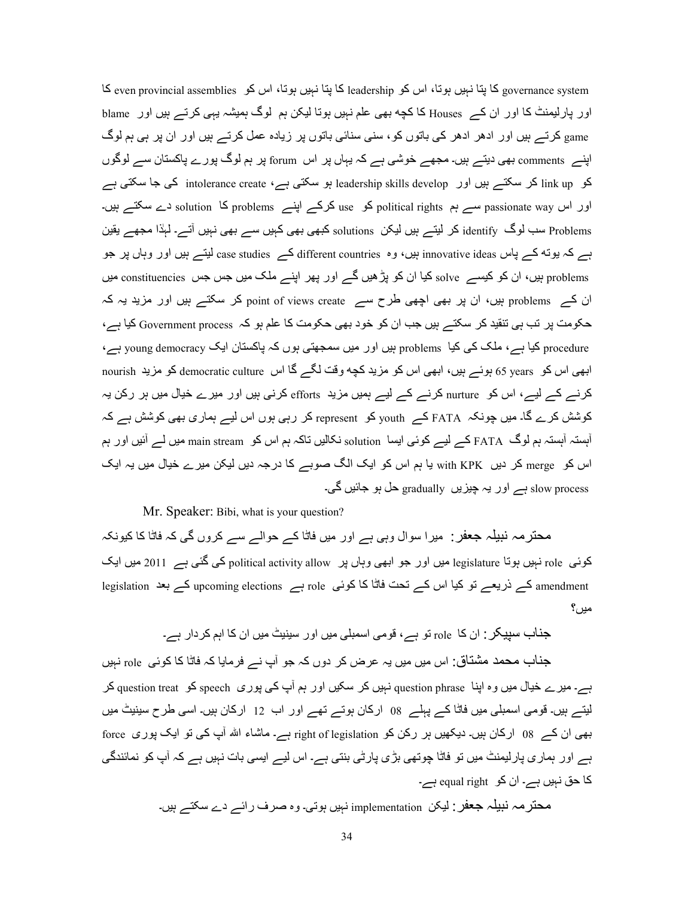even provincial assemblies کا governance system کا پتا نہیں ہوتا، اس کو leadership کا پتا نہیں ہوتا، اس کو even provincial assemblies کا اور پارلیمنٹ کا اور ان کے Houses کا کچھ بھی علم نہیں ہوتا لیکن ہم لوگ ہمیشہ یہی کرتے ہیں اور blame game کرتے ہیں اور ادھر ادھر کی باتوں کو، سنی سنائی باتوں پر زیادہ عمل کرتے ہیں اور ان پر ہی ہم لوگ اپنے comments بھی دیتے ہیں۔ مجھے خوشی ہے کہ یہاں پر اس forum پر ہم لوگ پورے پاکستان سے لوگوں کو link up کر سکتے ہیں اور leadership skills develop ہو سکتی ہے، intolerance create کی جا سکتی ہے اور اس passionate way سے ہم political rights کو use کرکے اپنے problems کا solution دے سکتے ہیں۔ Problems سب لوگ identify کر لیتے ہیں لیکن solutions کبھی بھی کہیں سے بھی نہیں آتے۔ لہٰذا مجھے یقین ہے کہ یوتھ کے پاس innovative ideas ہیں، وہ different countries کے case studies لیتے ہیں اور وہاں پر جو problems ہیں، ان کو کیسے solve کیا ان کو پڑھیں گے اور پھر اپنے ملک میں جس جس constituencies میں ان کے problems ہیں، ان پر بھی اچھی طرح سے point of views create کر سکتے ہیں اور مزید یہ کہ حکومت پر تب ہی تنقید کر سکتے ہیں جب ان کو خود بھی حکومت کا علم ہو کہ Government process کیا ہے، procedure کیا ہے، ملک کی کیا problems ہیں اور میں سمجھتی ہوں کہ پاکستان ایک young democracy ہے، ابھی اس کو 65 years ہوئے ہیں، ابھی اس کو مزید کچھ وقت لگے گا اس democratic culture کو مزید nourish کرنے کے لیے، اس کو nurture کرنے کے لیے ہمیں مزید efforts کرنی ہیں اور میرے خیال میں ہر رکن یہ کوشش کرے گا۔ میں چونکہ FATA کے youth کو represent کر رہی ہوں اس لیے ہماری بھی کوشش ہے کہ آہستہ آہستہ ہم لوگ FATA کے لیے کوئی ایسا solution نکالیں تاکہ ہم اس کو main stream میں لے آئیں اور ہم اس کو merge کر دیں with KPK یا ہم اس کو ایک الگ صوبے کا درجہ دیں لیکن میرے خیال میں یہ ایک slow process ہے اور یہ چیزیں gradually حل ہو جائیں گی۔

Mr. Speaker: Bibi, what is your question?

**محترمہ نبیلہ جعفر:** میرا سوال وہی ہے اور میں فاٹا کے حوالے سے کروں گی کہ فاٹا کا کیونکہ کوئی role نہیں ہوتا legislature میں اور جو ابھی وہاں پر political activity allow کی گئی ہے 2011 میں ایک amendment کے ذریعے تو کیا اس کے تحت فاٹا کا کوئی role ہے upcoming elections کے بعد legislation میں؟

**جناب سپیکر:** ان کا role تو ہے، قومی اسمبلی میں اور سینیٹ میں ان کا اہم کردار ہے۔

**جناب محمد مشتاق:** اس میں میں یہ عرض کر دوں کہ جو آپ نے فرمایا کہ فاٹا کا کوئی role نہیں ہے۔ میرے خیال میں وہ اپنا question phrase نہیں کر سکیں اور ہم آپ کی پوری speech کو question treat کر لیتے ہیں۔ قومی اسمبلی میں فاٹا کے پہلے 08 ارکان ہوتے تھے اور اب 12 ارکان ہیں۔ اسی طرح سینیٹ میں بھی ان کے 08 ارکان ہیں۔ دیکھیں ہر رکن کو right of legislation ہے۔ ماشاء اللہ آپ کی تو ایک پوری force ہے اور ہماری پارلیمنٹ میں تو فاٹا چوتھی بڑی پارٹی بنتی ہے۔ اس لیے ایسی بات نہیں ہے کہ آپ کو نمائندگی کا حق نہیں ہے۔ ان کو equal right ہے۔

**محترمہ نبیلہ جعفر:** لیکن implementation نہیں ہوتی۔ وہ صرف رائے دے سکتے ہیں۔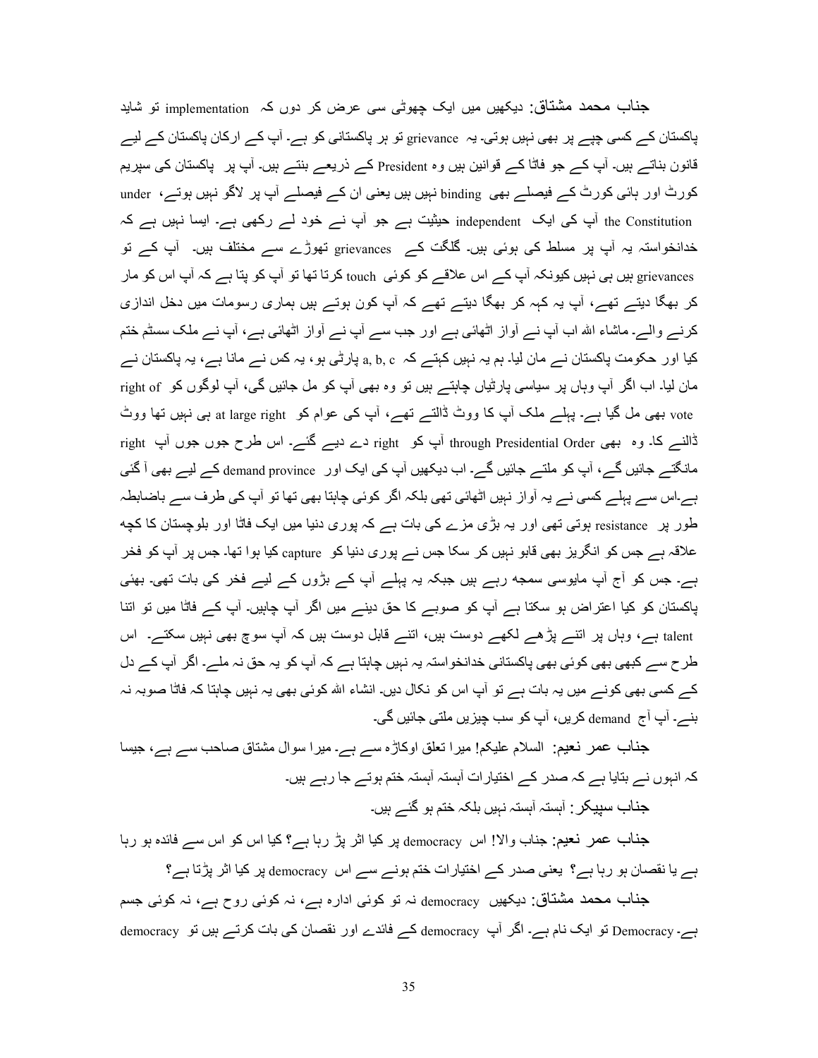**جناب محمد مشتاق:** دیکھیں میں ایک چھوٹی سی عرض کر دوں کہ implementation تو شاید پاکستان کے کسی چپے پر بھی نہیں ہوتی۔ یہ grievance تو ہر پاکستانی کو ہے۔ آپ کے ارکان پاکستان کے لیے قانون بناتے ہیں۔ آپ کے جو فاٹا کے قوانین ہیں وہ President کے ذریعے بنتے ہیں۔ آپ پر پاکستان کی سپریم کورٹ اور ہائی کورٹ کے فیصلے بھی binding نہیں ہیں یعنی ان کے فیصلے آپ پر لاگو نہیں ہوتے، under the Constitution آپ کی ایک independent حیثیت ہے جو آپ نے خود لے رکھی ہے۔ ایسا نہیں ہے کہ خدانخواستہ یہ آپ پر مسلط کی ہوئی ہیں۔ گلگت کے grievances تھوڑے سے مختلف ہیں۔ آپ کے تو grievances ہیں ہی نہیں کیونکہ آپ کے اس علاقے کو کوئی touch کرتا تھا تو آپ کو پتا ہے کہ آپ اس کو مار کر بھگا دیتے تھے، آپ یہ کہہ کر بھگا دیتے تھے کہ آپ کون ہوتے ہیں ہماری رسومات میں دخل اندازی کرنے والے۔ ماشاء اللہ اب آپ نے آواز اٹھائی ہے اور جب سے آپ نے آواز اٹھائی ہے، آپ نے ملک سسٹم ختم کیا اور حکومت پاکستان نے مان لیا۔ ہم یہ نہیں کہتے کہ a, b, c پارٹی ہو، یہ کس نے مانا ہے، یہ پاکستان نے مان لیا۔ اب اگر آپ وہاں پر سیاسی پارٹیاں چاہتے ہیں تو وہ بھی آپ کو مل جائیں گی، آپ لوگوں کو right of vote بھی مل گیا ہے۔ پہلے ملک آپ کا ووٹ ڈالتے تھے، آپ کی عوام کو at large right ہی نہیں تھا ووٹ ڈالنے کا۔ وہ بھی through Presidential Order آپ کو right دے دیے گئے۔ اس طرح جوں جوں آپ right مانگتے جائیں گے، آپ کو ملتے جائیں گے۔ اب دیکھیں آپ کی ایک اور demand province کے لیے بھی آ گئی ہے۔اس سے پہلے کسی نے یہ آواز نہیں اٹھائی تھی بلکہ اگر کوئی چاہتا بھی تھا تو آپ کی طرف سے باضابطہ طور پر resistance ہوتی تھی اور یہ بڑی مزے کی بات ہے کہ پوری دنیا میں ایک فاٹا اور بلوچستان کا کچھ علاقہ ہے جس کو انگریز بھی قابو نہیں کر سکا جس نے پوری دنیا کو capture کیا ہوا تھا۔ جس پر آپ کو فخر ہے۔ جس کو آج آپ مایوسی سمجھ رہے ہیں جبکہ یہ پہلے آپ کے بڑوں کے لیے فخر کی بات تھی۔ بھئی پاکستان کو کیا اعتراض ہو سکتا ہے آپ کو صوبے کا حق دینے میں اگر آپ چاہیں۔ آپ کے فاٹا میں تو اتنا talent ہے، وہاں پر اتنے پڑھے لکھے دوست ہیں، اتنے قابل دوست ہیں کہ آپ سوچ بھی نہیں سکتے۔ اس طرح سے کبھی بھی کوئی بھی پاکستانی خدانخواستہ یہ نہیں چاہتا ہے کہ آپ کو یہ حق نہ ملے۔ اگر آپ کے دل کے کسی بھی کونے میں یہ بات ہے تو آپ اس کو نکال دیں۔ انشاء اللہ کوئی بھی یہ نہیں چاہتا کہ فاٹا صوبہ نہ بنے۔ آپ آج demand کریں، آپ کو سب چیزیں ملتی جائیں گی۔

**جناب عمر نعیم:** السلام علیکم! میرا تعلق اوکاڑہ سے ہے۔ میرا سوال مشتاق صاحب سے ہے، جیسا کہ انہوں نے بتایا ہے کہ صدر کے اختیارات آہستہ آہستہ ختم ہوتے جا رہے ہیں۔

**جناب سپیکر:** آہستہ آہستہ نہیں بلکہ ختم ہو گئے ہیں۔

**جناب عمر نعیم:** جناب والا! اس democracy پر کیا اثر پڑ رہا ہے؟ کیا اس کو اس سے فائدہ ہو رہا ہے یا نقصان ہو رہا ہے؟ یعنی صدر کے اختیارات ختم ہونے سے اس democracy پر کیا اثر پڑتا ہے؟

**جناب محمد مشتاق:** دیکھیں democracy نہ تو کوئی ادارہ ہے، نہ کوئی روح ہے، نہ کوئی جسم ہے۔ Democracy تو ایک نام ہے۔ اگر آپ democracy کے فائدے اور نقصان کی بات کرتے ہیں تو democracy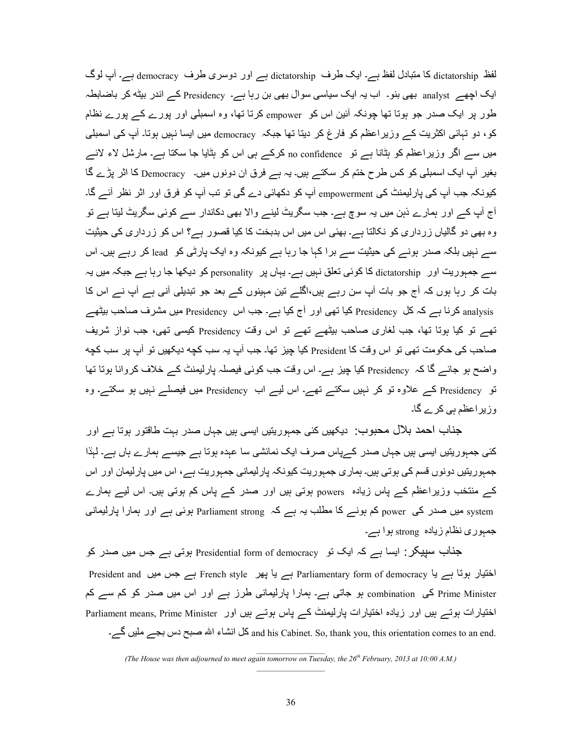لفظ dictatorship کا متبادل لفظ ہے۔ ایک طرف dictatorship ہے اور دوسری طرف democracy ہے۔ آپ لوگ ایک اچھے analyst بھی بنو۔ اب یہ ایک سیاسی سوال بھی بن رہا ہے۔ Presidency کے اندر بیٹھ کر باضابطہ طور پر ایک صدر جو ہوتا تھا چونکہ آئین اس کو empower کرتا تھا، وہ اسمبلی اور پورے کے پورے نظام کو، دو تہائی اکثریت کے وزیراعظم کو فارغ کر دیتا تھا جبکہ democracy میں ایسا نہیں ہوتا۔ آپ کی اسمبلی میں سے اگر وزیراعظم کو ہٹانا ہے تو no confidence کرکے ہی اس کو ہٹایا جا سکتا ہے۔ مارشل لاء لائے بغیر آپ ایک اسمبلی کو کس طرح ختم کر سکتے ہیں۔ یہ ہے فرق ان دونوں میں۔ Democracy کا اثر پڑے گا کیونکہ جب آپ کی پارلیمنٹ کی empowerment آپ کو دکھائی دے گی تو تب آپ کو فرق اور اثر نظر آئے گا۔ آج آپ کے اور ہمارے ذہن میں یہ سوچ ہے۔ جب سگریٹ لینے والا بھی دکاندار سے کوئی سگریٹ لیتا ہے تو وہ بھی دو گالیاں زرداری کو نکالتا ہے۔ بھئی اس میں اس بدبخت کا کیا قصور ہے؟ اس کو زرداری کی حیثیت سے نہیں بلکہ صدر ہونے کی حیثیت سے برا کہا جا رہا ہے کیونکہ وہ ایک پارٹی کو lead کر رہے ہیں۔ اس سے جمہوریت اور dictatorship کا کوئی تعلق نہیں ہے۔ یہاں پر personality کو دیکھا جا رہا ہے جبکہ میں یہ بات کر رہا ہوں کہ آج جو بات آپ سن رہے ہیں،اگلے تین مہینوں کے بعد جو تبدیلی آنی ہے آپ نے اس کا analysis کرنا ہے کہ کل Presidency کیا تھی اور آج کیا ہے۔ جب اس Presidency میں مشرف صاحب بیٹھے تھے تو کیا ہوتا تھا، جب لغاری صاحب بیٹھے تھے تو اس وقت Presidency کیسی تھی، جب نواز شریف صاحب کی حکومت تھی تو اس وقت کا President کیا چیز تھا۔ جب آپ یہ سب کچھ دیکھیں تو آپ پر سب کچھ واضح ہو جائے گا کہ Presidency کیا چیز ہے۔ اس وقت جب کوئی فیصلہ پارلیمنٹ کے خلاف کروانا ہوتا تھا تو Presidency کے علاوہ تو کر نہیں سکتے تھے۔ اس لیے اب Presidency میں فیصلے نہیں ہو سکتے۔ وہ وزیراعظم ہی کرے گا۔

جناب احمد بلال محبوب: دیکھیں کئی جمہوریتیں ایسی ہیں جہاں صدر بہت طاقتور ہوتا ہے اور کئی جمہوریتیں ایسی ہیں جہاں صدر کےپاس صرف ایک نمائشی سا عہدہ ہوتا ہے جیسے ہمارے ہاں ہے۔ لہٰذا جمہوریتیں دونوں قسم کی ہوتی ہیں۔ ہماری جمہوریت کیونکہ پارلیمانی جمہوریت ہے، اس میں پارلیمان اور اس کے منتخب وزیراعظم کے پاس زیادہ powers ہوتی ہیں اور صدر کے پاس کم ہوتی ہیں۔ اس لیے ہمارے system میں صدر کی power کم ہونے کا مطلب یہ ہے کہ Parliament strong ہوئی ہے اور ہمارا پارلیمانی جمہوری نظام زیادہ strong ہوا ہے۔

جناب سپیکر: ایسا ہے کہ ایک تو Presidential form of democracy ہوتی ہے جس میں صدر کو اختیار ہوتا ہے یا Parliamentary form of democracy ہے یا پھر French style ہے جس میں President and Prime Minister کی combination ہو جاتی ہے۔ ہمارا پارلیمانی طرز ہے اور اس میں صدر کو کم سے کم اختیارات ہوتے ہیں اور زیادہ اختیارات پارلیمنٹ کے پاس ہوتے ہیں اور Parliament means, Prime Minister and his Cabinet. So, thank you, this orientation comes to an end. کل انشاء اللہ صبح دس بجے ملیں گے۔

---

*(The House was then adjourned to meet again tomorrow on Tuesday, the 26th February, 2013 at 10:00 A.M.)*

---